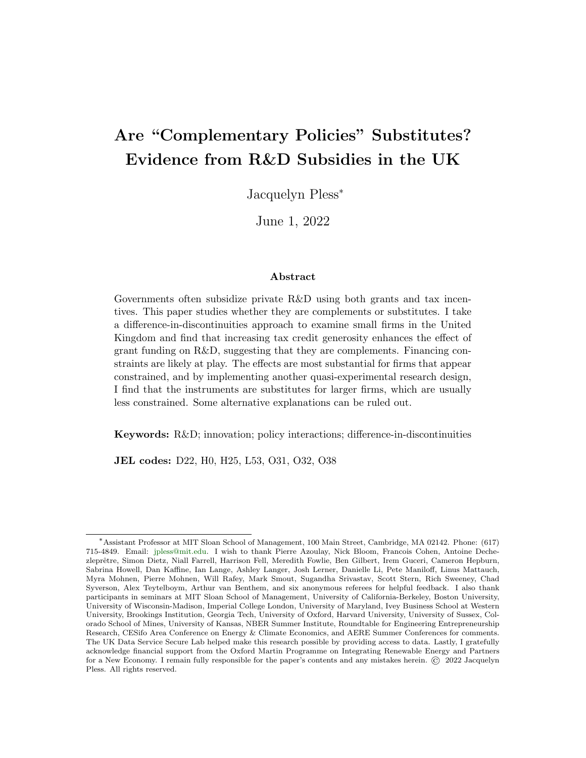# Are "Complementary Policies" Substitutes? Evidence from R&D Subsidies in the UK

Jacquelyn Pless*

June 1, 2022

## Abstract

Governments often subsidize private R&D using both grants and tax incentives. This paper studies whether they are complements or substitutes. I take a difference-in-discontinuities approach to examine small firms in the United Kingdom and find that increasing tax credit generosity enhances the effect of grant funding on R&D, suggesting that they are complements. Financing constraints are likely at play. The effects are most substantial for firms that appear constrained, and by implementing another quasi-experimental research design, I find that the instruments are substitutes for larger firms, which are usually less constrained. Some alternative explanations can be ruled out.

**Keywords:** R&D; innovation; policy interactions; difference-in-discontinuities

**JEL codes:** D22, H0, H25, L53, O31, O32, O38

---

*Assistant Professor at MIT Sloan School of Management, 100 Main Street, Cambridge, MA 02142. Phone: (617) 715-4849. Email: jpless@mit.edu. I wish to thank Pierre Azoulay, Nick Bloom, Francois Cohen, Antoine Dechezleprêtre, Simon Dietz, Niall Farrell, Harrison Fell, Meredith Fowlie, Ben Gilbert, Irem Guceri, Cameron Hepburn, Sabrina Howell, Dan Kaffine, Ian Lange, Ashley Langer, Josh Lerner, Danielle Li, Pete Maniloff, Linus Mattauch, Myra Mohnen, Pierre Mohnen, Will Rafey, Mark Smout, Sugandha Srivastav, Scott Stern, Rich Sweeney, Chad Syverson, Alex Teytelboym, Arthur van Benthem, and six anonymous referees for helpful feedback. I also thank participants in seminars at MIT Sloan School of Management, University of California-Berkeley, Boston University, University of Wisconsin-Madison, Imperial College London, University of Maryland, Ivey Business School at Western University, Brookings Institution, Georgia Tech, University of Oxford, Harvard University, University of Sussex, Colorado School of Mines, University of Kansas, NBER Summer Institute, Roundtable for Engineering Entrepreneurship Research, CESifo Area Conference on Energy & Climate Economics, and AERE Summer Conferences for comments. The UK Data Service Secure Lab helped make this research possible by providing access to data. Lastly, I gratefully acknowledge financial support from the Oxford Martin Programme on Integrating Renewable Energy and Partners for a New Economy. I remain fully responsible for the paper's contents and any mistakes herein. © 2022 Jacquelyn Pless. All rights reserved.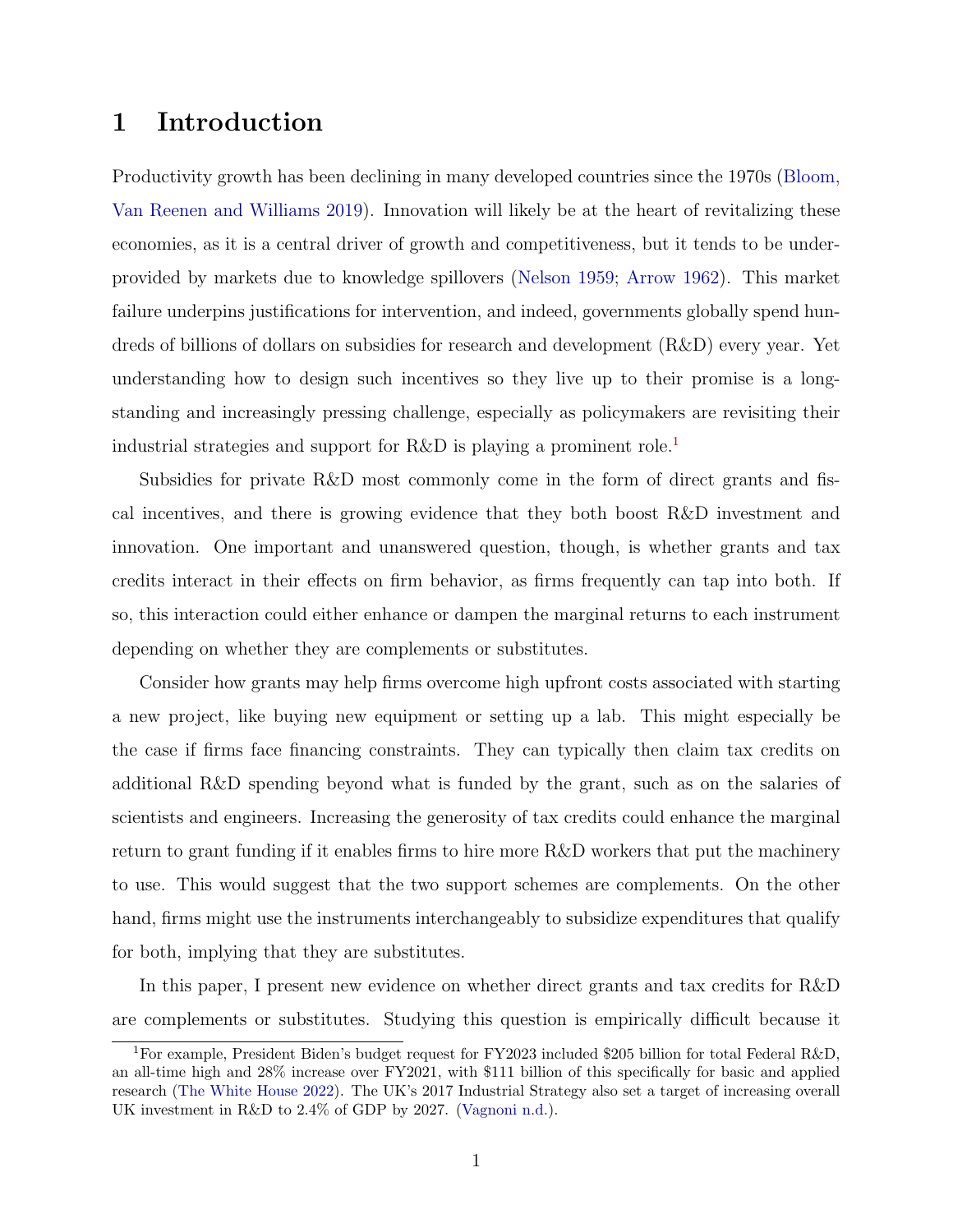# 1 Introduction

Productivity growth has been declining in many developed countries since the 1970s (Bloom, Van Reenen and Williams 2019). Innovation will likely be at the heart of revitalizing these economies, as it is a central driver of growth and competitiveness, but it tends to be underprovided by markets due to knowledge spillovers (Nelson 1959; Arrow 1962). This market failure underpins justifications for intervention, and indeed, governments globally spend hundreds of billions of dollars on subsidies for research and development (R&D) every year. Yet understanding how to design such incentives so they live up to their promise is a longstanding and increasingly pressing challenge, especially as policymakers are revisiting their industrial strategies and support for R&D is playing a prominent role.[1]

Subsidies for private R&D most commonly come in the form of direct grants and fiscal incentives, and there is growing evidence that they both boost R&D investment and innovation. One important and unanswered question, though, is whether grants and tax credits interact in their effects on firm behavior, as firms frequently can tap into both. If so, this interaction could either enhance or dampen the marginal returns to each instrument depending on whether they are complements or substitutes.

Consider how grants may help firms overcome high upfront costs associated with starting a new project, like buying new equipment or setting up a lab. This might especially be the case if firms face financing constraints. They can typically then claim tax credits on additional R&D spending beyond what is funded by the grant, such as on the salaries of scientists and engineers. Increasing the generosity of tax credits could enhance the marginal return to grant funding if it enables firms to hire more R&D workers that put the machinery to use. This would suggest that the two support schemes are complements. On the other hand, firms might use the instruments interchangeably to subsidize expenditures that qualify for both, implying that they are substitutes.

In this paper, I present new evidence on whether direct grants and tax credits for R&D are complements or substitutes. Studying this question is empirically difficult because it

[1] For example, President Biden's budget request for FY2023 included $205 billion for total Federal R&D, an all-time high and 28% increase over FY2021, with $111 billion of this specifically for basic and applied research (The White House 2022). The UK's 2017 Industrial Strategy also set a target of increasing overall UK investment in R&D to 2.4% of GDP by 2027. (Vagnoni n.d.).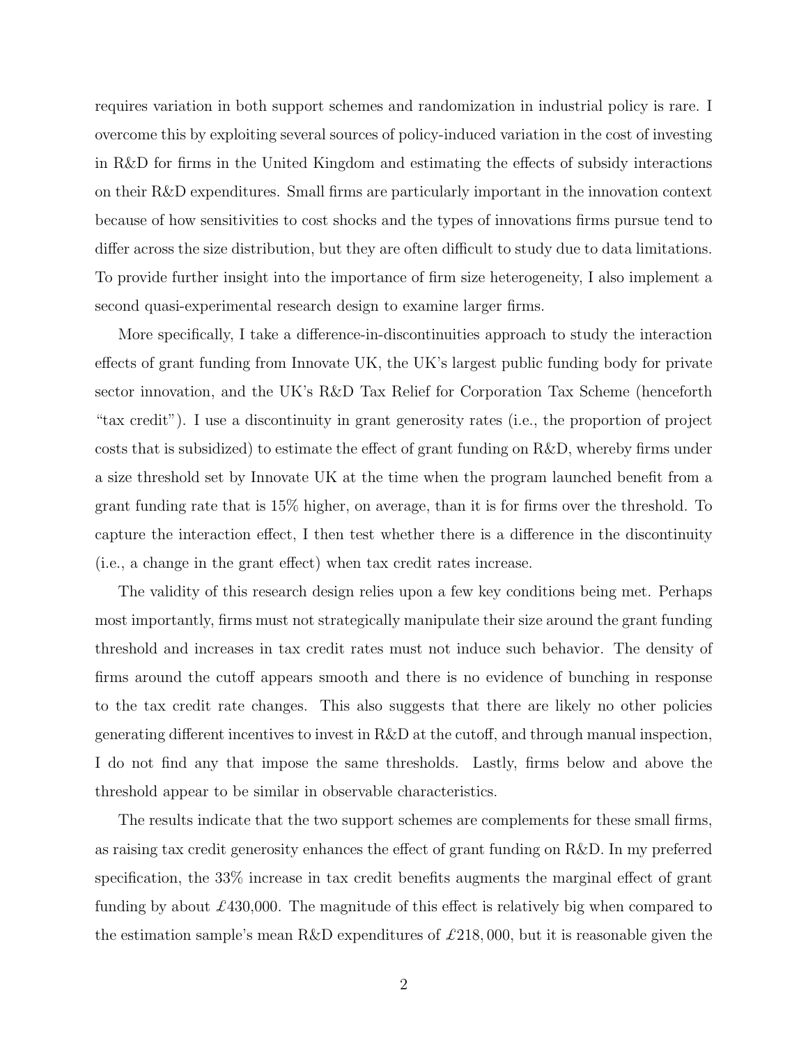requires variation in both support schemes and randomization in industrial policy is rare. I overcome this by exploiting several sources of policy-induced variation in the cost of investing in R&D for firms in the United Kingdom and estimating the effects of subsidy interactions on their R&D expenditures. Small firms are particularly important in the innovation context because of how sensitivities to cost shocks and the types of innovations firms pursue tend to differ across the size distribution, but they are often difficult to study due to data limitations. To provide further insight into the importance of firm size heterogeneity, I also implement a second quasi-experimental research design to examine larger firms.

More specifically, I take a difference-in-discontinuities approach to study the interaction effects of grant funding from Innovate UK, the UK's largest public funding body for private sector innovation, and the UK's R&D Tax Relief for Corporation Tax Scheme (henceforth "tax credit"). I use a discontinuity in grant generosity rates (i.e., the proportion of project costs that is subsidized) to estimate the effect of grant funding on R&D, whereby firms under a size threshold set by Innovate UK at the time when the program launched benefit from a grant funding rate that is 15% higher, on average, than it is for firms over the threshold. To capture the interaction effect, I then test whether there is a difference in the discontinuity (i.e., a change in the grant effect) when tax credit rates increase.

The validity of this research design relies upon a few key conditions being met. Perhaps most importantly, firms must not strategically manipulate their size around the grant funding threshold and increases in tax credit rates must not induce such behavior. The density of firms around the cutoff appears smooth and there is no evidence of bunching in response to the tax credit rate changes. This also suggests that there are likely no other policies generating different incentives to invest in R&D at the cutoff, and through manual inspection, I do not find any that impose the same thresholds. Lastly, firms below and above the threshold appear to be similar in observable characteristics.

The results indicate that the two support schemes are complements for these small firms, as raising tax credit generosity enhances the effect of grant funding on R&D. In my preferred specification, the 33% increase in tax credit benefits augments the marginal effect of grant funding by about £430,000. The magnitude of this effect is relatively big when compared to the estimation sample's mean R&D expenditures of £218,000, but it is reasonable given the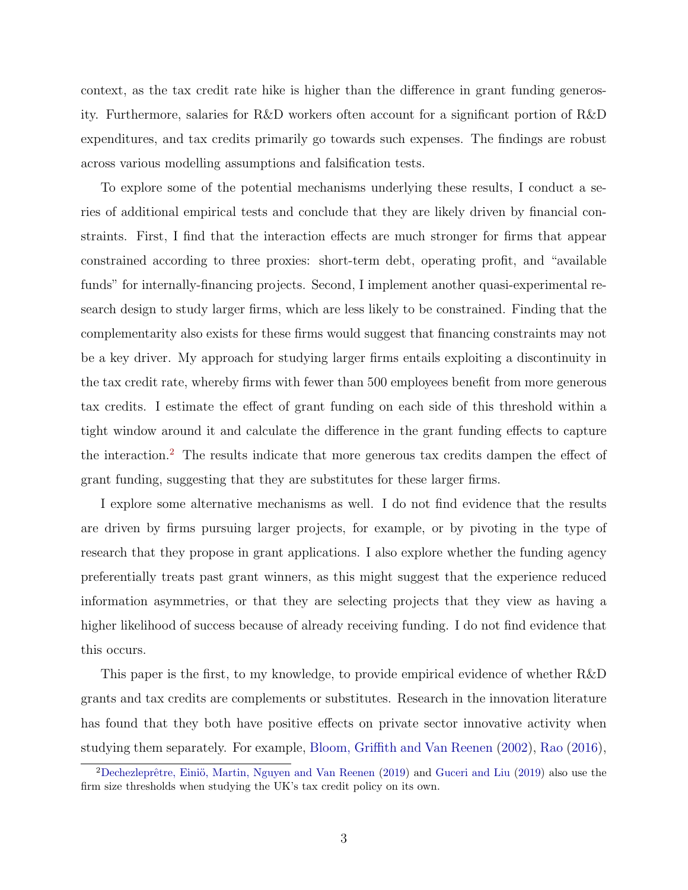context, as the tax credit rate hike is higher than the difference in grant funding generosity. Furthermore, salaries for R&D workers often account for a significant portion of R&D expenditures, and tax credits primarily go towards such expenses. The findings are robust across various modelling assumptions and falsification tests.

To explore some of the potential mechanisms underlying these results, I conduct a series of additional empirical tests and conclude that they are likely driven by financial constraints. First, I find that the interaction effects are much stronger for firms that appear constrained according to three proxies: short-term debt, operating profit, and "available funds" for internally-financing projects. Second, I implement another quasi-experimental research design to study larger firms, which are less likely to be constrained. Finding that the complementarity also exists for these firms would suggest that financing constraints may not be a key driver. My approach for studying larger firms entails exploiting a discontinuity in the tax credit rate, whereby firms with fewer than 500 employees benefit from more generous tax credits. I estimate the effect of grant funding on each side of this threshold within a tight window around it and calculate the difference in the grant funding effects to capture the interaction.[2] The results indicate that more generous tax credits dampen the effect of grant funding, suggesting that they are substitutes for these larger firms.

I explore some alternative mechanisms as well. I do not find evidence that the results are driven by firms pursuing larger projects, for example, or by pivoting in the type of research that they propose in grant applications. I also explore whether the funding agency preferentially treats past grant winners, as this might suggest that the experience reduced information asymmetries, or that they are selecting projects that they view as having a higher likelihood of success because of already receiving funding. I do not find evidence that this occurs.

This paper is the first, to my knowledge, to provide empirical evidence of whether R&D grants and tax credits are complements or substitutes. Research in the innovation literature has found that they both have positive effects on private sector innovative activity when studying them separately. For example, Bloom, Griffith and Van Reenen (2002), Rao (2016),

[2] Dechezleprêtre, Einiö, Martin, Nguyen and Van Reenen (2019) and Guceri and Liu (2019) also use the firm size thresholds when studying the UK's tax credit policy on its own.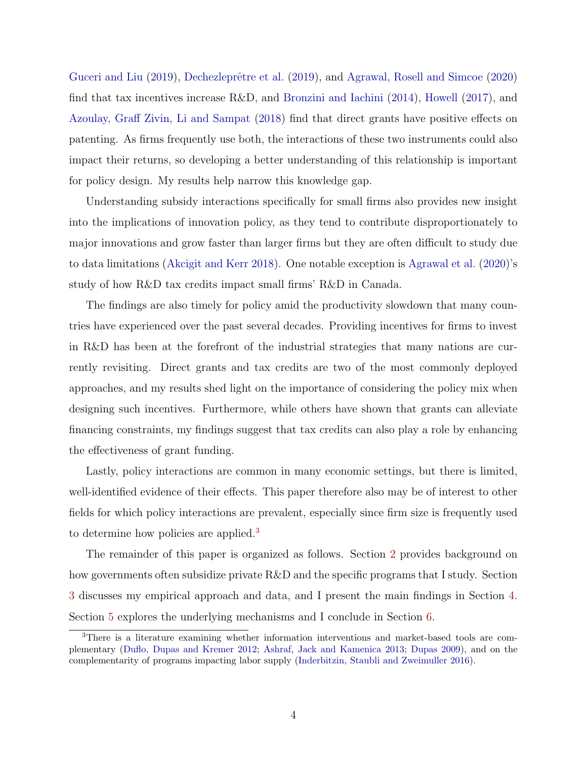Guceri and Liu (2019), Dechezleprêtre et al. (2019), and Agrawal, Rosell and Simcoe (2020) find that tax incentives increase R&D, and Bronzini and Iachini (2014), Howell (2017), and Azoulay, Graff Zivin, Li and Sampat (2018) find that direct grants have positive effects on patenting. As firms frequently use both, the interactions of these two instruments could also impact their returns, so developing a better understanding of this relationship is important for policy design. My results help narrow this knowledge gap.

Understanding subsidy interactions specifically for small firms also provides new insight into the implications of innovation policy, as they tend to contribute disproportionately to major innovations and grow faster than larger firms but they are often difficult to study due to data limitations (Akcigit and Kerr 2018). One notable exception is Agrawal et al. (2020)'s study of how R&D tax credits impact small firms' R&D in Canada.

The findings are also timely for policy amid the productivity slowdown that many countries have experienced over the past several decades. Providing incentives for firms to invest in R&D has been at the forefront of the industrial strategies that many nations are currently revisiting. Direct grants and tax credits are two of the most commonly deployed approaches, and my results shed light on the importance of considering the policy mix when designing such incentives. Furthermore, while others have shown that grants can alleviate financing constraints, my findings suggest that tax credits can also play a role by enhancing the effectiveness of grant funding.

Lastly, policy interactions are common in many economic settings, but there is limited, well-identified evidence of their effects. This paper therefore also may be of interest to other fields for which policy interactions are prevalent, especially since firm size is frequently used to determine how policies are applied.[3]

The remainder of this paper is organized as follows. Section 2 provides background on how governments often subsidize private R&D and the specific programs that I study. Section 3 discusses my empirical approach and data, and I present the main findings in Section 4. Section 5 explores the underlying mechanisms and I conclude in Section 6.

[3] There is a literature examining whether information interventions and market-based tools are complementary (Duflo, Dupas and Kremer 2012; Ashraf, Jack and Kamenica 2013; Dupas 2009), and on the complementarity of programs impacting labor supply (Inderbitzin, Staubli and Zweimuller 2016).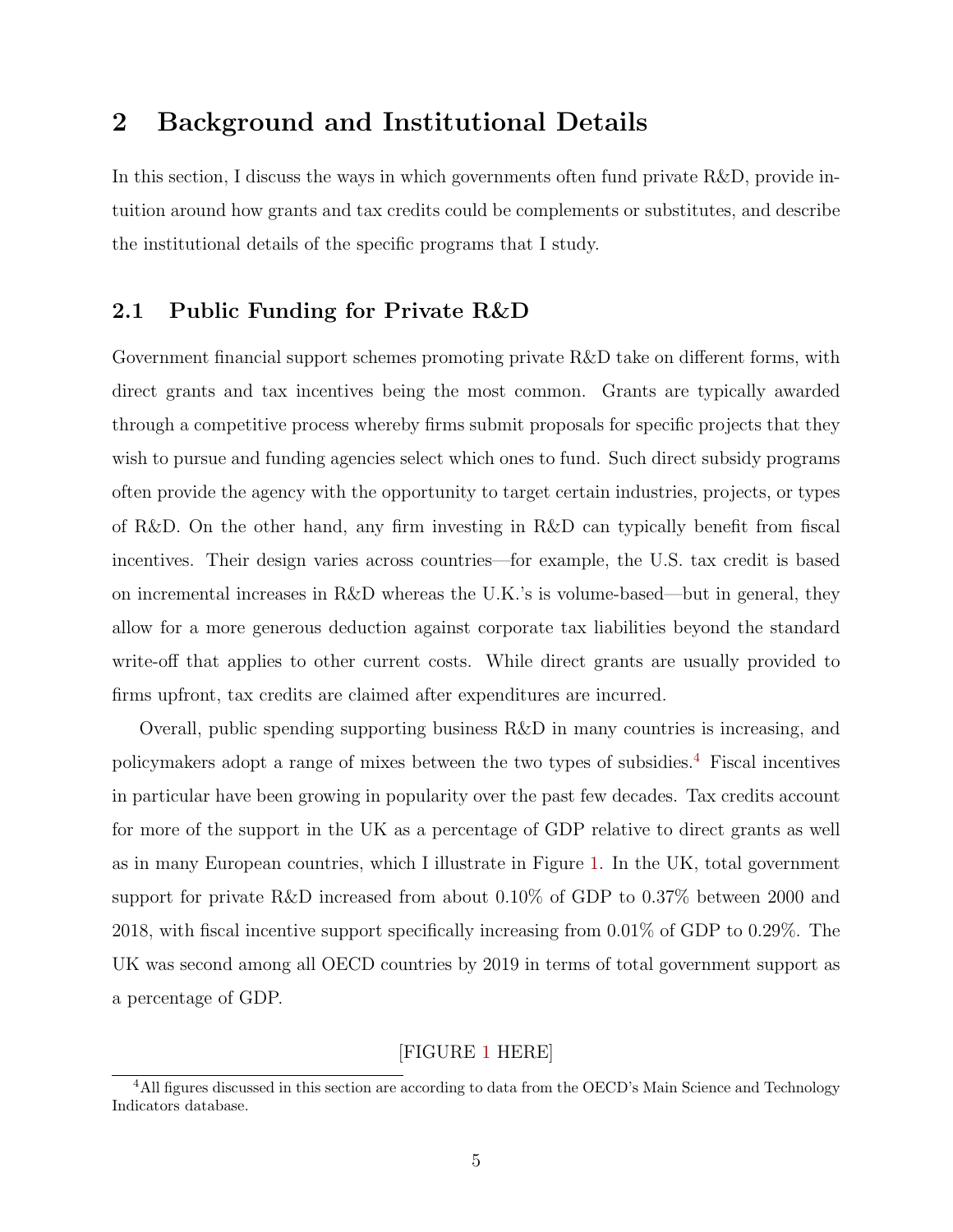## 2 Background and Institutional Details

In this section, I discuss the ways in which governments often fund private R&D, provide intuition around how grants and tax credits could be complements or substitutes, and describe the institutional details of the specific programs that I study.

### 2.1 Public Funding for Private R&D

Government financial support schemes promoting private R&D take on different forms, with direct grants and tax incentives being the most common. Grants are typically awarded through a competitive process whereby firms submit proposals for specific projects that they wish to pursue and funding agencies select which ones to fund. Such direct subsidy programs often provide the agency with the opportunity to target certain industries, projects, or types of R&D. On the other hand, any firm investing in R&D can typically benefit from fiscal incentives. Their design varies across countries—for example, the U.S. tax credit is based on incremental increases in R&D whereas the U.K.'s is volume-based—but in general, they allow for a more generous deduction against corporate tax liabilities beyond the standard write-off that applies to other current costs. While direct grants are usually provided to firms upfront, tax credits are claimed after expenditures are incurred.

Overall, public spending supporting business R&D in many countries is increasing, and policymakers adopt a range of mixes between the two types of subsidies.[4] Fiscal incentives in particular have been growing in popularity over the past few decades. Tax credits account for more of the support in the UK as a percentage of GDP relative to direct grants as well as in many European countries, which I illustrate in Figure 1. In the UK, total government support for private R&D increased from about 0.10% of GDP to 0.37% between 2000 and 2018, with fiscal incentive support specifically increasing from 0.01% of GDP to 0.29%. The UK was second among all OECD countries by 2019 in terms of total government support as a percentage of GDP.

[FIGURE 1 HERE]

[4] All figures discussed in this section are according to data from the OECD's Main Science and Technology Indicators database.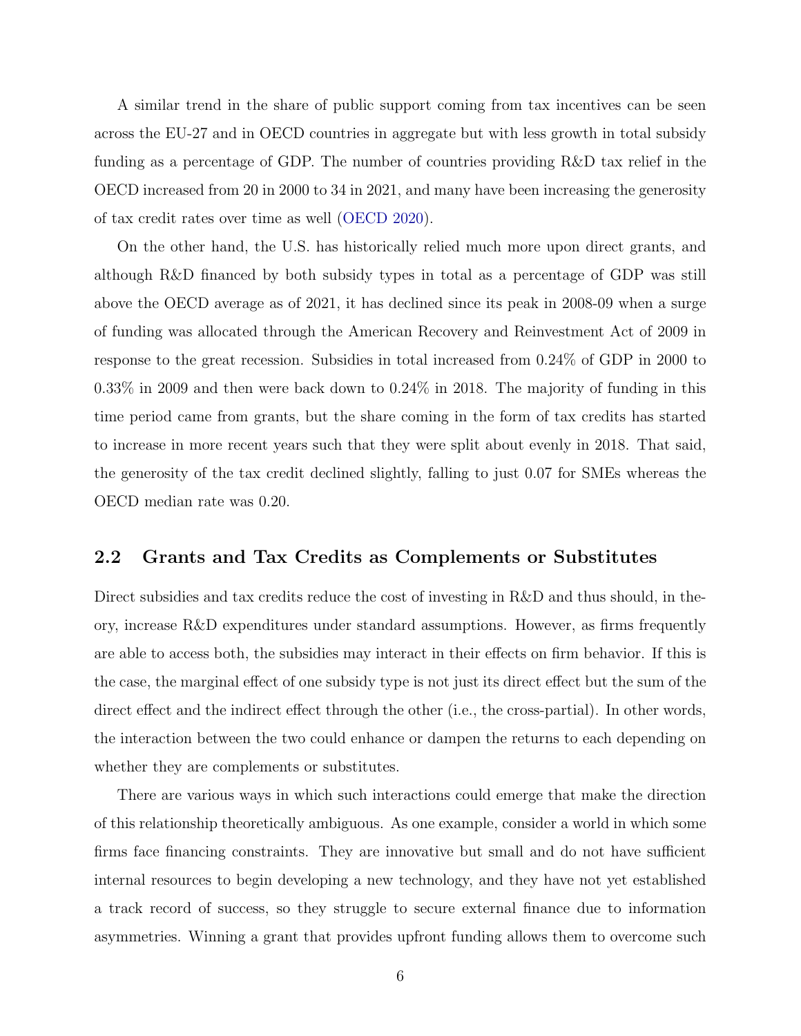A similar trend in the share of public support coming from tax incentives can be seen across the EU-27 and in OECD countries in aggregate but with less growth in total subsidy funding as a percentage of GDP. The number of countries providing R&D tax relief in the OECD increased from 20 in 2000 to 34 in 2021, and many have been increasing the generosity of tax credit rates over time as well (OECD 2020).

On the other hand, the U.S. has historically relied much more upon direct grants, and although R&D financed by both subsidy types in total as a percentage of GDP was still above the OECD average as of 2021, it has declined since its peak in 2008-09 when a surge of funding was allocated through the American Recovery and Reinvestment Act of 2009 in response to the great recession. Subsidies in total increased from 0.24% of GDP in 2000 to 0.33% in 2009 and then were back down to 0.24% in 2018. The majority of funding in this time period came from grants, but the share coming in the form of tax credits has started to increase in more recent years such that they were split about evenly in 2018. That said, the generosity of the tax credit declined slightly, falling to just 0.07 for SMEs whereas the OECD median rate was 0.20.

## 2.2 Grants and Tax Credits as Complements or Substitutes

Direct subsidies and tax credits reduce the cost of investing in R&D and thus should, in theory, increase R&D expenditures under standard assumptions. However, as firms frequently are able to access both, the subsidies may interact in their effects on firm behavior. If this is the case, the marginal effect of one subsidy type is not just its direct effect but the sum of the direct effect and the indirect effect through the other (i.e., the cross-partial). In other words, the interaction between the two could enhance or dampen the returns to each depending on whether they are complements or substitutes.

There are various ways in which such interactions could emerge that make the direction of this relationship theoretically ambiguous. As one example, consider a world in which some firms face financing constraints. They are innovative but small and do not have sufficient internal resources to begin developing a new technology, and they have not yet established a track record of success, so they struggle to secure external finance due to information asymmetries. Winning a grant that provides upfront funding allows them to overcome such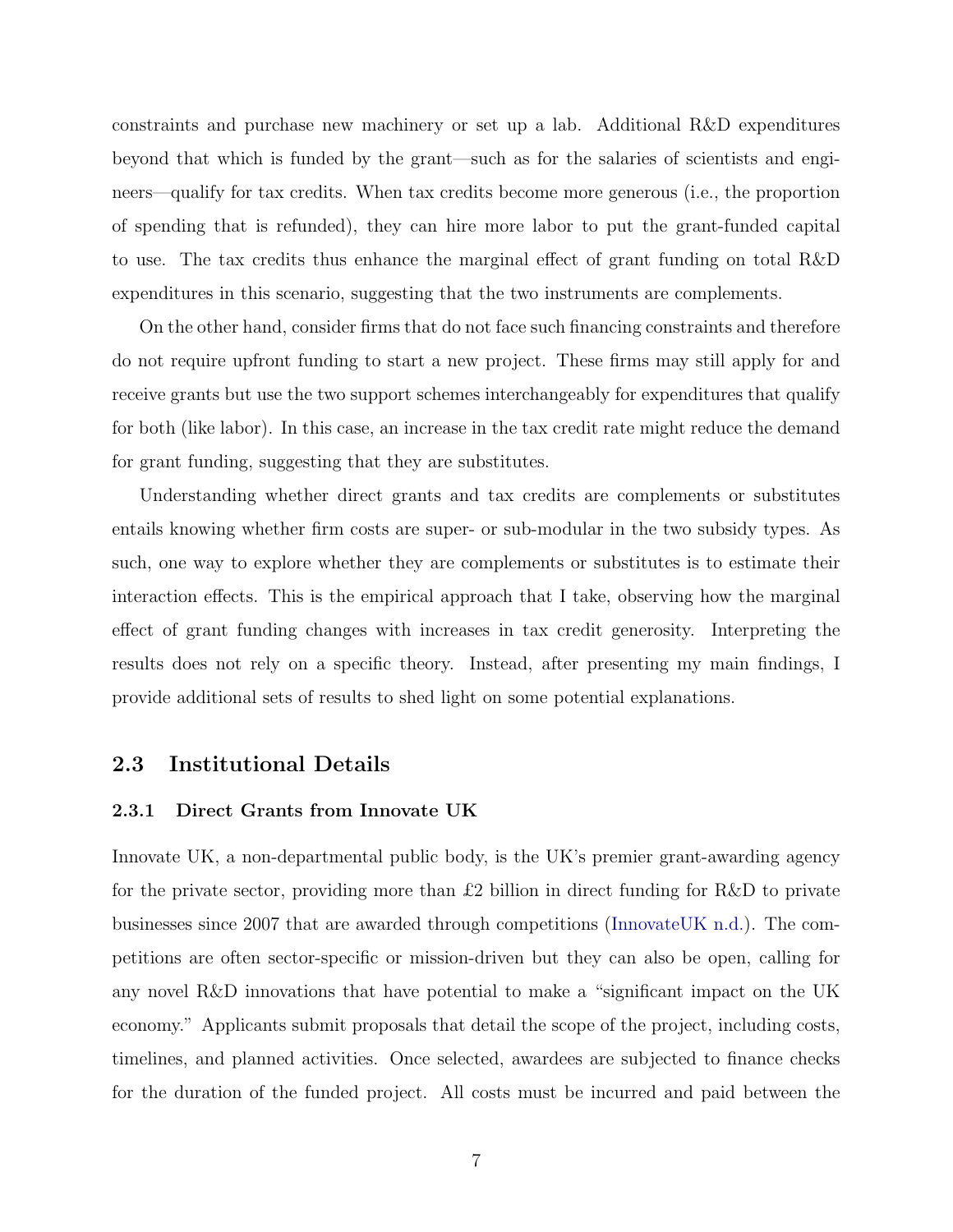constraints and purchase new machinery or set up a lab. Additional R&D expenditures beyond that which is funded by the grant—such as for the salaries of scientists and engineers—qualify for tax credits. When tax credits become more generous (i.e., the proportion of spending that is refunded), they can hire more labor to put the grant-funded capital to use. The tax credits thus enhance the marginal effect of grant funding on total R&D expenditures in this scenario, suggesting that the two instruments are complements.

On the other hand, consider firms that do not face such financing constraints and therefore do not require upfront funding to start a new project. These firms may still apply for and receive grants but use the two support schemes interchangeably for expenditures that qualify for both (like labor). In this case, an increase in the tax credit rate might reduce the demand for grant funding, suggesting that they are substitutes.

Understanding whether direct grants and tax credits are complements or substitutes entails knowing whether firm costs are super- or sub-modular in the two subsidy types. As such, one way to explore whether they are complements or substitutes is to estimate their interaction effects. This is the empirical approach that I take, observing how the marginal effect of grant funding changes with increases in tax credit generosity. Interpreting the results does not rely on a specific theory. Instead, after presenting my main findings, I provide additional sets of results to shed light on some potential explanations.

## 2.3 Institutional Details

### 2.3.1 Direct Grants from Innovate UK

Innovate UK, a non-departmental public body, is the UK's premier grant-awarding agency for the private sector, providing more than £2 billion in direct funding for R&D to private businesses since 2007 that are awarded through competitions (InnovateUK n.d.). The competitions are often sector-specific or mission-driven but they can also be open, calling for any novel R&D innovations that have potential to make a "significant impact on the UK economy." Applicants submit proposals that detail the scope of the project, including costs, timelines, and planned activities. Once selected, awardees are subjected to finance checks for the duration of the funded project. All costs must be incurred and paid between the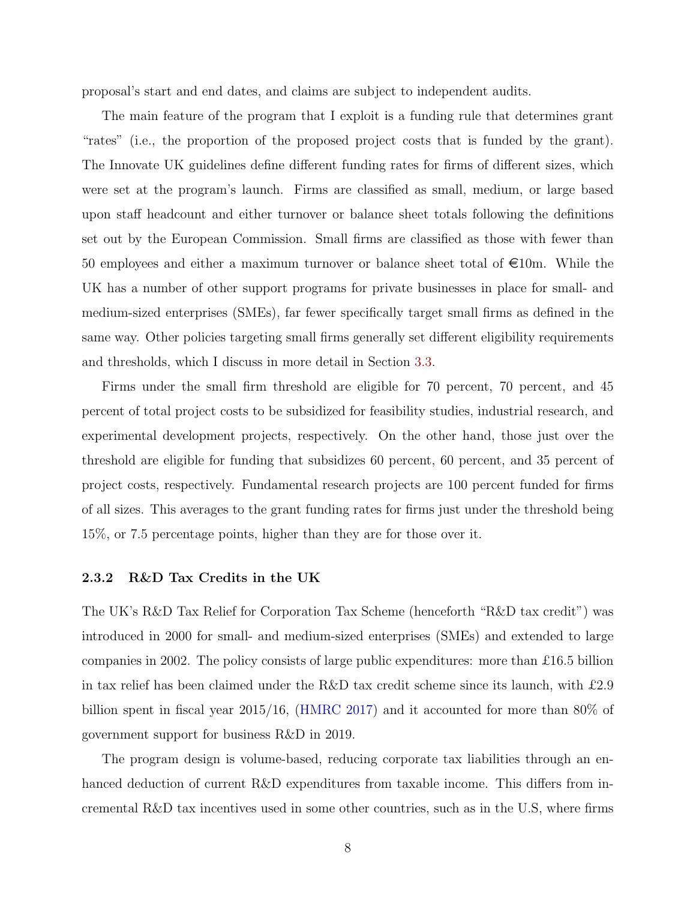proposal's start and end dates, and claims are subject to independent audits.

The main feature of the program that I exploit is a funding rule that determines grant "rates" (i.e., the proportion of the proposed project costs that is funded by the grant). The Innovate UK guidelines define different funding rates for firms of different sizes, which were set at the program's launch. Firms are classified as small, medium, or large based upon staff headcount and either turnover or balance sheet totals following the definitions set out by the European Commission. Small firms are classified as those with fewer than 50 employees and either a maximum turnover or balance sheet total of €10m. While the UK has a number of other support programs for private businesses in place for small- and medium-sized enterprises (SMEs), far fewer specifically target small firms as defined in the same way. Other policies targeting small firms generally set different eligibility requirements and thresholds, which I discuss in more detail in Section 3.3.

Firms under the small firm threshold are eligible for 70 percent, 70 percent, and 45 percent of total project costs to be subsidized for feasibility studies, industrial research, and experimental development projects, respectively. On the other hand, those just over the threshold are eligible for funding that subsidizes 60 percent, 60 percent, and 35 percent of project costs, respectively. Fundamental research projects are 100 percent funded for firms of all sizes. This averages to the grant funding rates for firms just under the threshold being 15%, or 7.5 percentage points, higher than they are for those over it.

### 2.3.2 R&D Tax Credits in the UK

The UK's R&D Tax Relief for Corporation Tax Scheme (henceforth "R&D tax credit") was introduced in 2000 for small- and medium-sized enterprises (SMEs) and extended to large companies in 2002. The policy consists of large public expenditures: more than £16.5 billion in tax relief has been claimed under the R&D tax credit scheme since its launch, with £2.9 billion spent in fiscal year 2015/16, (HMRC 2017) and it accounted for more than 80% of government support for business R&D in 2019.

The program design is volume-based, reducing corporate tax liabilities through an enhanced deduction of current R&D expenditures from taxable income. This differs from incremental R&D tax incentives used in some other countries, such as in the U.S, where firms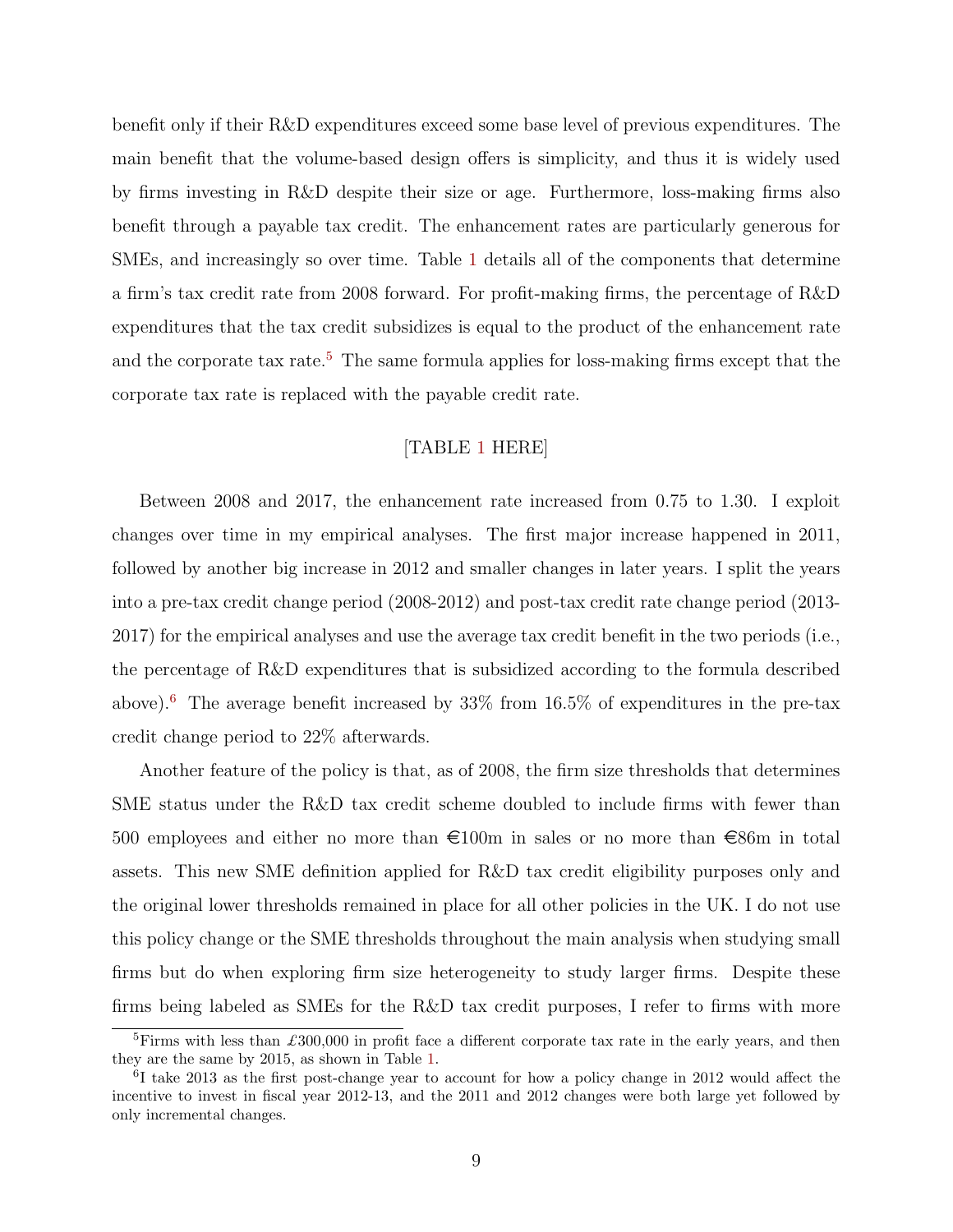benefit only if their R&D expenditures exceed some base level of previous expenditures. The main benefit that the volume-based design offers is simplicity, and thus it is widely used by firms investing in R&D despite their size or age. Furthermore, loss-making firms also benefit through a payable tax credit. The enhancement rates are particularly generous for SMEs, and increasingly so over time. Table 1 details all of the components that determine a firm's tax credit rate from 2008 forward. For profit-making firms, the percentage of R&D expenditures that the tax credit subsidizes is equal to the product of the enhancement rate and the corporate tax rate.[5] The same formula applies for loss-making firms except that the corporate tax rate is replaced with the payable credit rate.

[TABLE 1 HERE]

Between 2008 and 2017, the enhancement rate increased from 0.75 to 1.30. I exploit changes over time in my empirical analyses. The first major increase happened in 2011, followed by another big increase in 2012 and smaller changes in later years. I split the years into a pre-tax credit change period (2008-2012) and post-tax credit rate change period (2013-2017) for the empirical analyses and use the average tax credit benefit in the two periods (i.e., the percentage of R&D expenditures that is subsidized according to the formula described above).[6] The average benefit increased by 33% from 16.5% of expenditures in the pre-tax credit change period to 22% afterwards.

Another feature of the policy is that, as of 2008, the firm size thresholds that determines SME status under the R&D tax credit scheme doubled to include firms with fewer than 500 employees and either no more than €100m in sales or no more than €86m in total assets. This new SME definition applied for R&D tax credit eligibility purposes only and the original lower thresholds remained in place for all other policies in the UK. I do not use this policy change or the SME thresholds throughout the main analysis when studying small firms but do when exploring firm size heterogeneity to study larger firms. Despite these firms being labeled as SMEs for the R&D tax credit purposes, I refer to firms with more

[5] Firms with less than £300,000 in profit face a different corporate tax rate in the early years, and then they are the same by 2015, as shown in Table 1.

[6] I take 2013 as the first post-change year to account for how a policy change in 2012 would affect the incentive to invest in fiscal year 2012-13, and the 2011 and 2012 changes were both large yet followed by only incremental changes.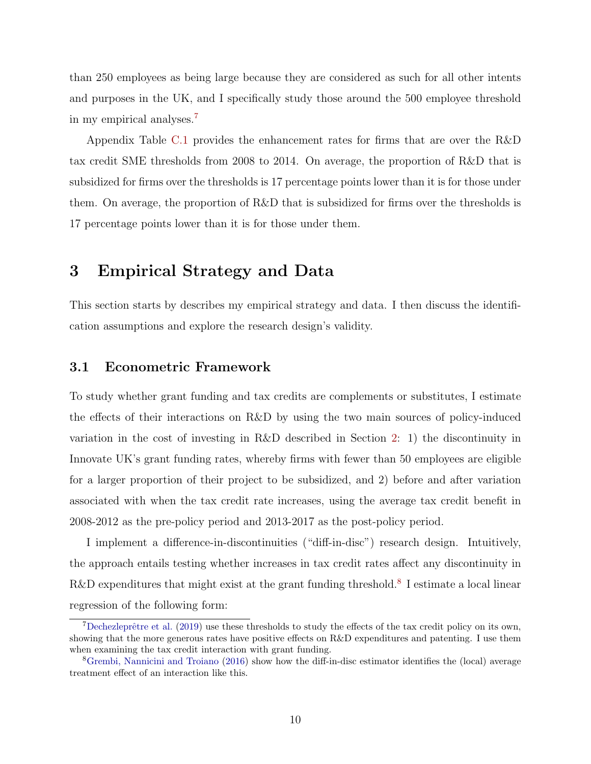than 250 employees as being large because they are considered as such for all other intents and purposes in the UK, and I specifically study those around the 500 employee threshold in my empirical analyses.[7]

Appendix Table C.1 provides the enhancement rates for firms that are over the R&D tax credit SME thresholds from 2008 to 2014. On average, the proportion of R&D that is subsidized for firms over the thresholds is 17 percentage points lower than it is for those under them. On average, the proportion of R&D that is subsidized for firms over the thresholds is 17 percentage points lower than it is for those under them.

# 3 Empirical Strategy and Data

This section starts by describes my empirical strategy and data. I then discuss the identification assumptions and explore the research design's validity.

## 3.1 Econometric Framework

To study whether grant funding and tax credits are complements or substitutes, I estimate the effects of their interactions on R&D by using the two main sources of policy-induced variation in the cost of investing in R&D described in Section 2: 1) the discontinuity in Innovate UK's grant funding rates, whereby firms with fewer than 50 employees are eligible for a larger proportion of their project to be subsidized, and 2) before and after variation associated with when the tax credit rate increases, using the average tax credit benefit in 2008-2012 as the pre-policy period and 2013-2017 as the post-policy period.

I implement a difference-in-discontinuities ("diff-in-disc") research design. Intuitively, the approach entails testing whether increases in tax credit rates affect any discontinuity in R&D expenditures that might exist at the grant funding threshold.[8] I estimate a local linear regression of the following form:

[7] Dechezleprêtre et al. (2019) use these thresholds to study the effects of the tax credit policy on its own, showing that the more generous rates have positive effects on R&D expenditures and patenting. I use them when examining the tax credit interaction with grant funding.

[8] Grembi, Nannicini and Troiano (2016) show how the diff-in-disc estimator identifies the (local) average treatment effect of an interaction like this.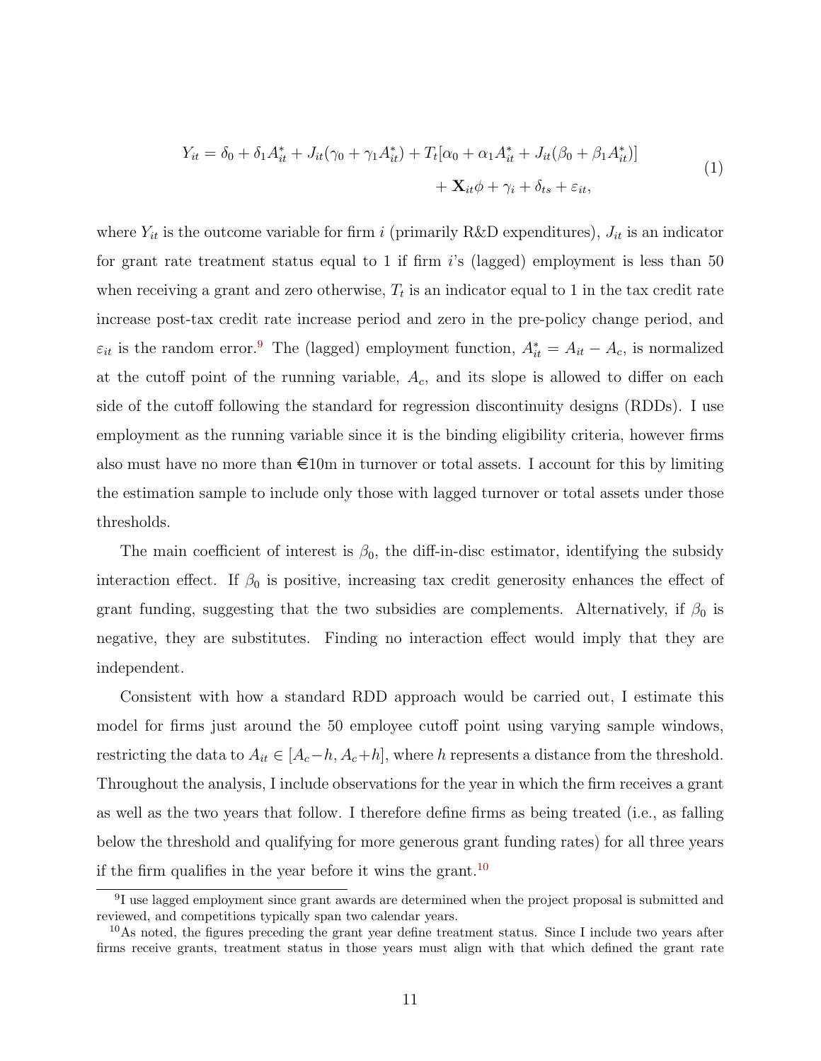$$
\begin{aligned}
Y_{it} = \delta_0 + \delta_1 A^*_{it} + J_{it}(\gamma_0 + \gamma_1 A^*_{it}) + T_t[\alpha_0 + \alpha_1 A^*_{it} + J_{it}(\beta_0 + \beta_1 A^*_{it})] \\
+ \mathbf{X}_{it}\phi + \gamma_i + \delta_{ts} + \varepsilon_{it},
\end{aligned}
\tag{1}
$$

where $Y_{it}$ is the outcome variable for firm $i$ (primarily R&D expenditures), $J_{it}$ is an indicator for grant rate treatment status equal to 1 if firm $i$'s (lagged) employment is less than 50 when receiving a grant and zero otherwise, $T_t$ is an indicator equal to 1 in the tax credit rate increase post-tax credit rate increase period and zero in the pre-policy change period, and $\varepsilon_{it}$ is the random error.[9] The (lagged) employment function, $A^*_{it} = A_{it} - A_c$, is normalized at the cutoff point of the running variable, $A_c$, and its slope is allowed to differ on each side of the cutoff following the standard for regression discontinuity designs (RDDs). I use employment as the running variable since it is the binding eligibility criteria, however firms also must have no more than €10m in turnover or total assets. I account for this by limiting the estimation sample to include only those with lagged turnover or total assets under those thresholds.

The main coefficient of interest is $\beta_0$, the diff-in-disc estimator, identifying the subsidy interaction effect. If $\beta_0$ is positive, increasing tax credit generosity enhances the effect of grant funding, suggesting that the two subsidies are complements. Alternatively, if $\beta_0$ is negative, they are substitutes. Finding no interaction effect would imply that they are independent.

Consistent with how a standard RDD approach would be carried out, I estimate this model for firms just around the 50 employee cutoff point using varying sample windows, restricting the data to $A_{it} \in [A_c - h, A_c + h]$, where $h$ represents a distance from the threshold. Throughout the analysis, I include observations for the year in which the firm receives a grant as well as the two years that follow. I therefore define firms as being treated (i.e., as falling below the threshold and qualifying for more generous grant funding rates) for all three years if the firm qualifies in the year before it wins the grant.[10]

[9] I use lagged employment since grant awards are determined when the project proposal is submitted and reviewed, and competitions typically span two calendar years.

[10] As noted, the figures preceding the grant year define treatment status. Since I include two years after firms receive grants, treatment status in those years must align with that which defined the grant rate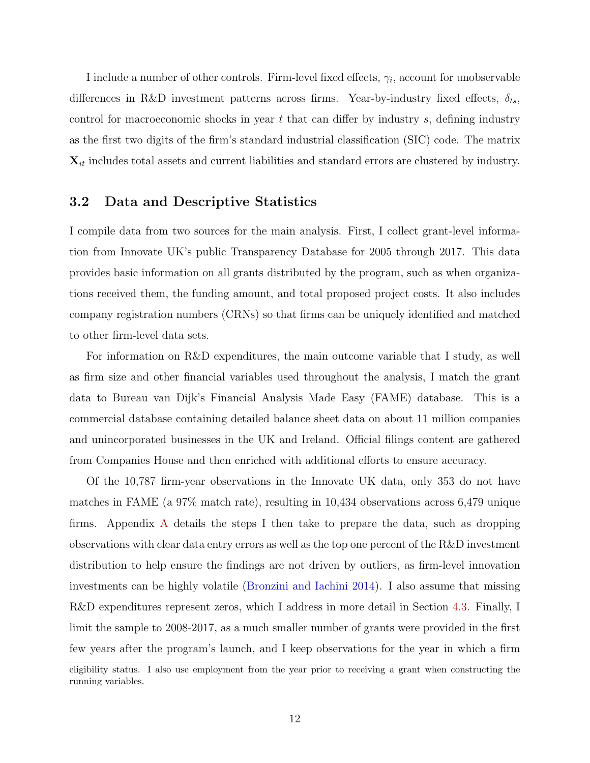I include a number of other controls. Firm-level fixed effects, $\gamma_i$, account for unobservable differences in R&D investment patterns across firms. Year-by-industry fixed effects, $\delta_{ts}$, control for macroeconomic shocks in year $t$ that can differ by industry $s$, defining industry as the first two digits of the firm's standard industrial classification (SIC) code. The matrix $\mathbf{X}_{it}$ includes total assets and current liabilities and standard errors are clustered by industry.

## 3.2 Data and Descriptive Statistics

I compile data from two sources for the main analysis. First, I collect grant-level information from Innovate UK's public Transparency Database for 2005 through 2017. This data provides basic information on all grants distributed by the program, such as when organizations received them, the funding amount, and total proposed project costs. It also includes company registration numbers (CRNs) so that firms can be uniquely identified and matched to other firm-level data sets.

For information on R&D expenditures, the main outcome variable that I study, as well as firm size and other financial variables used throughout the analysis, I match the grant data to Bureau van Dijk's Financial Analysis Made Easy (FAME) database. This is a commercial database containing detailed balance sheet data on about 11 million companies and unincorporated businesses in the UK and Ireland. Official filings content are gathered from Companies House and then enriched with additional efforts to ensure accuracy.

Of the 10,787 firm-year observations in the Innovate UK data, only 353 do not have matches in FAME (a 97% match rate), resulting in 10,434 observations across 6,479 unique firms. Appendix A details the steps I then take to prepare the data, such as dropping observations with clear data entry errors as well as the top one percent of the R&D investment distribution to help ensure the findings are not driven by outliers, as firm-level innovation investments can be highly volatile (Bronzini and Iachini 2014). I also assume that missing R&D expenditures represent zeros, which I address in more detail in Section 4.3. Finally, I limit the sample to 2008-2017, as a much smaller number of grants were provided in the first few years after the program's launch, and I keep observations for the year in which a firm

eligibility status. I also use employment from the year prior to receiving a grant when constructing the running variables.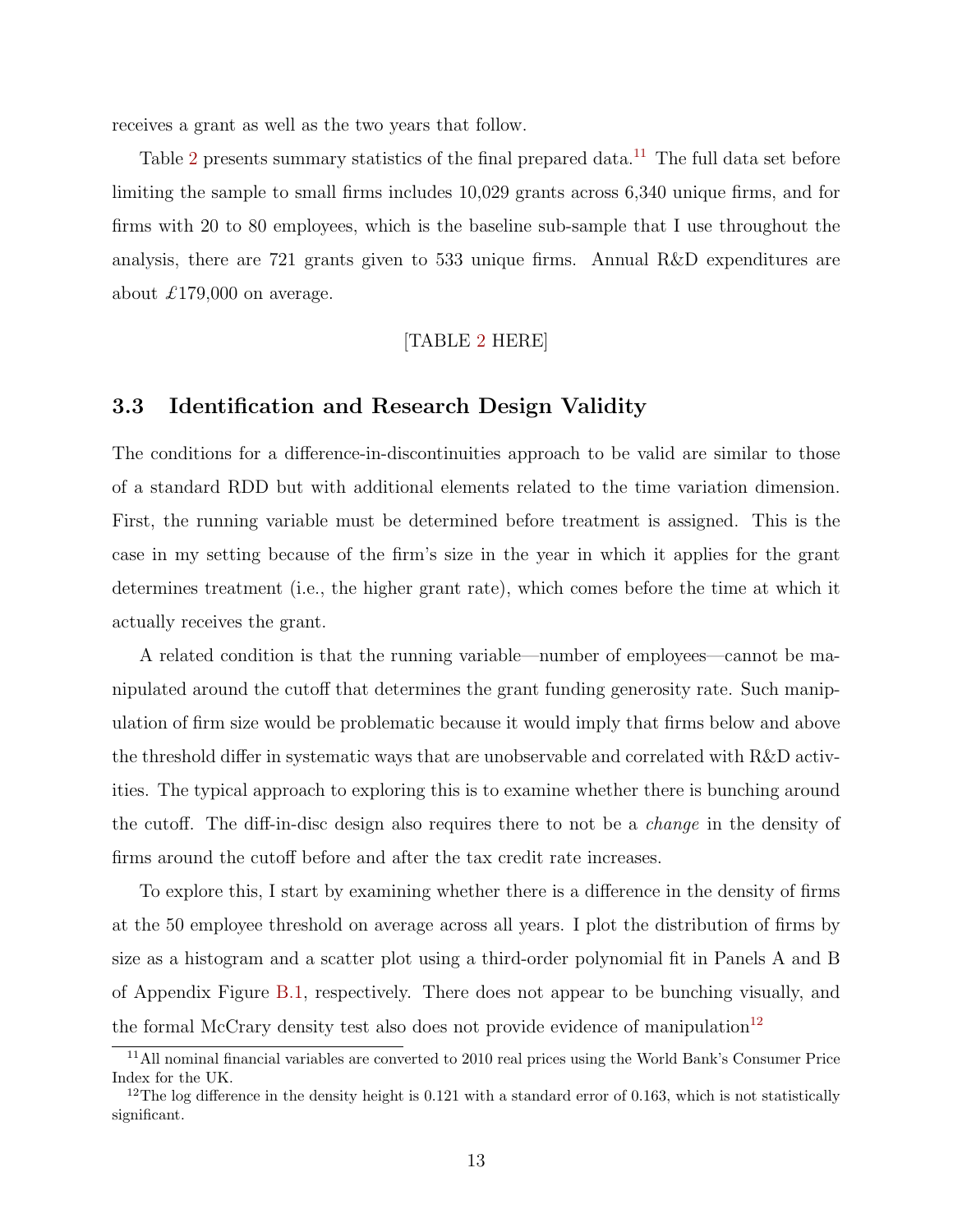receives a grant as well as the two years that follow.

Table 2 presents summary statistics of the final prepared data.[11] The full data set before limiting the sample to small firms includes 10,029 grants across 6,340 unique firms, and for firms with 20 to 80 employees, which is the baseline sub-sample that I use throughout the analysis, there are 721 grants given to 533 unique firms. Annual R&D expenditures are about £179,000 on average.

[TABLE 2 HERE]

### 3.3 Identification and Research Design Validity

The conditions for a difference-in-discontinuities approach to be valid are similar to those of a standard RDD but with additional elements related to the time variation dimension. First, the running variable must be determined before treatment is assigned. This is the case in my setting because of the firm's size in the year in which it applies for the grant determines treatment (i.e., the higher grant rate), which comes before the time at which it actually receives the grant.

A related condition is that the running variable—number of employees—cannot be manipulated around the cutoff that determines the grant funding generosity rate. Such manipulation of firm size would be problematic because it would imply that firms below and above the threshold differ in systematic ways that are unobservable and correlated with R&D activities. The typical approach to exploring this is to examine whether there is bunching around the cutoff. The diff-in-disc design also requires there to not be a *change* in the density of firms around the cutoff before and after the tax credit rate increases.

To explore this, I start by examining whether there is a difference in the density of firms at the 50 employee threshold on average across all years. I plot the distribution of firms by size as a histogram and a scatter plot using a third-order polynomial fit in Panels A and B of Appendix Figure B.1, respectively. There does not appear to be bunching visually, and the formal McCrary density test also does not provide evidence of manipulation[12]

[11] All nominal financial variables are converted to 2010 real prices using the World Bank's Consumer Price Index for the UK.

[12] The log difference in the density height is 0.121 with a standard error of 0.163, which is not statistically significant.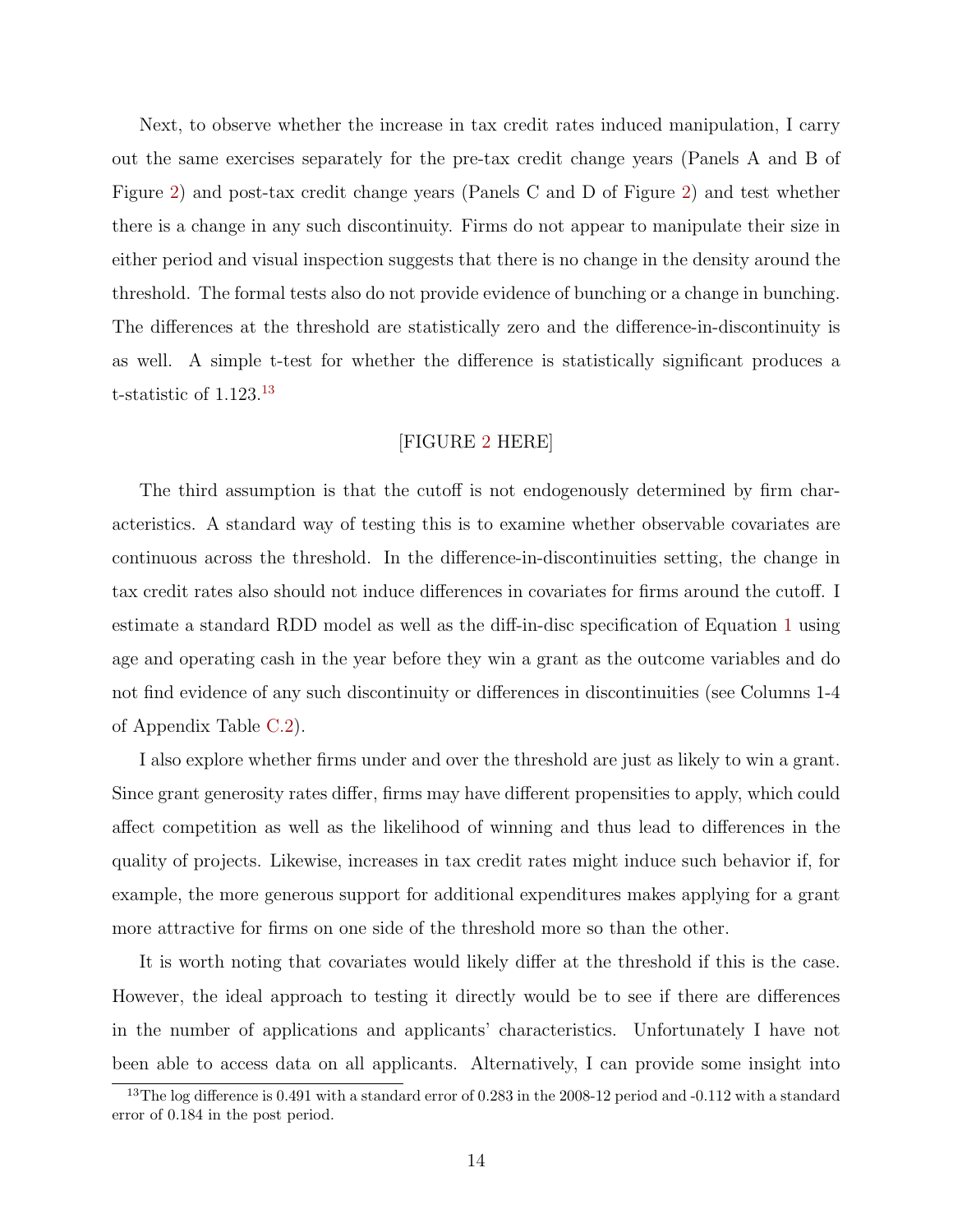Next, to observe whether the increase in tax credit rates induced manipulation, I carry out the same exercises separately for the pre-tax credit change years (Panels A and B of Figure 2) and post-tax credit change years (Panels C and D of Figure 2) and test whether there is a change in any such discontinuity. Firms do not appear to manipulate their size in either period and visual inspection suggests that there is no change in the density around the threshold. The formal tests also do not provide evidence of bunching or a change in bunching. The differences at the threshold are statistically zero and the difference-in-discontinuity is as well. A simple t-test for whether the difference is statistically significant produces a t-statistic of 1.123.[13]

[FIGURE 2 HERE]

The third assumption is that the cutoff is not endogenously determined by firm characteristics. A standard way of testing this is to examine whether observable covariates are continuous across the threshold. In the difference-in-discontinuities setting, the change in tax credit rates also should not induce differences in covariates for firms around the cutoff. I estimate a standard RDD model as well as the diff-in-disc specification of Equation 1 using age and operating cash in the year before they win a grant as the outcome variables and do not find evidence of any such discontinuity or differences in discontinuities (see Columns 1-4 of Appendix Table C.2).

I also explore whether firms under and over the threshold are just as likely to win a grant. Since grant generosity rates differ, firms may have different propensities to apply, which could affect competition as well as the likelihood of winning and thus lead to differences in the quality of projects. Likewise, increases in tax credit rates might induce such behavior if, for example, the more generous support for additional expenditures makes applying for a grant more attractive for firms on one side of the threshold more so than the other.

It is worth noting that covariates would likely differ at the threshold if this is the case. However, the ideal approach to testing it directly would be to see if there are differences in the number of applications and applicants' characteristics. Unfortunately I have not been able to access data on all applicants. Alternatively, I can provide some insight into

[13] The log difference is 0.491 with a standard error of 0.283 in the 2008-12 period and -0.112 with a standard error of 0.184 in the post period.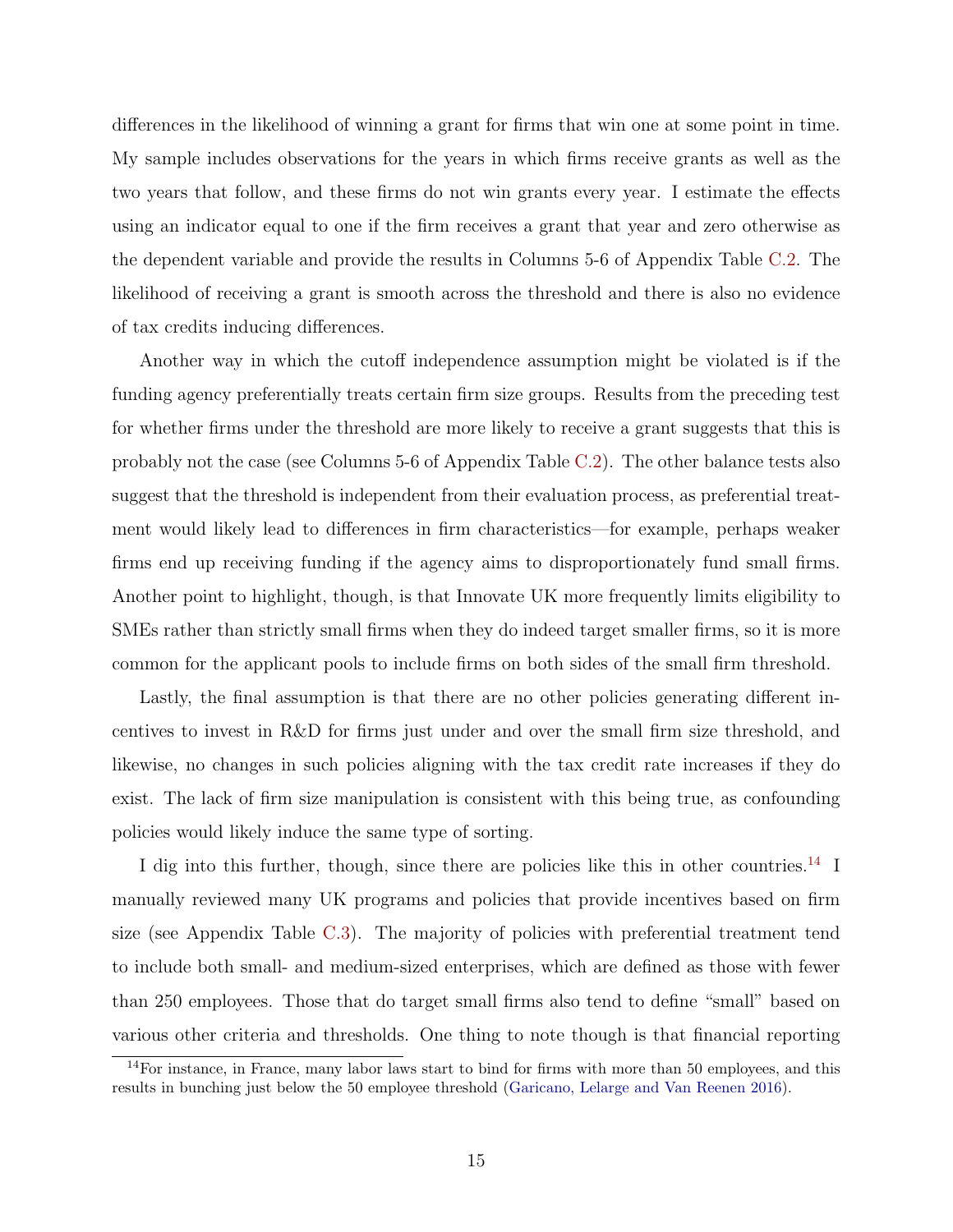differences in the likelihood of winning a grant for firms that win one at some point in time. My sample includes observations for the years in which firms receive grants as well as the two years that follow, and these firms do not win grants every year. I estimate the effects using an indicator equal to one if the firm receives a grant that year and zero otherwise as the dependent variable and provide the results in Columns 5-6 of Appendix Table C.2. The likelihood of receiving a grant is smooth across the threshold and there is also no evidence of tax credits inducing differences.

Another way in which the cutoff independence assumption might be violated is if the funding agency preferentially treats certain firm size groups. Results from the preceding test for whether firms under the threshold are more likely to receive a grant suggests that this is probably not the case (see Columns 5-6 of Appendix Table C.2). The other balance tests also suggest that the threshold is independent from their evaluation process, as preferential treatment would likely lead to differences in firm characteristics—for example, perhaps weaker firms end up receiving funding if the agency aims to disproportionately fund small firms. Another point to highlight, though, is that Innovate UK more frequently limits eligibility to SMEs rather than strictly small firms when they do indeed target smaller firms, so it is more common for the applicant pools to include firms on both sides of the small firm threshold.

Lastly, the final assumption is that there are no other policies generating different incentives to invest in R&D for firms just under and over the small firm size threshold, and likewise, no changes in such policies aligning with the tax credit rate increases if they do exist. The lack of firm size manipulation is consistent with this being true, as confounding policies would likely induce the same type of sorting.

I dig into this further, though, since there are policies like this in other countries.[14] I manually reviewed many UK programs and policies that provide incentives based on firm size (see Appendix Table C.3). The majority of policies with preferential treatment tend to include both small- and medium-sized enterprises, which are defined as those with fewer than 250 employees. Those that do target small firms also tend to define "small" based on various other criteria and thresholds. One thing to note though is that financial reporting

[14]For instance, in France, many labor laws start to bind for firms with more than 50 employees, and this results in bunching just below the 50 employee threshold (Garicano, Lelarge and Van Reenen 2016).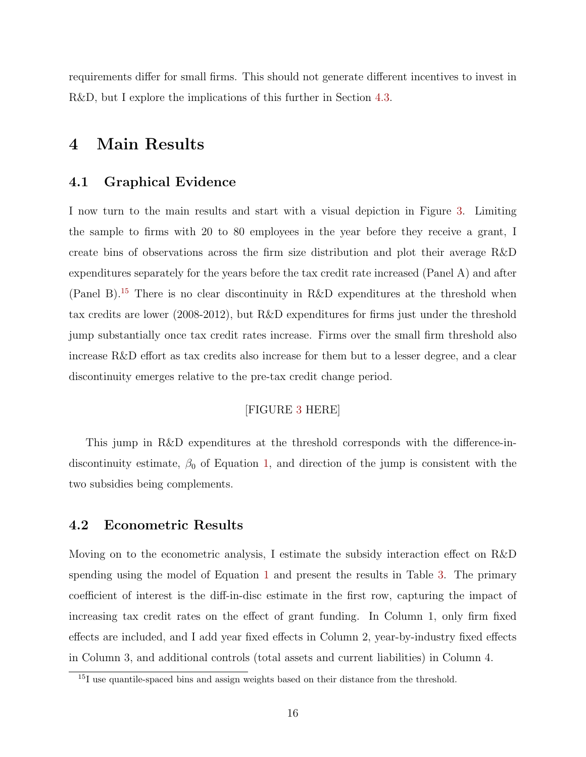requirements differ for small firms. This should not generate different incentives to invest in R&D, but I explore the implications of this further in Section 4.3.

# 4 Main Results

## 4.1 Graphical Evidence

I now turn to the main results and start with a visual depiction in Figure 3. Limiting the sample to firms with 20 to 80 employees in the year before they receive a grant, I create bins of observations across the firm size distribution and plot their average R&D expenditures separately for the years before the tax credit rate increased (Panel A) and after (Panel B).[15] There is no clear discontinuity in R&D expenditures at the threshold when tax credits are lower (2008-2012), but R&D expenditures for firms just under the threshold jump substantially once tax credit rates increase. Firms over the small firm threshold also increase R&D effort as tax credits also increase for them but to a lesser degree, and a clear discontinuity emerges relative to the pre-tax credit change period.

[FIGURE 3 HERE]

This jump in R&D expenditures at the threshold corresponds with the difference-in-discontinuity estimate, $\beta_0$ of Equation 1, and direction of the jump is consistent with the two subsidies being complements.

## 4.2 Econometric Results

Moving on to the econometric analysis, I estimate the subsidy interaction effect on R&D spending using the model of Equation 1 and present the results in Table 3. The primary coefficient of interest is the diff-in-disc estimate in the first row, capturing the impact of increasing tax credit rates on the effect of grant funding. In Column 1, only firm fixed effects are included, and I add year fixed effects in Column 2, year-by-industry fixed effects in Column 3, and additional controls (total assets and current liabilities) in Column 4.

[15] I use quantile-spaced bins and assign weights based on their distance from the threshold.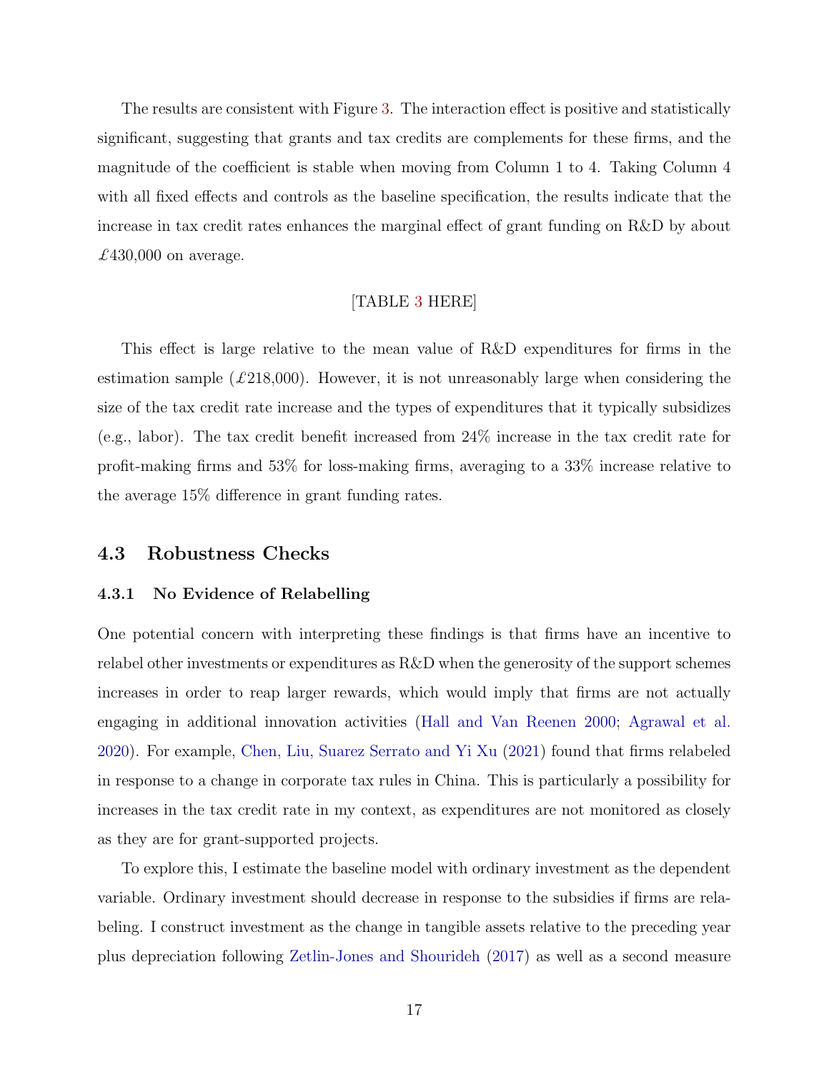The results are consistent with Figure 3. The interaction effect is positive and statistically significant, suggesting that grants and tax credits are complements for these firms, and the magnitude of the coefficient is stable when moving from Column 1 to 4. Taking Column 4 with all fixed effects and controls as the baseline specification, the results indicate that the increase in tax credit rates enhances the marginal effect of grant funding on R&D by about £430,000 on average.

[TABLE 3 HERE]

This effect is large relative to the mean value of R&D expenditures for firms in the estimation sample (£218,000). However, it is not unreasonably large when considering the size of the tax credit rate increase and the types of expenditures that it typically subsidizes (e.g., labor). The tax credit benefit increased from 24% increase in the tax credit rate for profit-making firms and 53% for loss-making firms, averaging to a 33% increase relative to the average 15% difference in grant funding rates.

## 4.3 Robustness Checks

### 4.3.1 No Evidence of Relabelling

One potential concern with interpreting these findings is that firms have an incentive to relabel other investments or expenditures as R&D when the generosity of the support schemes increases in order to reap larger rewards, which would imply that firms are not actually engaging in additional innovation activities (Hall and Van Reenen 2000; Agrawal et al. 2020). For example, Chen, Liu, Suarez Serrato and Yi Xu (2021) found that firms relabeled in response to a change in corporate tax rules in China. This is particularly a possibility for increases in the tax credit rate in my context, as expenditures are not monitored as closely as they are for grant-supported projects.

To explore this, I estimate the baseline model with ordinary investment as the dependent variable. Ordinary investment should decrease in response to the subsidies if firms are relabeling. I construct investment as the change in tangible assets relative to the preceding year plus depreciation following Zetlin-Jones and Shourideh (2017) as well as a second measure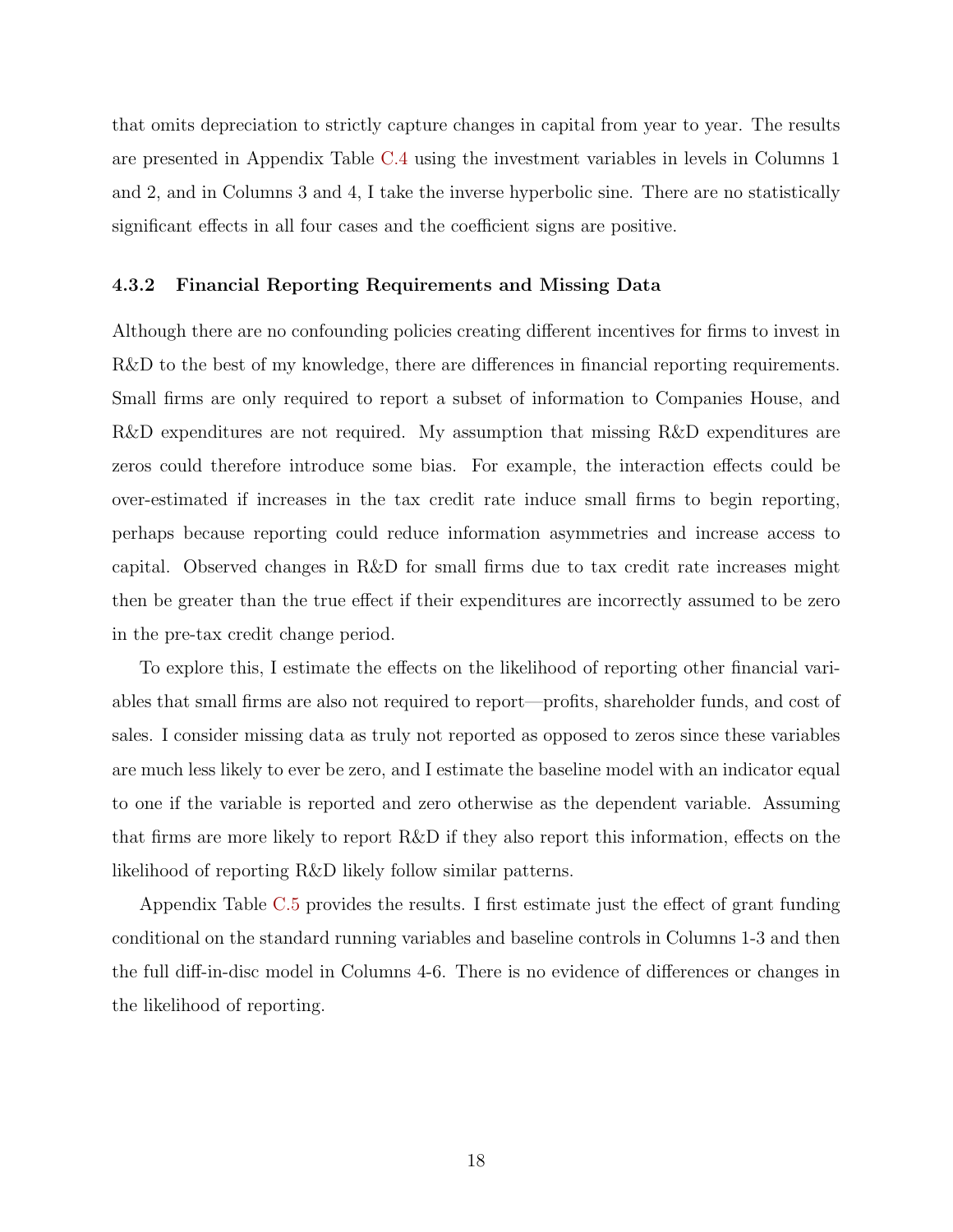that omits depreciation to strictly capture changes in capital from year to year. The results are presented in Appendix Table C.4 using the investment variables in levels in Columns 1 and 2, and in Columns 3 and 4, I take the inverse hyperbolic sine. There are no statistically significant effects in all four cases and the coefficient signs are positive.

### 4.3.2 Financial Reporting Requirements and Missing Data

Although there are no confounding policies creating different incentives for firms to invest in R&D to the best of my knowledge, there are differences in financial reporting requirements. Small firms are only required to report a subset of information to Companies House, and R&D expenditures are not required. My assumption that missing R&D expenditures are zeros could therefore introduce some bias. For example, the interaction effects could be over-estimated if increases in the tax credit rate induce small firms to begin reporting, perhaps because reporting could reduce information asymmetries and increase access to capital. Observed changes in R&D for small firms due to tax credit rate increases might then be greater than the true effect if their expenditures are incorrectly assumed to be zero in the pre-tax credit change period.

To explore this, I estimate the effects on the likelihood of reporting other financial variables that small firms are also not required to report—profits, shareholder funds, and cost of sales. I consider missing data as truly not reported as opposed to zeros since these variables are much less likely to ever be zero, and I estimate the baseline model with an indicator equal to one if the variable is reported and zero otherwise as the dependent variable. Assuming that firms are more likely to report R&D if they also report this information, effects on the likelihood of reporting R&D likely follow similar patterns.

Appendix Table C.5 provides the results. I first estimate just the effect of grant funding conditional on the standard running variables and baseline controls in Columns 1-3 and then the full diff-in-disc model in Columns 4-6. There is no evidence of differences or changes in the likelihood of reporting.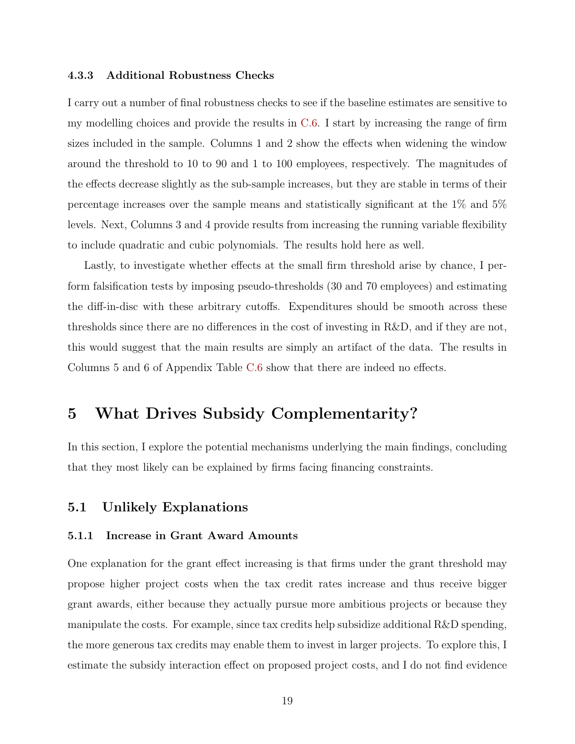#### 4.3.3 Additional Robustness Checks

I carry out a number of final robustness checks to see if the baseline estimates are sensitive to my modelling choices and provide the results in C.6. I start by increasing the range of firm sizes included in the sample. Columns 1 and 2 show the effects when widening the window around the threshold to 10 to 90 and 1 to 100 employees, respectively. The magnitudes of the effects decrease slightly as the sub-sample increases, but they are stable in terms of their percentage increases over the sample means and statistically significant at the 1% and 5% levels. Next, Columns 3 and 4 provide results from increasing the running variable flexibility to include quadratic and cubic polynomials. The results hold here as well.

Lastly, to investigate whether effects at the small firm threshold arise by chance, I perform falsification tests by imposing pseudo-thresholds (30 and 70 employees) and estimating the diff-in-disc with these arbitrary cutoffs. Expenditures should be smooth across these thresholds since there are no differences in the cost of investing in R&D, and if they are not, this would suggest that the main results are simply an artifact of the data. The results in Columns 5 and 6 of Appendix Table C.6 show that there are indeed no effects.

# 5 What Drives Subsidy Complementarity?

In this section, I explore the potential mechanisms underlying the main findings, concluding that they most likely can be explained by firms facing financing constraints.

## 5.1 Unlikely Explanations

#### 5.1.1 Increase in Grant Award Amounts

One explanation for the grant effect increasing is that firms under the grant threshold may propose higher project costs when the tax credit rates increase and thus receive bigger grant awards, either because they actually pursue more ambitious projects or because they manipulate the costs. For example, since tax credits help subsidize additional R&D spending, the more generous tax credits may enable them to invest in larger projects. To explore this, I estimate the subsidy interaction effect on proposed project costs, and I do not find evidence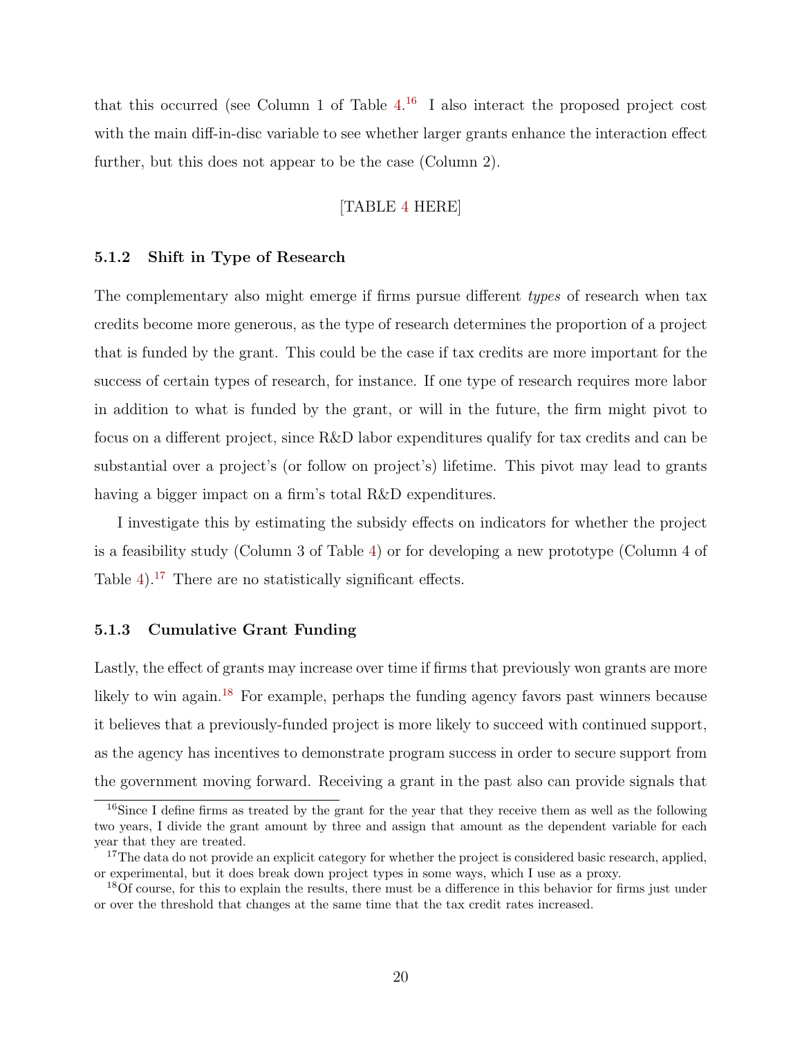that this occurred (see Column 1 of Table 4.[16] I also interact the proposed project cost with the main diff-in-disc variable to see whether larger grants enhance the interaction effect further, but this does not appear to be the case (Column 2).

[TABLE 4 HERE]

### 5.1.2 Shift in Type of Research

The complementary also might emerge if firms pursue different *types* of research when tax credits become more generous, as the type of research determines the proportion of a project that is funded by the grant. This could be the case if tax credits are more important for the success of certain types of research, for instance. If one type of research requires more labor in addition to what is funded by the grant, or will in the future, the firm might pivot to focus on a different project, since R&D labor expenditures qualify for tax credits and can be substantial over a project's (or follow on project's) lifetime. This pivot may lead to grants having a bigger impact on a firm's total R&D expenditures.

I investigate this by estimating the subsidy effects on indicators for whether the project is a feasibility study (Column 3 of Table 4) or for developing a new prototype (Column 4 of Table 4).[17] There are no statistically significant effects.

### 5.1.3 Cumulative Grant Funding

Lastly, the effect of grants may increase over time if firms that previously won grants are more likely to win again.[18] For example, perhaps the funding agency favors past winners because it believes that a previously-funded project is more likely to succeed with continued support, as the agency has incentives to demonstrate program success in order to secure support from the government moving forward. Receiving a grant in the past also can provide signals that

---

[16] Since I define firms as treated by the grant for the year that they receive them as well as the following two years, I divide the grant amount by three and assign that amount as the dependent variable for each year that they are treated.

[17] The data do not provide an explicit category for whether the project is considered basic research, applied, or experimental, but it does break down project types in some ways, which I use as a proxy.

[18] Of course, for this to explain the results, there must be a difference in this behavior for firms just under or over the threshold that changes at the same time that the tax credit rates increased.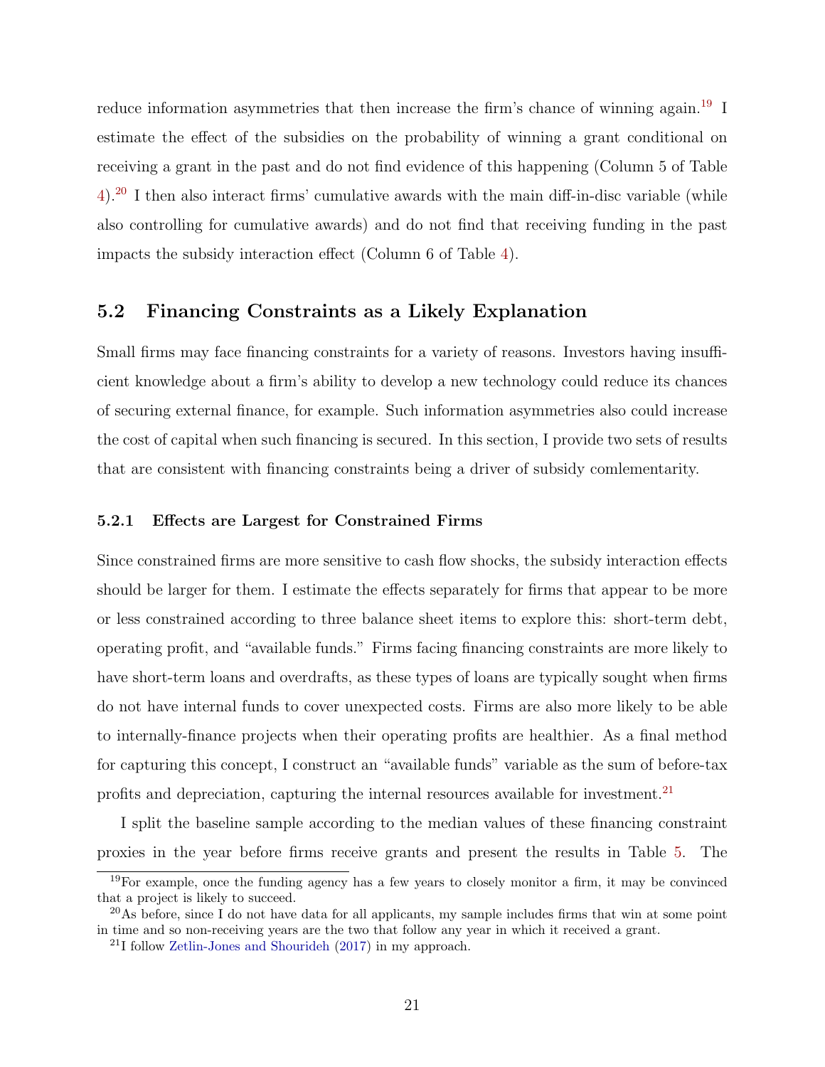reduce information asymmetries that then increase the firm's chance of winning again.[19] I estimate the effect of the subsidies on the probability of winning a grant conditional on receiving a grant in the past and do not find evidence of this happening (Column 5 of Table 4).[20] I then also interact firms' cumulative awards with the main diff-in-disc variable (while also controlling for cumulative awards) and do not find that receiving funding in the past impacts the subsidy interaction effect (Column 6 of Table 4).

## 5.2 Financing Constraints as a Likely Explanation

Small firms may face financing constraints for a variety of reasons. Investors having insufficient knowledge about a firm's ability to develop a new technology could reduce its chances of securing external finance, for example. Such information asymmetries also could increase the cost of capital when such financing is secured. In this section, I provide two sets of results that are consistent with financing constraints being a driver of subsidy comlementarity.

### 5.2.1 Effects are Largest for Constrained Firms

Since constrained firms are more sensitive to cash flow shocks, the subsidy interaction effects should be larger for them. I estimate the effects separately for firms that appear to be more or less constrained according to three balance sheet items to explore this: short-term debt, operating profit, and "available funds." Firms facing financing constraints are more likely to have short-term loans and overdrafts, as these types of loans are typically sought when firms do not have internal funds to cover unexpected costs. Firms are also more likely to be able to internally-finance projects when their operating profits are healthier. As a final method for capturing this concept, I construct an "available funds" variable as the sum of before-tax profits and depreciation, capturing the internal resources available for investment.[21]

I split the baseline sample according to the median values of these financing constraint proxies in the year before firms receive grants and present the results in Table 5. The

[19] For example, once the funding agency has a few years to closely monitor a firm, it may be convinced that a project is likely to succeed.

[20] As before, since I do not have data for all applicants, my sample includes firms that win at some point in time and so non-receiving years are the two that follow any year in which it received a grant.

[21] I follow Zetlin-Jones and Shourideh (2017) in my approach.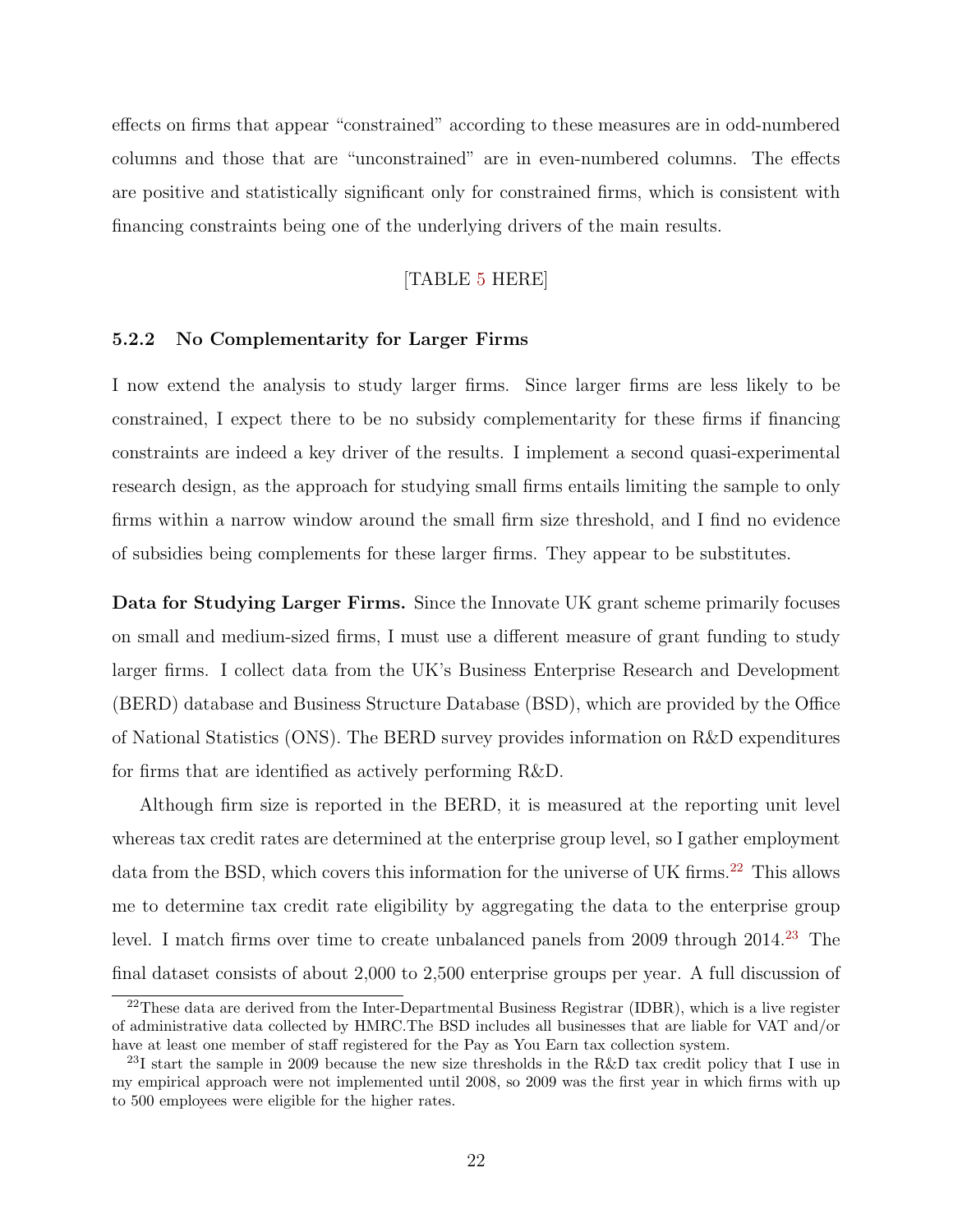effects on firms that appear "constrained" according to these measures are in odd-numbered columns and those that are "unconstrained" are in even-numbered columns. The effects are positive and statistically significant only for constrained firms, which is consistent with financing constraints being one of the underlying drivers of the main results.

[TABLE 5 HERE]

#### 5.2.2 No Complementarity for Larger Firms

I now extend the analysis to study larger firms. Since larger firms are less likely to be constrained, I expect there to be no subsidy complementarity for these firms if financing constraints are indeed a key driver of the results. I implement a second quasi-experimental research design, as the approach for studying small firms entails limiting the sample to only firms within a narrow window around the small firm size threshold, and I find no evidence of subsidies being complements for these larger firms. They appear to be substitutes.

**Data for Studying Larger Firms.** Since the Innovate UK grant scheme primarily focuses on small and medium-sized firms, I must use a different measure of grant funding to study larger firms. I collect data from the UK's Business Enterprise Research and Development (BERD) database and Business Structure Database (BSD), which are provided by the Office of National Statistics (ONS). The BERD survey provides information on R&D expenditures for firms that are identified as actively performing R&D.

Although firm size is reported in the BERD, it is measured at the reporting unit level whereas tax credit rates are determined at the enterprise group level, so I gather employment data from the BSD, which covers this information for the universe of UK firms.[22] This allows me to determine tax credit rate eligibility by aggregating the data to the enterprise group level. I match firms over time to create unbalanced panels from 2009 through 2014.[23] The final dataset consists of about 2,000 to 2,500 enterprise groups per year. A full discussion of

[22] These data are derived from the Inter-Departmental Business Registrar (IDBR), which is a live register of administrative data collected by HMRC.The BSD includes all businesses that are liable for VAT and/or have at least one member of staff registered for the Pay as You Earn tax collection system.

[23] I start the sample in 2009 because the new size thresholds in the R&D tax credit policy that I use in my empirical approach were not implemented until 2008, so 2009 was the first year in which firms with up to 500 employees were eligible for the higher rates.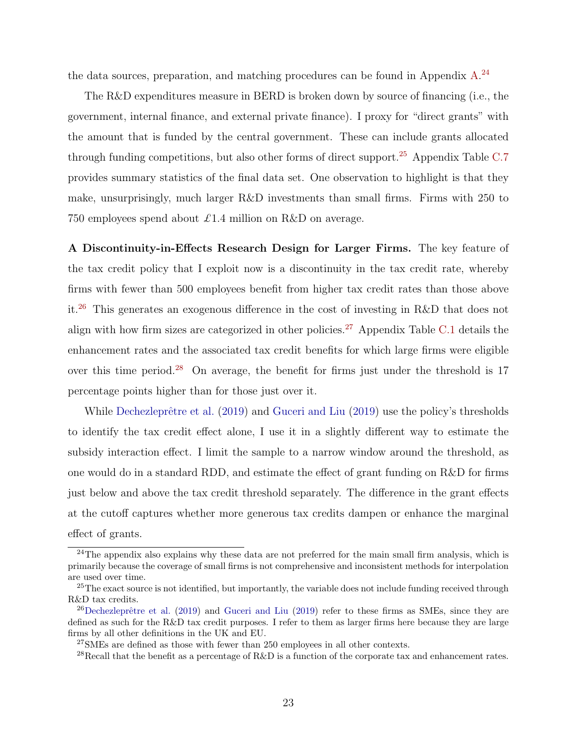the data sources, preparation, and matching procedures can be found in Appendix A.[24]

The R&D expenditures measure in BERD is broken down by source of financing (i.e., the government, internal finance, and external private finance). I proxy for "direct grants" with the amount that is funded by the central government. These can include grants allocated through funding competitions, but also other forms of direct support.[25] Appendix Table C.7 provides summary statistics of the final data set. One observation to highlight is that they make, unsurprisingly, much larger R&D investments than small firms. Firms with 250 to 750 employees spend about £1.4 million on R&D on average.

**A Discontinuity-in-Effects Research Design for Larger Firms.** The key feature of the tax credit policy that I exploit now is a discontinuity in the tax credit rate, whereby firms with fewer than 500 employees benefit from higher tax credit rates than those above it.[26] This generates an exogenous difference in the cost of investing in R&D that does not align with how firm sizes are categorized in other policies.[27] Appendix Table C.1 details the enhancement rates and the associated tax credit benefits for which large firms were eligible over this time period.[28] On average, the benefit for firms just under the threshold is 17 percentage points higher than for those just over it.

While Dechezleprêtre et al. (2019) and Guceri and Liu (2019) use the policy's thresholds to identify the tax credit effect alone, I use it in a slightly different way to estimate the subsidy interaction effect. I limit the sample to a narrow window around the threshold, as one would do in a standard RDD, and estimate the effect of grant funding on R&D for firms just below and above the tax credit threshold separately. The difference in the grant effects at the cutoff captures whether more generous tax credits dampen or enhance the marginal effect of grants.

---

[24] The appendix also explains why these data are not preferred for the main small firm analysis, which is primarily because the coverage of small firms is not comprehensive and inconsistent methods for interpolation are used over time.

[25] The exact source is not identified, but importantly, the variable does not include funding received through R&D tax credits.

[26] Dechezleprêtre et al. (2019) and Guceri and Liu (2019) refer to these firms as SMEs, since they are defined as such for the R&D tax credit purposes. I refer to them as larger firms here because they are large firms by all other definitions in the UK and EU.

[27] SMEs are defined as those with fewer than 250 employees in all other contexts.

[28] Recall that the benefit as a percentage of R&D is a function of the corporate tax and enhancement rates.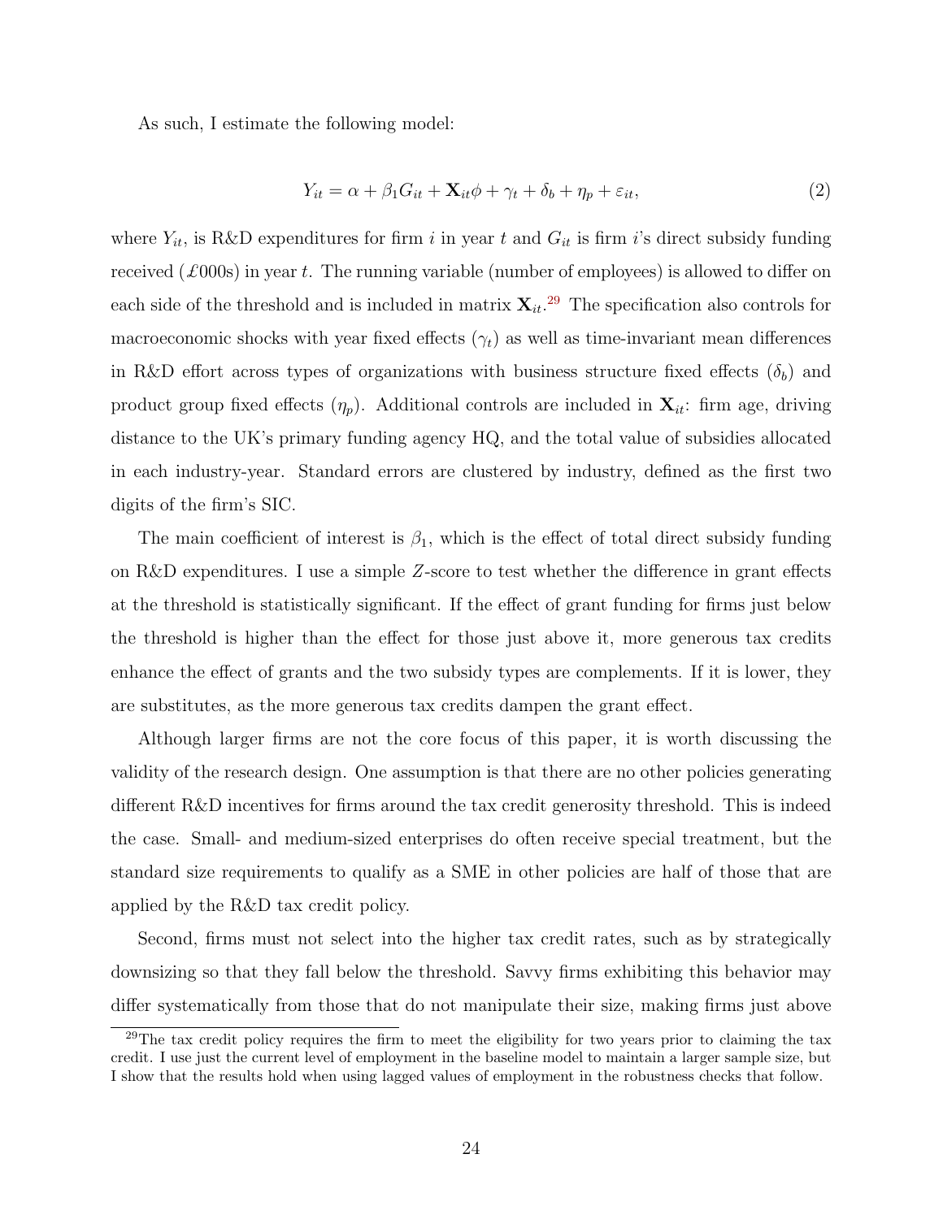As such, I estimate the following model:

$$Y_{it} = \alpha + \beta_1 G_{it} + \mathbf{X}_{it}\phi + \gamma_t + \delta_b + \eta_p + \varepsilon_{it}, \tag{2}$$

where $Y_{it}$, is R&D expenditures for firm $i$ in year $t$ and $G_{it}$ is firm $i$'s direct subsidy funding received (£000s) in year $t$. The running variable (number of employees) is allowed to differ on each side of the threshold and is included in matrix $\mathbf{X}_{it}$.[29] The specification also controls for macroeconomic shocks with year fixed effects ($\gamma_t$) as well as time-invariant mean differences in R&D effort across types of organizations with business structure fixed effects ($\delta_b$) and product group fixed effects ($\eta_p$). Additional controls are included in $\mathbf{X}_{it}$: firm age, driving distance to the UK's primary funding agency HQ, and the total value of subsidies allocated in each industry-year. Standard errors are clustered by industry, defined as the first two digits of the firm's SIC.

The main coefficient of interest is $\beta_1$, which is the effect of total direct subsidy funding on R&D expenditures. I use a simple $Z$-score to test whether the difference in grant effects at the threshold is statistically significant. If the effect of grant funding for firms just below the threshold is higher than the effect for those just above it, more generous tax credits enhance the effect of grants and the two subsidy types are complements. If it is lower, they are substitutes, as the more generous tax credits dampen the grant effect.

Although larger firms are not the core focus of this paper, it is worth discussing the validity of the research design. One assumption is that there are no other policies generating different R&D incentives for firms around the tax credit generosity threshold. This is indeed the case. Small- and medium-sized enterprises do often receive special treatment, but the standard size requirements to qualify as a SME in other policies are half of those that are applied by the R&D tax credit policy.

Second, firms must not select into the higher tax credit rates, such as by strategically downsizing so that they fall below the threshold. Savvy firms exhibiting this behavior may differ systematically from those that do not manipulate their size, making firms just above

[29] The tax credit policy requires the firm to meet the eligibility for two years prior to claiming the tax credit. I use just the current level of employment in the baseline model to maintain a larger sample size, but I show that the results hold when using lagged values of employment in the robustness checks that follow.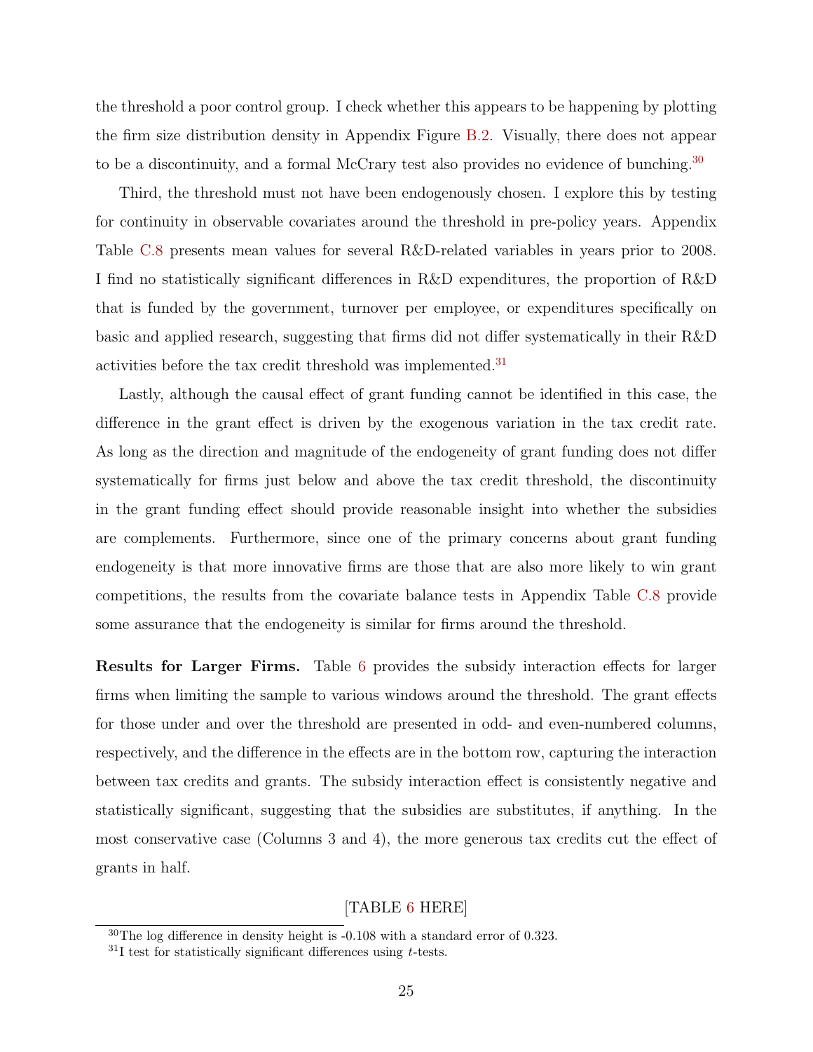the threshold a poor control group. I check whether this appears to be happening by plotting the firm size distribution density in Appendix Figure B.2. Visually, there does not appear to be a discontinuity, and a formal McCrary test also provides no evidence of bunching.[30]

Third, the threshold must not have been endogenously chosen. I explore this by testing for continuity in observable covariates around the threshold in pre-policy years. Appendix Table C.8 presents mean values for several R&D-related variables in years prior to 2008. I find no statistically significant differences in R&D expenditures, the proportion of R&D that is funded by the government, turnover per employee, or expenditures specifically on basic and applied research, suggesting that firms did not differ systematically in their R&D activities before the tax credit threshold was implemented.[31]

Lastly, although the causal effect of grant funding cannot be identified in this case, the difference in the grant effect is driven by the exogenous variation in the tax credit rate. As long as the direction and magnitude of the endogeneity of grant funding does not differ systematically for firms just below and above the tax credit threshold, the discontinuity in the grant funding effect should provide reasonable insight into whether the subsidies are complements. Furthermore, since one of the primary concerns about grant funding endogeneity is that more innovative firms are those that are also more likely to win grant competitions, the results from the covariate balance tests in Appendix Table C.8 provide some assurance that the endogeneity is similar for firms around the threshold.

**Results for Larger Firms.** Table 6 provides the subsidy interaction effects for larger firms when limiting the sample to various windows around the threshold. The grant effects for those under and over the threshold are presented in odd- and even-numbered columns, respectively, and the difference in the effects are in the bottom row, capturing the interaction between tax credits and grants. The subsidy interaction effect is consistently negative and statistically significant, suggesting that the subsidies are substitutes, if anything. In the most conservative case (Columns 3 and 4), the more generous tax credits cut the effect of grants in half.

[TABLE 6 HERE]

[30] The log difference in density height is -0.108 with a standard error of 0.323.

[31] I test for statistically significant differences using $t$-tests.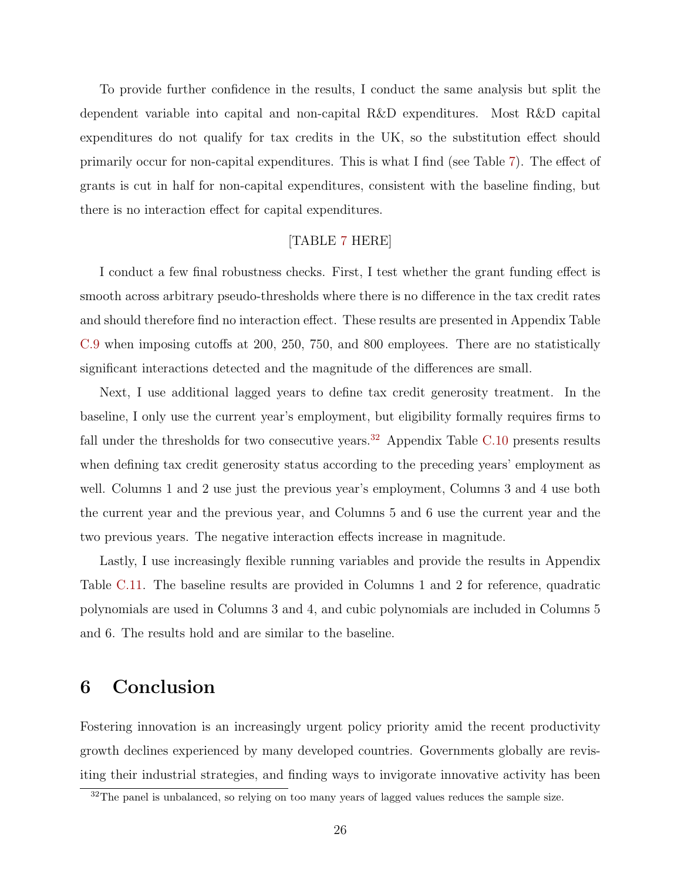To provide further confidence in the results, I conduct the same analysis but split the dependent variable into capital and non-capital R&D expenditures. Most R&D capital expenditures do not qualify for tax credits in the UK, so the substitution effect should primarily occur for non-capital expenditures. This is what I find (see Table 7). The effect of grants is cut in half for non-capital expenditures, consistent with the baseline finding, but there is no interaction effect for capital expenditures.

[TABLE 7 HERE]

I conduct a few final robustness checks. First, I test whether the grant funding effect is smooth across arbitrary pseudo-thresholds where there is no difference in the tax credit rates and should therefore find no interaction effect. These results are presented in Appendix Table C.9 when imposing cutoffs at 200, 250, 750, and 800 employees. There are no statistically significant interactions detected and the magnitude of the differences are small.

Next, I use additional lagged years to define tax credit generosity treatment. In the baseline, I only use the current year's employment, but eligibility formally requires firms to fall under the thresholds for two consecutive years.[32] Appendix Table C.10 presents results when defining tax credit generosity status according to the preceding years' employment as well. Columns 1 and 2 use just the previous year's employment, Columns 3 and 4 use both the current year and the previous year, and Columns 5 and 6 use the current year and the two previous years. The negative interaction effects increase in magnitude.

Lastly, I use increasingly flexible running variables and provide the results in Appendix Table C.11. The baseline results are provided in Columns 1 and 2 for reference, quadratic polynomials are used in Columns 3 and 4, and cubic polynomials are included in Columns 5 and 6. The results hold and are similar to the baseline.

# 6 Conclusion

Fostering innovation is an increasingly urgent policy priority amid the recent productivity growth declines experienced by many developed countries. Governments globally are revisiting their industrial strategies, and finding ways to invigorate innovative activity has been

[32] The panel is unbalanced, so relying on too many years of lagged values reduces the sample size.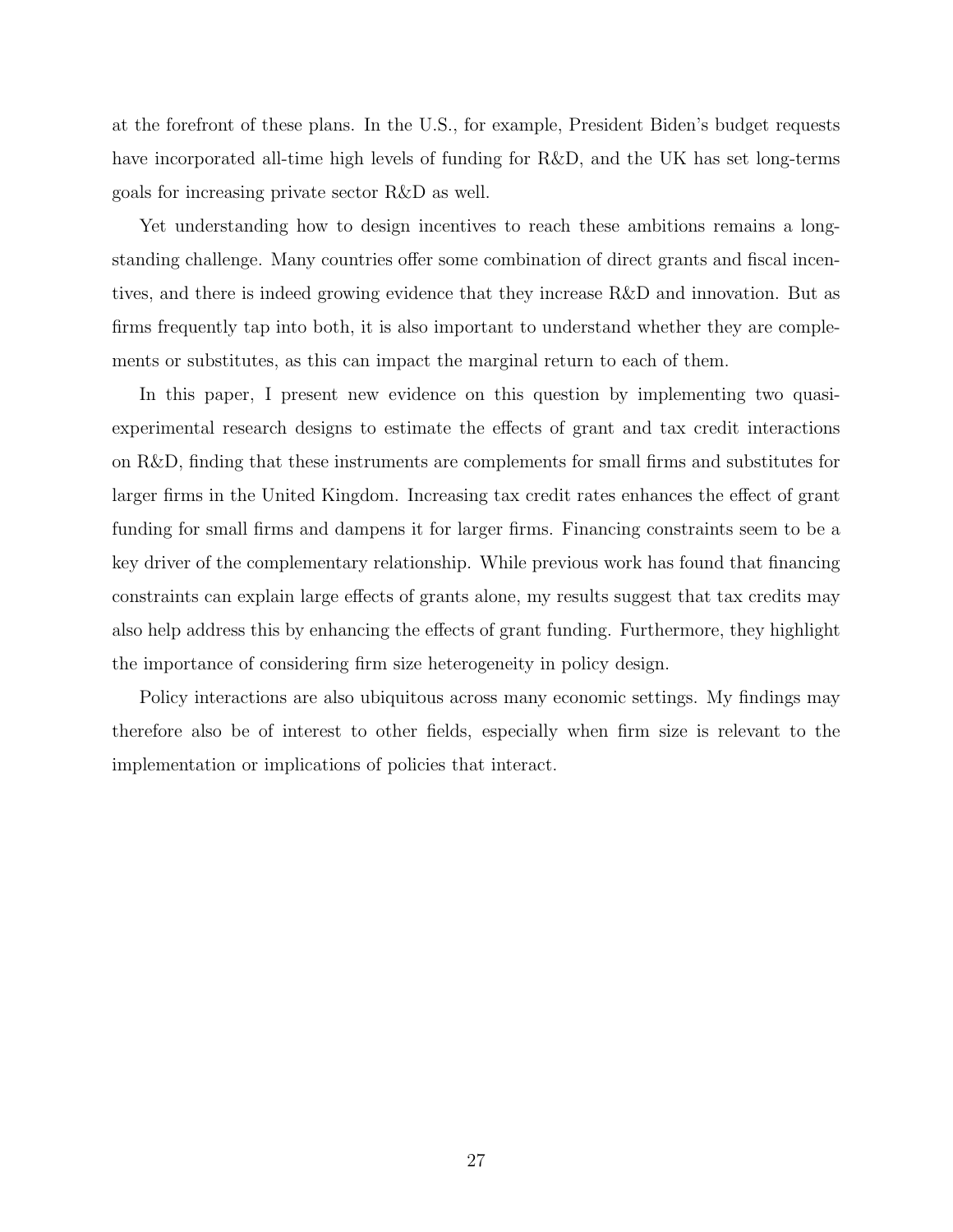at the forefront of these plans. In the U.S., for example, President Biden's budget requests have incorporated all-time high levels of funding for R&D, and the UK has set long-terms goals for increasing private sector R&D as well.

Yet understanding how to design incentives to reach these ambitions remains a long-standing challenge. Many countries offer some combination of direct grants and fiscal incentives, and there is indeed growing evidence that they increase R&D and innovation. But as firms frequently tap into both, it is also important to understand whether they are complements or substitutes, as this can impact the marginal return to each of them.

In this paper, I present new evidence on this question by implementing two quasi-experimental research designs to estimate the effects of grant and tax credit interactions on R&D, finding that these instruments are complements for small firms and substitutes for larger firms in the United Kingdom. Increasing tax credit rates enhances the effect of grant funding for small firms and dampens it for larger firms. Financing constraints seem to be a key driver of the complementary relationship. While previous work has found that financing constraints can explain large effects of grants alone, my results suggest that tax credits may also help address this by enhancing the effects of grant funding. Furthermore, they highlight the importance of considering firm size heterogeneity in policy design.

Policy interactions are also ubiquitous across many economic settings. My findings may therefore also be of interest to other fields, especially when firm size is relevant to the implementation or implications of policies that interact.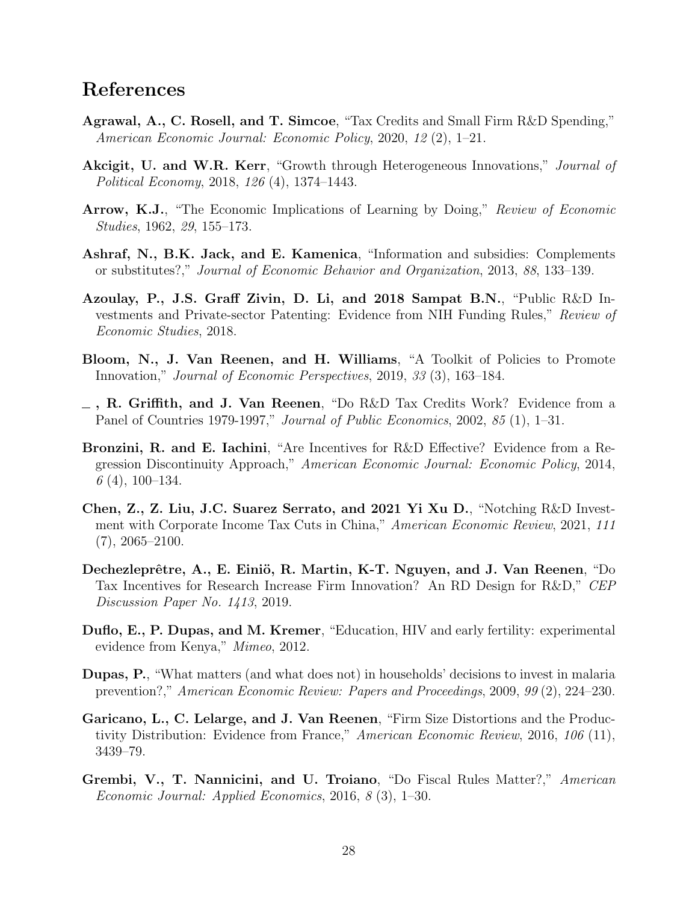## References

**Agrawal, A., C. Rosell, and T. Simcoe**, "Tax Credits and Small Firm R&D Spending," *American Economic Journal: Economic Policy*, 2020, *12* (2), 1–21.

**Akcigit, U. and W.R. Kerr**, "Growth through Heterogeneous Innovations," *Journal of Political Economy*, 2018, *126* (4), 1374–1443.

**Arrow, K.J.**, "The Economic Implications of Learning by Doing," *Review of Economic Studies*, 1962, *29*, 155–173.

**Ashraf, N., B.K. Jack, and E. Kamenica**, "Information and subsidies: Complements or substitutes?," *Journal of Economic Behavior and Organization*, 2013, *88*, 133–139.

**Azoulay, P., J.S. Graff Zivin, D. Li, and 2018 Sampat B.N.**, "Public R&D Investments and Private-sector Patenting: Evidence from NIH Funding Rules," *Review of Economic Studies*, 2018.

**Bloom, N., J. Van Reenen, and H. Williams**, "A Toolkit of Policies to Promote Innovation," *Journal of Economic Perspectives*, 2019, *33* (3), 163–184.

**_ , R. Griffith, and J. Van Reenen**, "Do R&D Tax Credits Work? Evidence from a Panel of Countries 1979-1997," *Journal of Public Economics*, 2002, *85* (1), 1–31.

**Bronzini, R. and E. Iachini**, "Are Incentives for R&D Effective? Evidence from a Regression Discontinuity Approach," *American Economic Journal: Economic Policy*, 2014, *6* (4), 100–134.

**Chen, Z., Z. Liu, J.C. Suarez Serrato, and 2021 Yi Xu D.**, "Notching R&D Investment with Corporate Income Tax Cuts in China," *American Economic Review*, 2021, *111* (7), 2065–2100.

**Dechezleprêtre, A., E. Einiö, R. Martin, K-T. Nguyen, and J. Van Reenen**, "Do Tax Incentives for Research Increase Firm Innovation? An RD Design for R&D," *CEP Discussion Paper No. 1413*, 2019.

**Duflo, E., P. Dupas, and M. Kremer**, "Education, HIV and early fertility: experimental evidence from Kenya," *Mimeo*, 2012.

**Dupas, P.**, "What matters (and what does not) in households' decisions to invest in malaria prevention?," *American Economic Review: Papers and Proceedings*, 2009, *99* (2), 224–230.

**Garicano, L., C. Lelarge, and J. Van Reenen**, "Firm Size Distortions and the Productivity Distribution: Evidence from France," *American Economic Review*, 2016, *106* (11), 3439–79.

**Grembi, V., T. Nannicini, and U. Troiano**, "Do Fiscal Rules Matter?," *American Economic Journal: Applied Economics*, 2016, *8* (3), 1–30.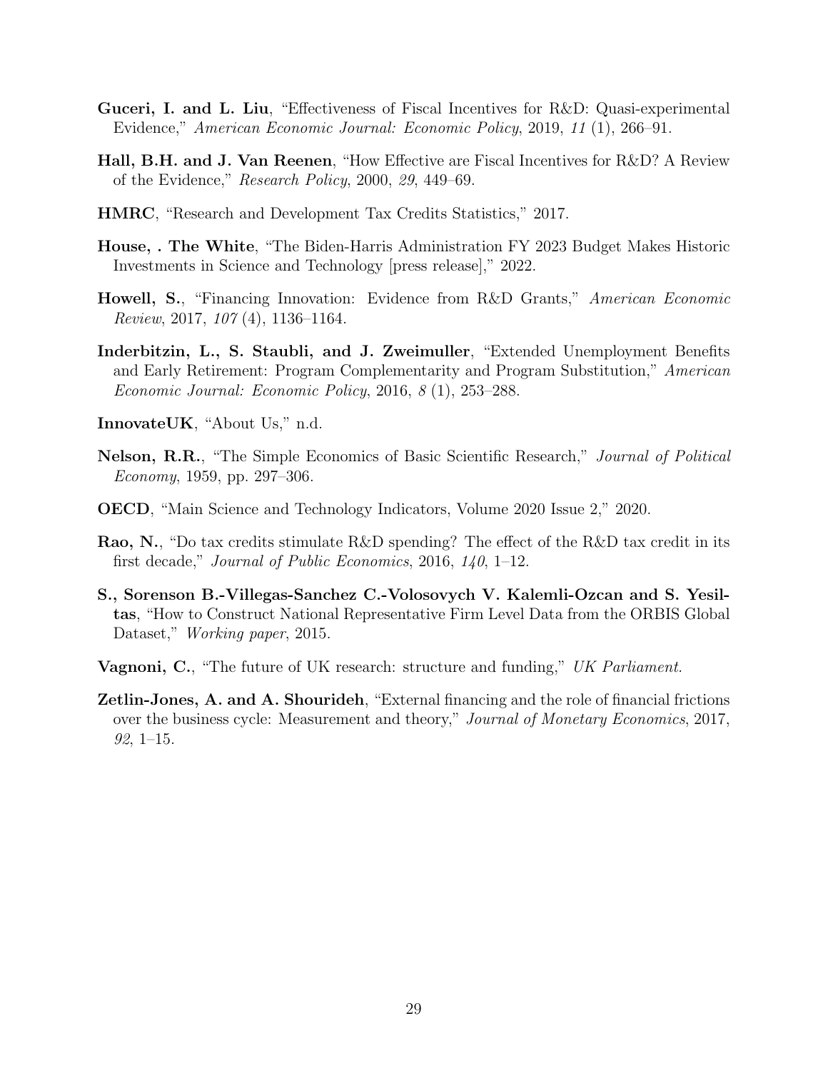**Guceri, I. and L. Liu**, "Effectiveness of Fiscal Incentives for R&D: Quasi-experimental Evidence," *American Economic Journal: Economic Policy*, 2019, *11* (1), 266–91.

**Hall, B.H. and J. Van Reenen**, "How Effective are Fiscal Incentives for R&D? A Review of the Evidence," *Research Policy*, 2000, *29*, 449–69.

**HMRC**, "Research and Development Tax Credits Statistics," 2017.

**House, . The White**, "The Biden-Harris Administration FY 2023 Budget Makes Historic Investments in Science and Technology [press release]," 2022.

**Howell, S.**, "Financing Innovation: Evidence from R&D Grants," *American Economic Review*, 2017, *107* (4), 1136–1164.

**Inderbitzin, L., S. Staubli, and J. Zweimuller**, "Extended Unemployment Benefits and Early Retirement: Program Complementarity and Program Substitution," *American Economic Journal: Economic Policy*, 2016, *8* (1), 253–288.

**InnovateUK**, "About Us," n.d.

**Nelson, R.R.**, "The Simple Economics of Basic Scientific Research," *Journal of Political Economy*, 1959, pp. 297–306.

**OECD**, "Main Science and Technology Indicators, Volume 2020 Issue 2," 2020.

**Rao, N.**, "Do tax credits stimulate R&D spending? The effect of the R&D tax credit in its first decade," *Journal of Public Economics*, 2016, *140*, 1–12.

**S., Sorenson B.-Villegas-Sanchez C.-Volosovych V. Kalemli-Ozcan and S. Yesiltas**, "How to Construct National Representative Firm Level Data from the ORBIS Global Dataset," *Working paper*, 2015.

**Vagnoni, C.**, "The future of UK research: structure and funding," *UK Parliament.*

**Zetlin-Jones, A. and A. Shourideh**, "External financing and the role of financial frictions over the business cycle: Measurement and theory," *Journal of Monetary Economics*, 2017, *92*, 1–15.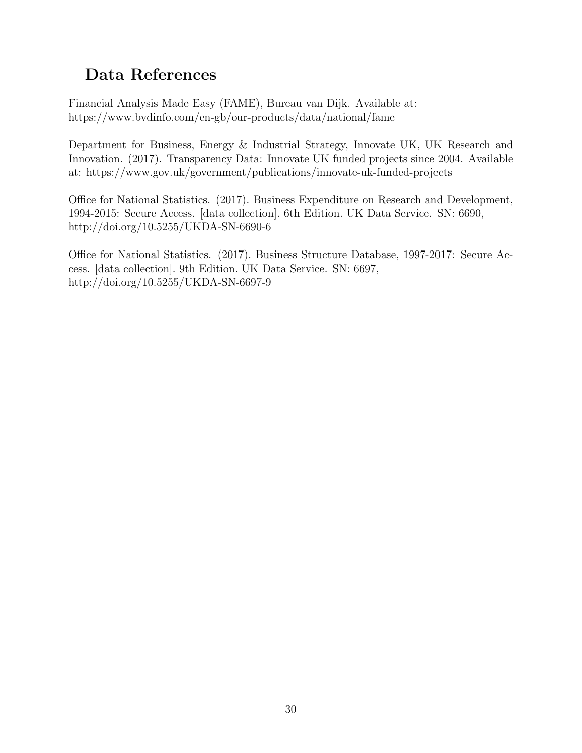## Data References

Financial Analysis Made Easy (FAME), Bureau van Dijk. Available at: https://www.bvdinfo.com/en-gb/our-products/data/national/fame

Department for Business, Energy & Industrial Strategy, Innovate UK, UK Research and Innovation. (2017). Transparency Data: Innovate UK funded projects since 2004. Available at: https://www.gov.uk/government/publications/innovate-uk-funded-projects

Office for National Statistics. (2017). Business Expenditure on Research and Development, 1994-2015: Secure Access. [data collection]. 6th Edition. UK Data Service. SN: 6690, http://doi.org/10.5255/UKDA-SN-6690-6

Office for National Statistics. (2017). Business Structure Database, 1997-2017: Secure Access. [data collection]. 9th Edition. UK Data Service. SN: 6697, http://doi.org/10.5255/UKDA-SN-6697-9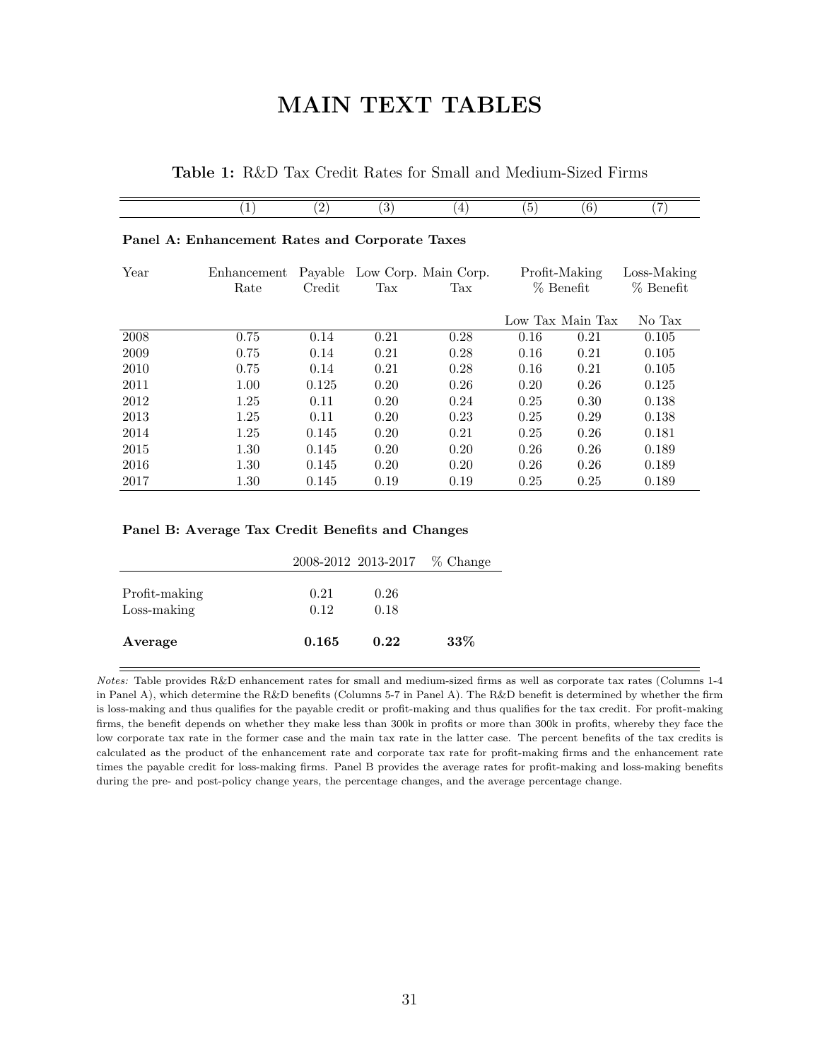# MAIN TEXT TABLES

**Table 1:** R&D Tax Credit Rates for Small and Medium-Sized Firms

**Panel A: Enhancement Rates and Corporate Taxes**

| | (1) | (2) | (3) | (4) | (5) | (6) | (7) |
|---|---|---|---|---|---|---|---|
| Year | Enhancement Rate | Payable Credit | Low Corp. Tax | Main Corp. Tax | Profit-Making % Benefit | | Loss-Making % Benefit |
| | | | | | Low Tax | Main Tax | No Tax |
| 2008 | 0.75 | 0.14 | 0.21 | 0.28 | 0.16 | 0.21 | 0.105 |
| 2009 | 0.75 | 0.14 | 0.21 | 0.28 | 0.16 | 0.21 | 0.105 |
| 2010 | 0.75 | 0.14 | 0.21 | 0.28 | 0.16 | 0.21 | 0.105 |
| 2011 | 1.00 | 0.125 | 0.20 | 0.26 | 0.20 | 0.26 | 0.125 |
| 2012 | 1.25 | 0.11 | 0.20 | 0.24 | 0.25 | 0.30 | 0.138 |
| 2013 | 1.25 | 0.11 | 0.20 | 0.23 | 0.25 | 0.29 | 0.138 |
| 2014 | 1.25 | 0.145 | 0.20 | 0.21 | 0.25 | 0.26 | 0.181 |
| 2015 | 1.30 | 0.145 | 0.20 | 0.20 | 0.26 | 0.26 | 0.189 |
| 2016 | 1.30 | 0.145 | 0.20 | 0.20 | 0.26 | 0.26 | 0.189 |
| 2017 | 1.30 | 0.145 | 0.19 | 0.19 | 0.25 | 0.25 | 0.189 |

**Panel B: Average Tax Credit Benefits and Changes**

| | 2008-2012 | 2013-2017 | % Change |
|---|---|---|---|
| Profit-making | 0.21 | 0.26 | |
| Loss-making | 0.12 | 0.18 | |
| **Average** | **0.165** | **0.22** | **33%** |

*Notes:* Table provides R&D enhancement rates for small and medium-sized firms as well as corporate tax rates (Columns 1-4 in Panel A), which determine the R&D benefits (Columns 5-7 in Panel A). The R&D benefit is determined by whether the firm is loss-making and thus qualifies for the payable credit or profit-making and thus qualifies for the tax credit. For profit-making firms, the benefit depends on whether they make less than 300k in profits or more than 300k in profits, whereby they face the low corporate tax rate in the former case and the main tax rate in the latter case. The percent benefits of the tax credits is calculated as the product of the enhancement rate and corporate tax rate for profit-making firms and the enhancement rate times the payable credit for loss-making firms. Panel B provides the average rates for profit-making and loss-making benefits during the pre- and post-policy change years, the percentage changes, and the average percentage change.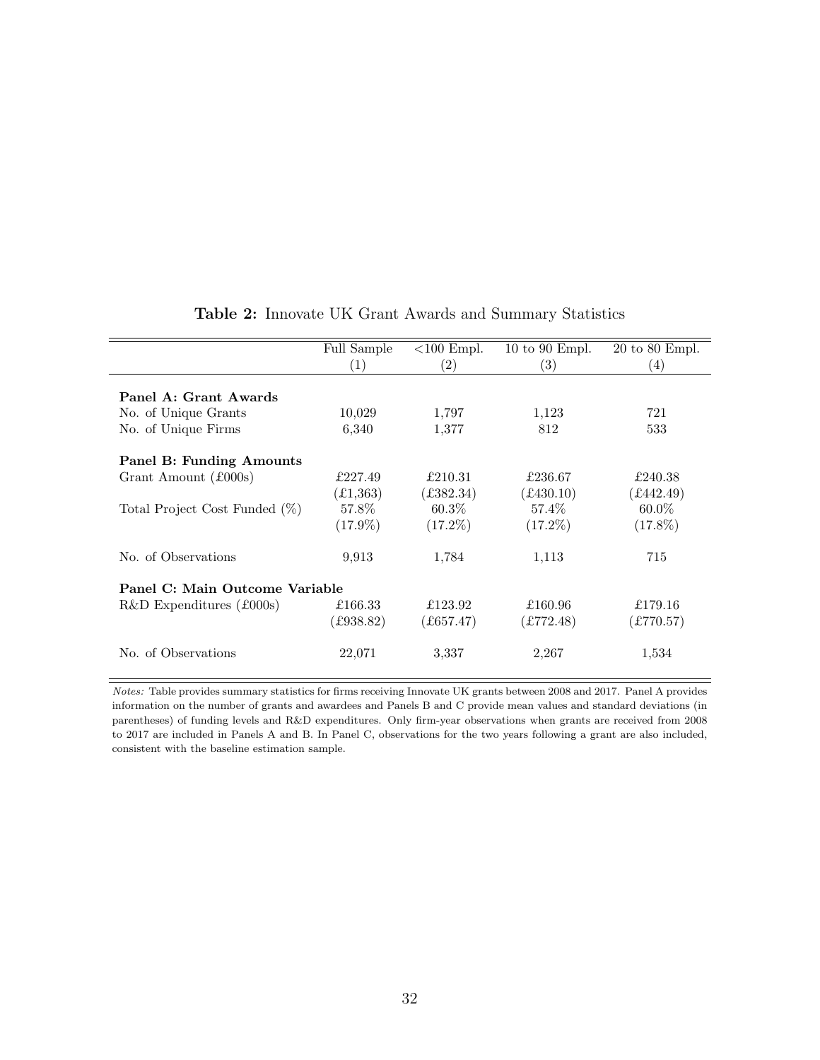**Table 2:** Innovate UK Grant Awards and Summary Statistics

| | Full Sample | <100 Empl. | 10 to 90 Empl. | 20 to 80 Empl. |
|---|---|---|---|---|
| | (1) | (2) | (3) | (4) |
| **Panel A: Grant Awards** | | | | |
| No. of Unique Grants | 10,029 | 1,797 | 1,123 | 721 |
| No. of Unique Firms | 6,340 | 1,377 | 812 | 533 |
| **Panel B: Funding Amounts** | | | | |
| Grant Amount (£000s) | £227.49 | £210.31 | £236.67 | £240.38 |
| | (£1,363) | (£382.34) | (£430.10) | (£442.49) |
| Total Project Cost Funded (%) | 57.8% | 60.3% | 57.4% | 60.0% |
| | (17.9%) | (17.2%) | (17.2%) | (17.8%) |
| No. of Observations | 9,913 | 1,784 | 1,113 | 715 |
| **Panel C: Main Outcome Variable** | | | | |
| R&D Expenditures (£000s) | £166.33 | £123.92 | £160.96 | £179.16 |
| | (£938.82) | (£657.47) | (£772.48) | (£770.57) |
| No. of Observations | 22,071 | 3,337 | 2,267 | 1,534 |

*Notes:* Table provides summary statistics for firms receiving Innovate UK grants between 2008 and 2017. Panel A provides information on the number of grants and awardees and Panels B and C provide mean values and standard deviations (in parentheses) of funding levels and R&D expenditures. Only firm-year observations when grants are received from 2008 to 2017 are included in Panels A and B. In Panel C, observations for the two years following a grant are also included, consistent with the baseline estimation sample.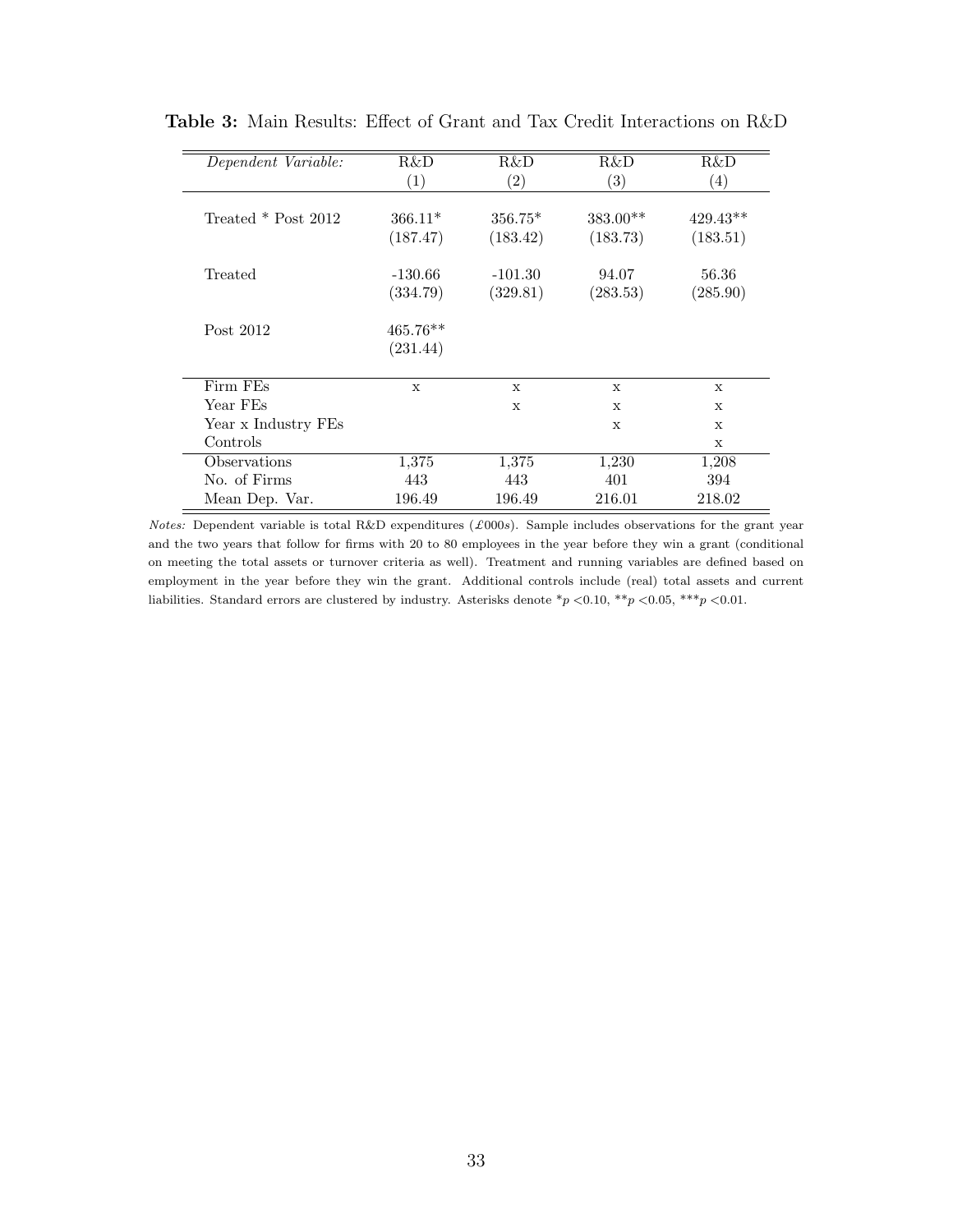**Table 3:** Main Results: Effect of Grant and Tax Credit Interactions on R&D

| *Dependent Variable:* | R&D (1) | R&D (2) | R&D (3) | R&D (4) |
|---|---|---|---|---|
| Treated * Post 2012 | 366.11* | 356.75* | 383.00** | 429.43** |
| | (187.47) | (183.42) | (183.73) | (183.51) |
| Treated | -130.66 | -101.30 | 94.07 | 56.36 |
| | (334.79) | (329.81) | (283.53) | (285.90) |
| Post 2012 | 465.76** | | | |
| | (231.44) | | | |
| Firm FEs | x | x | x | x |
| Year FEs | | x | x | x |
| Year x Industry FEs | | | x | x |
| Controls | | | | x |
| Observations | 1,375 | 1,375 | 1,230 | 1,208 |
| No. of Firms | 443 | 443 | 401 | 394 |
| Mean Dep. Var. | 196.49 | 196.49 | 216.01 | 218.02 |

*Notes:* Dependent variable is total R&D expenditures (*£000s*). Sample includes observations for the grant year and the two years that follow for firms with 20 to 80 employees in the year before they win a grant (conditional on meeting the total assets or turnover criteria as well). Treatment and running variables are defined based on employment in the year before they win the grant. Additional controls include (real) total assets and current liabilities. Standard errors are clustered by industry. Asterisks denote $^{*}p<0.10$, $^{**}p<0.05$, $^{***}p<0.01$.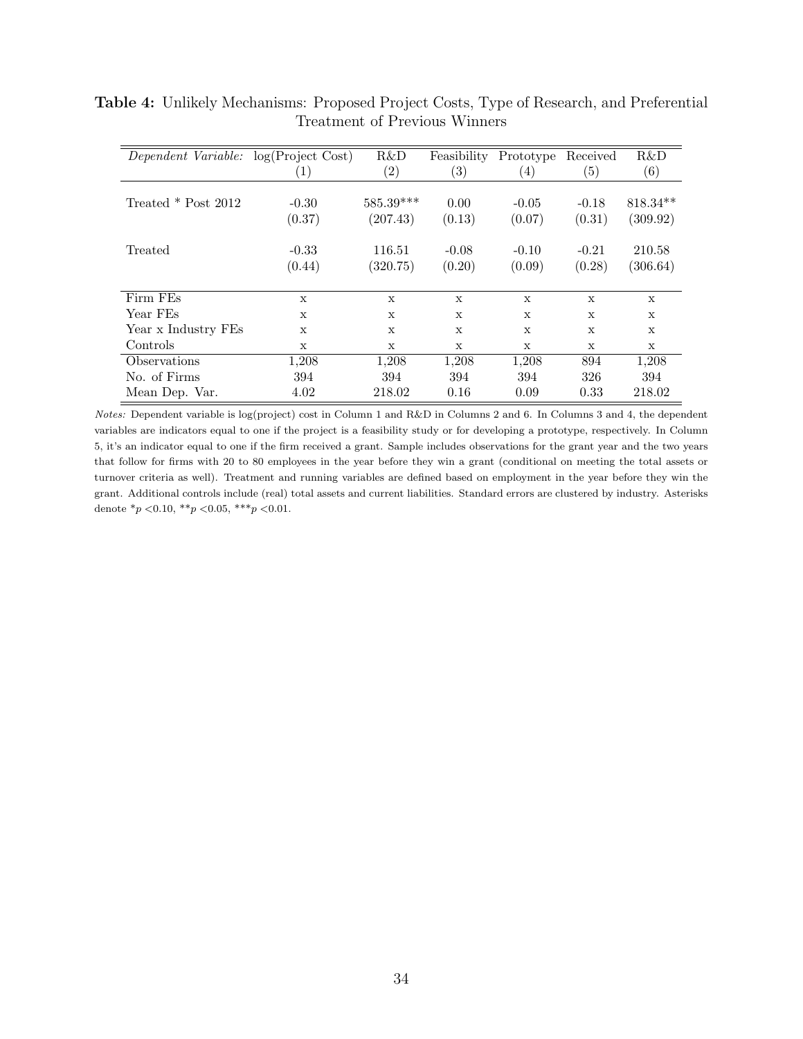**Table 4:** Unlikely Mechanisms: Proposed Project Costs, Type of Research, and Preferential Treatment of Previous Winners

| *Dependent Variable:* | log(Project Cost) | R&D | Feasibility | Prototype | Received | R&D |
|---|---|---|---|---|---|---|
| | (1) | (2) | (3) | (4) | (5) | (6) |
| Treated * Post 2012 | -0.30 | 585.39*** | 0.00 | -0.05 | -0.18 | 818.34** |
| | (0.37) | (207.43) | (0.13) | (0.07) | (0.31) | (309.92) |
| Treated | -0.33 | 116.51 | -0.08 | -0.10 | -0.21 | 210.58 |
| | (0.44) | (320.75) | (0.20) | (0.09) | (0.28) | (306.64) |
| Firm FEs | x | x | x | x | x | x |
| Year FEs | x | x | x | x | x | x |
| Year x Industry FEs | x | x | x | x | x | x |
| Controls | x | x | x | x | x | x |
| Observations | 1,208 | 1,208 | 1,208 | 1,208 | 894 | 1,208 |
| No. of Firms | 394 | 394 | 394 | 394 | 326 | 394 |
| Mean Dep. Var. | 4.02 | 218.02 | 0.16 | 0.09 | 0.33 | 218.02 |

*Notes:* Dependent variable is log(project) cost in Column 1 and R&D in Columns 2 and 6. In Columns 3 and 4, the dependent variables are indicators equal to one if the project is a feasibility study or for developing a prototype, respectively. In Column 5, it's an indicator equal to one if the firm received a grant. Sample includes observations for the grant year and the two years that follow for firms with 20 to 80 employees in the year before they win a grant (conditional on meeting the total assets or turnover criteria as well). Treatment and running variables are defined based on employment in the year before they win the grant. Additional controls include (real) total assets and current liabilities. Standard errors are clustered by industry. Asterisks denote *$p$ <0.10, **$p$ <0.05, ***$p$ <0.01.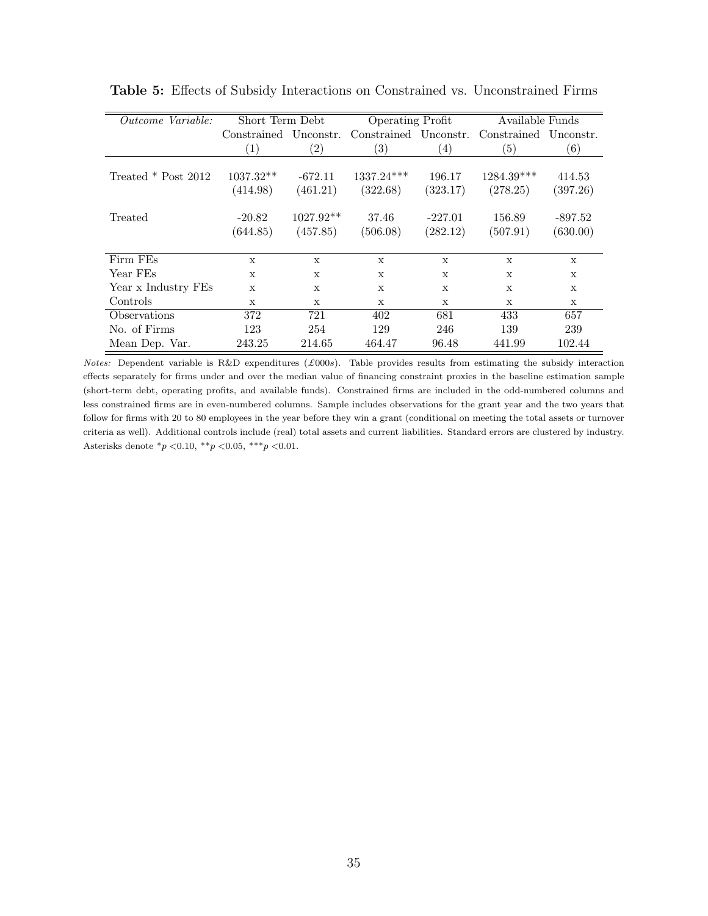**Table 5:** Effects of Subsidy Interactions on Constrained vs. Unconstrained Firms

| *Outcome Variable:* | Short Term Debt | | Operating Profit | | Available Funds | |
|---|---|---|---|---|---|---|
| | Constrained | Unconstr. | Constrained | Unconstr. | Constrained | Unconstr. |
| | (1) | (2) | (3) | (4) | (5) | (6) |
| Treated * Post 2012 | 1037.32** | -672.11 | 1337.24*** | 196.17 | 1284.39*** | 414.53 |
| | (414.98) | (461.21) | (322.68) | (323.17) | (278.25) | (397.26) |
| Treated | -20.82 | 1027.92** | 37.46 | -227.01 | 156.89 | -897.52 |
| | (644.85) | (457.85) | (506.08) | (282.12) | (507.91) | (630.00) |
| Firm FEs | x | x | x | x | x | x |
| Year FEs | x | x | x | x | x | x |
| Year x Industry FEs | x | x | x | x | x | x |
| Controls | x | x | x | x | x | x |
| Observations | 372 | 721 | 402 | 681 | 433 | 657 |
| No. of Firms | 123 | 254 | 129 | 246 | 139 | 239 |
| Mean Dep. Var. | 243.25 | 214.65 | 464.47 | 96.48 | 441.99 | 102.44 |

*Notes:* Dependent variable is R&D expenditures (£000*s*). Table provides results from estimating the subsidy interaction effects separately for firms under and over the median value of financing constraint proxies in the baseline estimation sample (short-term debt, operating profits, and available funds). Constrained firms are included in the odd-numbered columns and less constrained firms are in even-numbered columns. Sample includes observations for the grant year and the two years that follow for firms with 20 to 80 employees in the year before they win a grant (conditional on meeting the total assets or turnover criteria as well). Additional controls include (real) total assets and current liabilities. Standard errors are clustered by industry. Asterisks denote *$p$ <0.10, **$p$ <0.05, ***$p$ <0.01.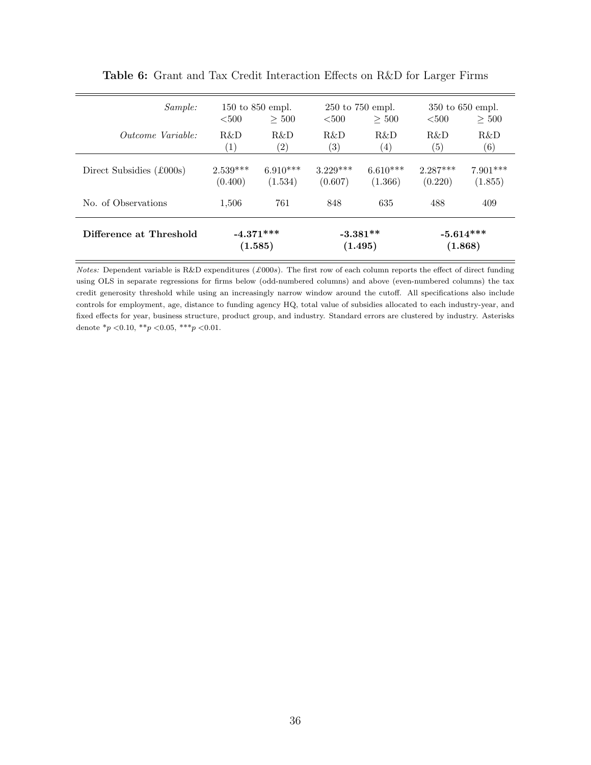**Table 6:** Grant and Tax Credit Interaction Effects on R&D for Larger Firms

| *Sample:* | 150 to 850 empl. | | 250 to 750 empl. | | 350 to 650 empl. | |
|---|---|---|---|---|---|---|
| | <500 | ≥ 500 | <500 | ≥ 500 | <500 | ≥ 500 |
| *Outcome Variable:* | R&D | R&D | R&D | R&D | R&D | R&D |
| | (1) | (2) | (3) | (4) | (5) | (6) |
| Direct Subsidies (£000s) | 2.539*** | 6.910*** | 3.229*** | 6.610*** | 2.287*** | 7.901*** |
| | (0.400) | (1.534) | (0.607) | (1.366) | (0.220) | (1.855) |
| No. of Observations | 1,506 | 761 | 848 | 635 | 488 | 409 |
| **Difference at Threshold** | **-4.371*** | | **-3.381** | | **-5.614*** | |
| | **(1.585)** | | **(1.495)** | | **(1.868)** | |

*Notes:* Dependent variable is R&D expenditures (*£000s*). The first row of each column reports the effect of direct funding using OLS in separate regressions for firms below (odd-numbered columns) and above (even-numbered columns) the tax credit generosity threshold while using an increasingly narrow window around the cutoff. All specifications also include controls for employment, age, distance to funding agency HQ, total value of subsidies allocated to each industry-year, and fixed effects for year, business structure, product group, and industry. Standard errors are clustered by industry. Asterisks denote *$p$ <0.10, **$p$ <0.05, ***$p$ <0.01.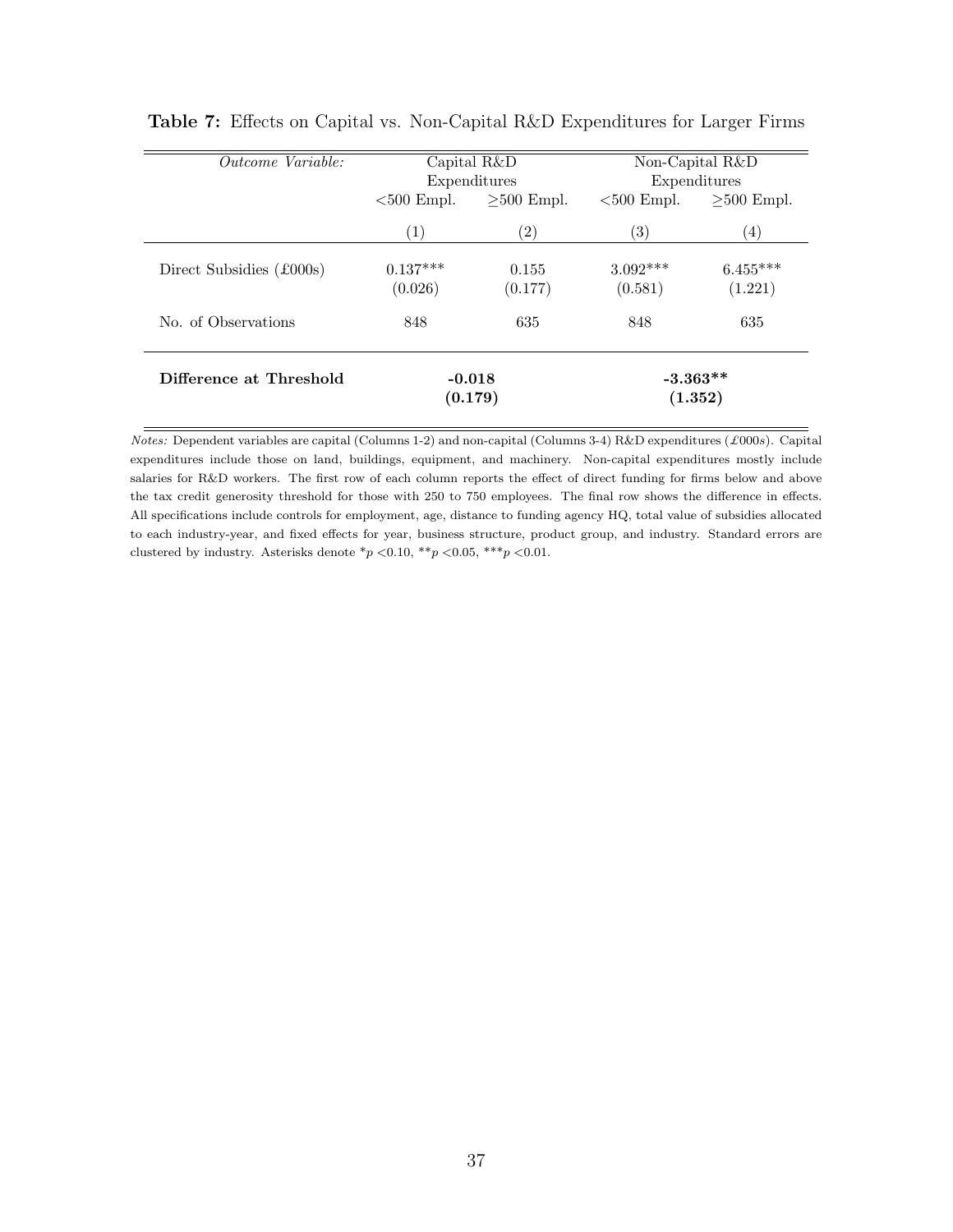**Table 7:** Effects on Capital vs. Non-Capital R&D Expenditures for Larger Firms

| *Outcome Variable:* | Capital R&D Expenditures | | Non-Capital R&D Expenditures | |
|---|---|---|---|---|
| | <500 Empl. | ≥500 Empl. | <500 Empl. | ≥500 Empl. |
| | (1) | (2) | (3) | (4) |
| Direct Subsidies (£000s) | 0.137*** | 0.155 | 3.092*** | 6.455*** |
| | (0.026) | (0.177) | (0.581) | (1.221) |
| No. of Observations | 848 | 635 | 848 | 635 |
| **Difference at Threshold** | **-0.018** | | **-3.363**** | |
| | **(0.179)** | | **(1.352)** | |

*Notes:* Dependent variables are capital (Columns 1-2) and non-capital (Columns 3-4) R&D expenditures (*£000s*). Capital expenditures include those on land, buildings, equipment, and machinery. Non-capital expenditures mostly include salaries for R&D workers. The first row of each column reports the effect of direct funding for firms below and above the tax credit generosity threshold for those with 250 to 750 employees. The final row shows the difference in effects. All specifications include controls for employment, age, distance to funding agency HQ, total value of subsidies allocated to each industry-year, and fixed effects for year, business structure, product group, and industry. Standard errors are clustered by industry. Asterisks denote *$p < 0.10$, **$p < 0.05$, ***$p < 0.01$.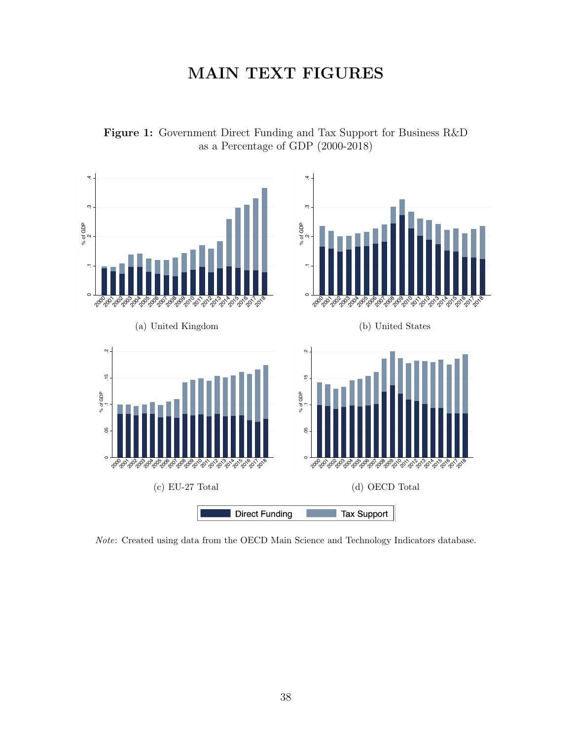# MAIN TEXT FIGURES

**Figure 1:** Government Direct Funding and Tax Support for Business R&D as a Percentage of GDP (2000-2018)

(a) United Kingdom

(b) United States

(c) EU-27 Total

(d) OECD Total

*Note*: Created using data from the OECD Main Science and Technology Indicators database.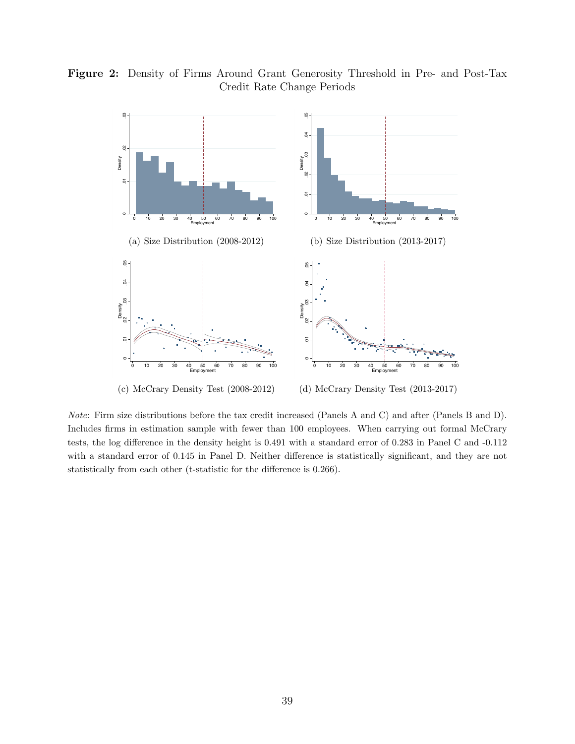**Figure 2:** Density of Firms Around Grant Generosity Threshold in Pre- and Post-Tax Credit Rate Change Periods

(a) Size Distribution (2008-2012)

(b) Size Distribution (2013-2017)

(c) McCrary Density Test (2008-2012)

(d) McCrary Density Test (2013-2017)

*Note*: Firm size distributions before the tax credit increased (Panels A and C) and after (Panels B and D). Includes firms in estimation sample with fewer than 100 employees. When carrying out formal McCrary tests, the log difference in the density height is 0.491 with a standard error of 0.283 in Panel C and -0.112 with a standard error of 0.145 in Panel D. Neither difference is statistically significant, and they are not statistically from each other (t-statistic for the difference is 0.266).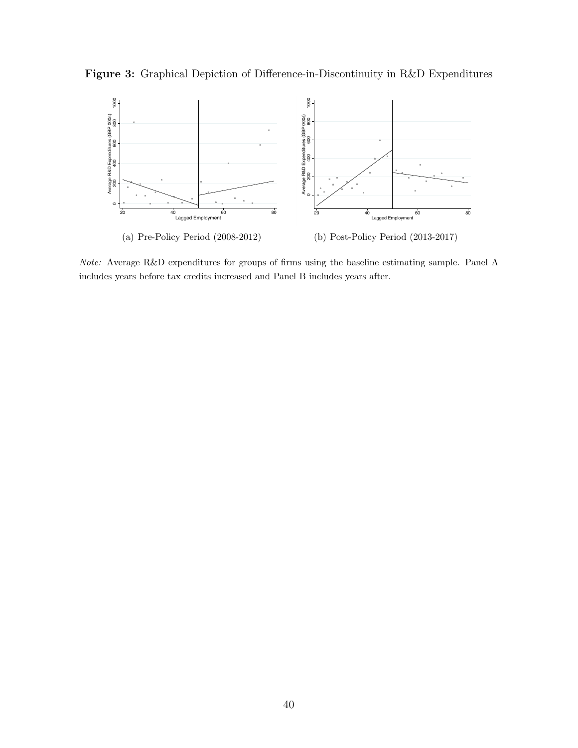**Figure 3:** Graphical Depiction of Difference-in-Discontinuity in R&D Expenditures

(a) Pre-Policy Period (2008-2012)

(b) Post-Policy Period (2013-2017)

*Note:* Average R&D expenditures for groups of firms using the baseline estimating sample. Panel A includes years before tax credits increased and Panel B includes years after.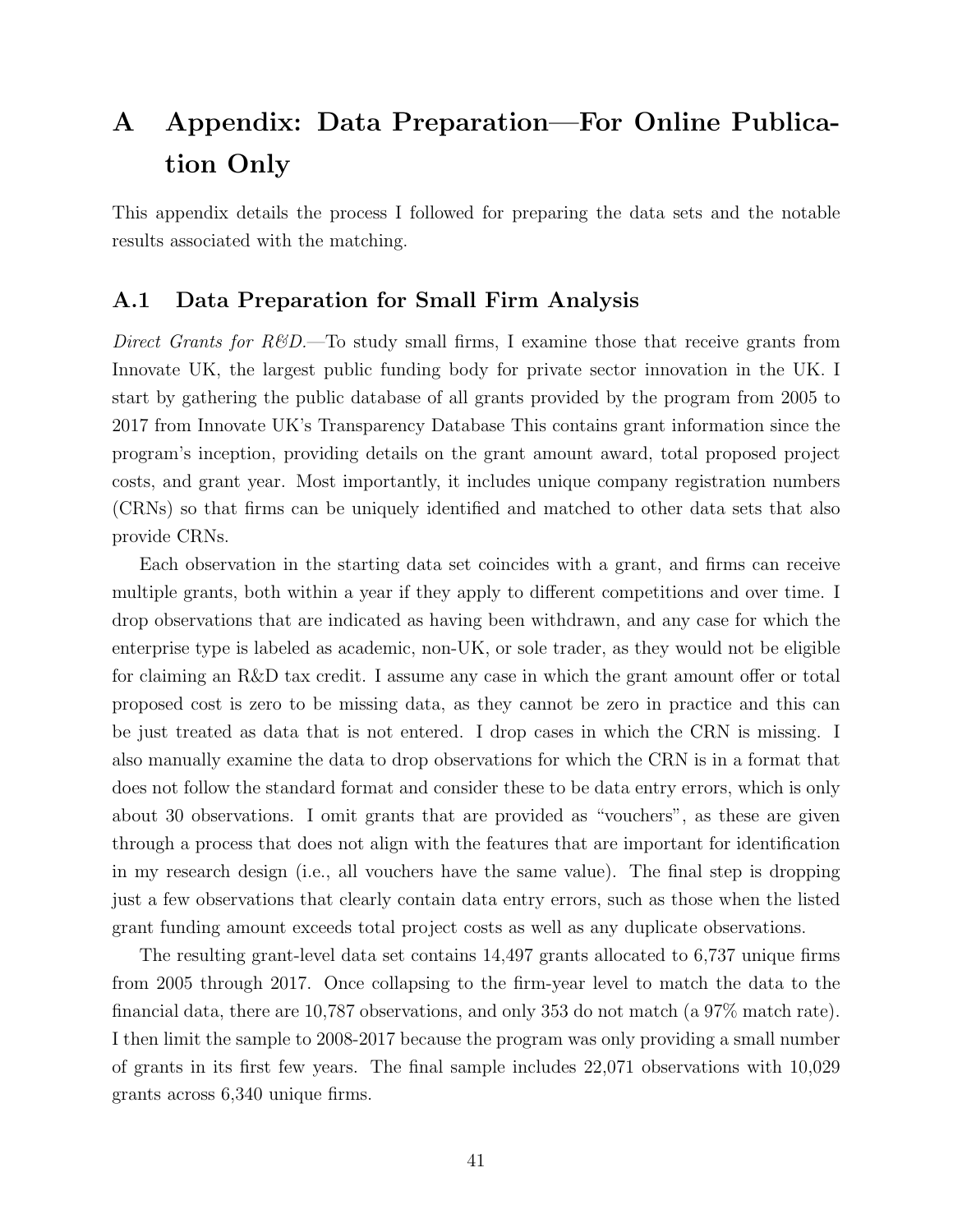# A Appendix: Data Preparation—For Online Publication Only

This appendix details the process I followed for preparing the data sets and the notable results associated with the matching.

## A.1 Data Preparation for Small Firm Analysis

*Direct Grants for R&D.*—To study small firms, I examine those that receive grants from Innovate UK, the largest public funding body for private sector innovation in the UK. I start by gathering the public database of all grants provided by the program from 2005 to 2017 from Innovate UK's Transparency Database This contains grant information since the program's inception, providing details on the grant amount award, total proposed project costs, and grant year. Most importantly, it includes unique company registration numbers (CRNs) so that firms can be uniquely identified and matched to other data sets that also provide CRNs.

Each observation in the starting data set coincides with a grant, and firms can receive multiple grants, both within a year if they apply to different competitions and over time. I drop observations that are indicated as having been withdrawn, and any case for which the enterprise type is labeled as academic, non-UK, or sole trader, as they would not be eligible for claiming an R&D tax credit. I assume any case in which the grant amount offer or total proposed cost is zero to be missing data, as they cannot be zero in practice and this can be just treated as data that is not entered. I drop cases in which the CRN is missing. I also manually examine the data to drop observations for which the CRN is in a format that does not follow the standard format and consider these to be data entry errors, which is only about 30 observations. I omit grants that are provided as "vouchers", as these are given through a process that does not align with the features that are important for identification in my research design (i.e., all vouchers have the same value). The final step is dropping just a few observations that clearly contain data entry errors, such as those when the listed grant funding amount exceeds total project costs as well as any duplicate observations.

The resulting grant-level data set contains 14,497 grants allocated to 6,737 unique firms from 2005 through 2017. Once collapsing to the firm-year level to match the data to the financial data, there are 10,787 observations, and only 353 do not match (a 97% match rate). I then limit the sample to 2008-2017 because the program was only providing a small number of grants in its first few years. The final sample includes 22,071 observations with 10,029 grants across 6,340 unique firms.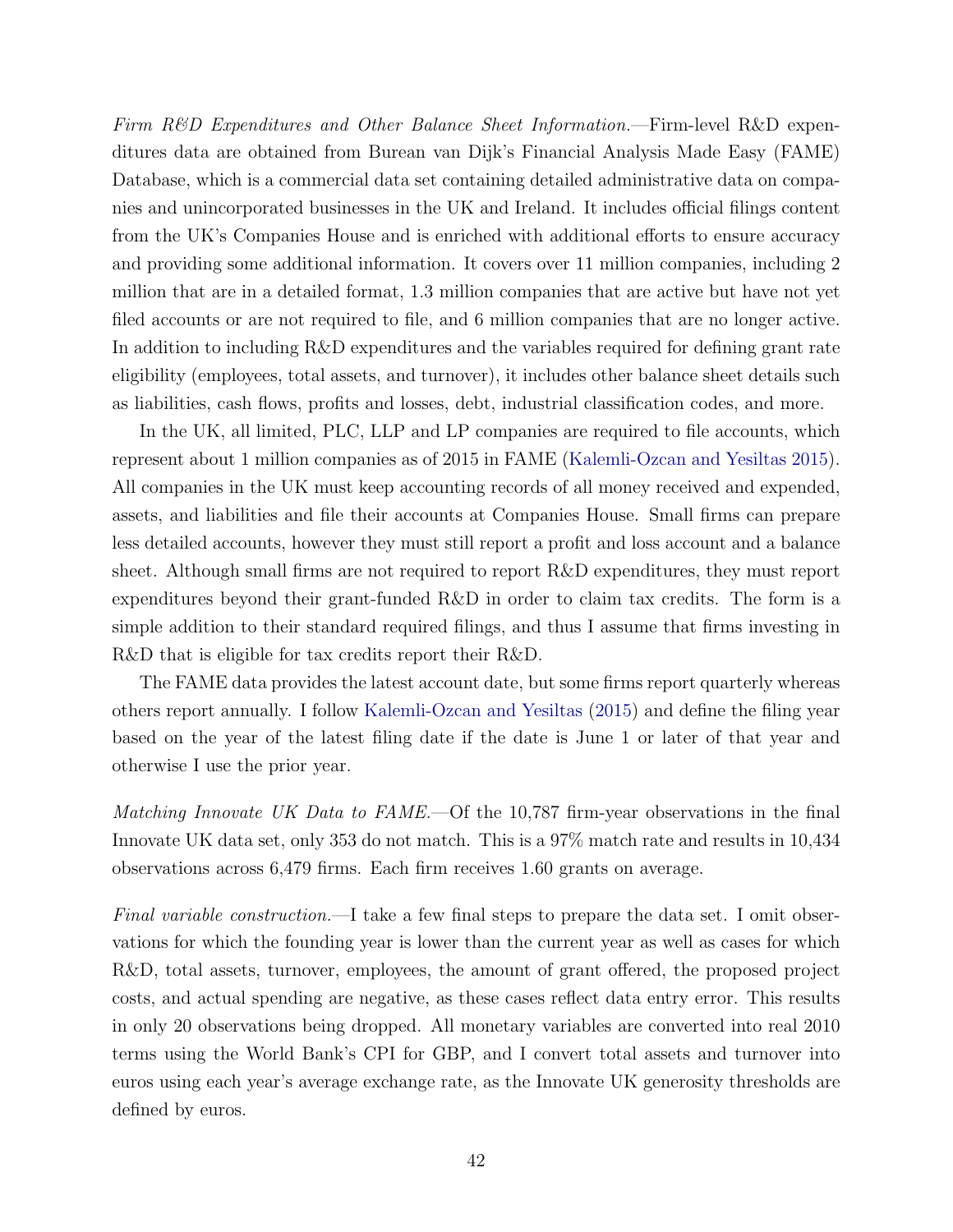*Firm R&D Expenditures and Other Balance Sheet Information.*—Firm-level R&D expenditures data are obtained from Burean van Dijk's Financial Analysis Made Easy (FAME) Database, which is a commercial data set containing detailed administrative data on companies and unincorporated businesses in the UK and Ireland. It includes official filings content from the UK's Companies House and is enriched with additional efforts to ensure accuracy and providing some additional information. It covers over 11 million companies, including 2 million that are in a detailed format, 1.3 million companies that are active but have not yet filed accounts or are not required to file, and 6 million companies that are no longer active. In addition to including R&D expenditures and the variables required for defining grant rate eligibility (employees, total assets, and turnover), it includes other balance sheet details such as liabilities, cash flows, profits and losses, debt, industrial classification codes, and more.

In the UK, all limited, PLC, LLP and LP companies are required to file accounts, which represent about 1 million companies as of 2015 in FAME (Kalemli-Ozcan and Yesiltas 2015). All companies in the UK must keep accounting records of all money received and expended, assets, and liabilities and file their accounts at Companies House. Small firms can prepare less detailed accounts, however they must still report a profit and loss account and a balance sheet. Although small firms are not required to report R&D expenditures, they must report expenditures beyond their grant-funded R&D in order to claim tax credits. The form is a simple addition to their standard required filings, and thus I assume that firms investing in R&D that is eligible for tax credits report their R&D.

The FAME data provides the latest account date, but some firms report quarterly whereas others report annually. I follow Kalemli-Ozcan and Yesiltas (2015) and define the filing year based on the year of the latest filing date if the date is June 1 or later of that year and otherwise I use the prior year.

*Matching Innovate UK Data to FAME.*—Of the 10,787 firm-year observations in the final Innovate UK data set, only 353 do not match. This is a 97% match rate and results in 10,434 observations across 6,479 firms. Each firm receives 1.60 grants on average.

*Final variable construction.*—I take a few final steps to prepare the data set. I omit observations for which the founding year is lower than the current year as well as cases for which R&D, total assets, turnover, employees, the amount of grant offered, the proposed project costs, and actual spending are negative, as these cases reflect data entry error. This results in only 20 observations being dropped. All monetary variables are converted into real 2010 terms using the World Bank's CPI for GBP, and I convert total assets and turnover into euros using each year's average exchange rate, as the Innovate UK generosity thresholds are defined by euros.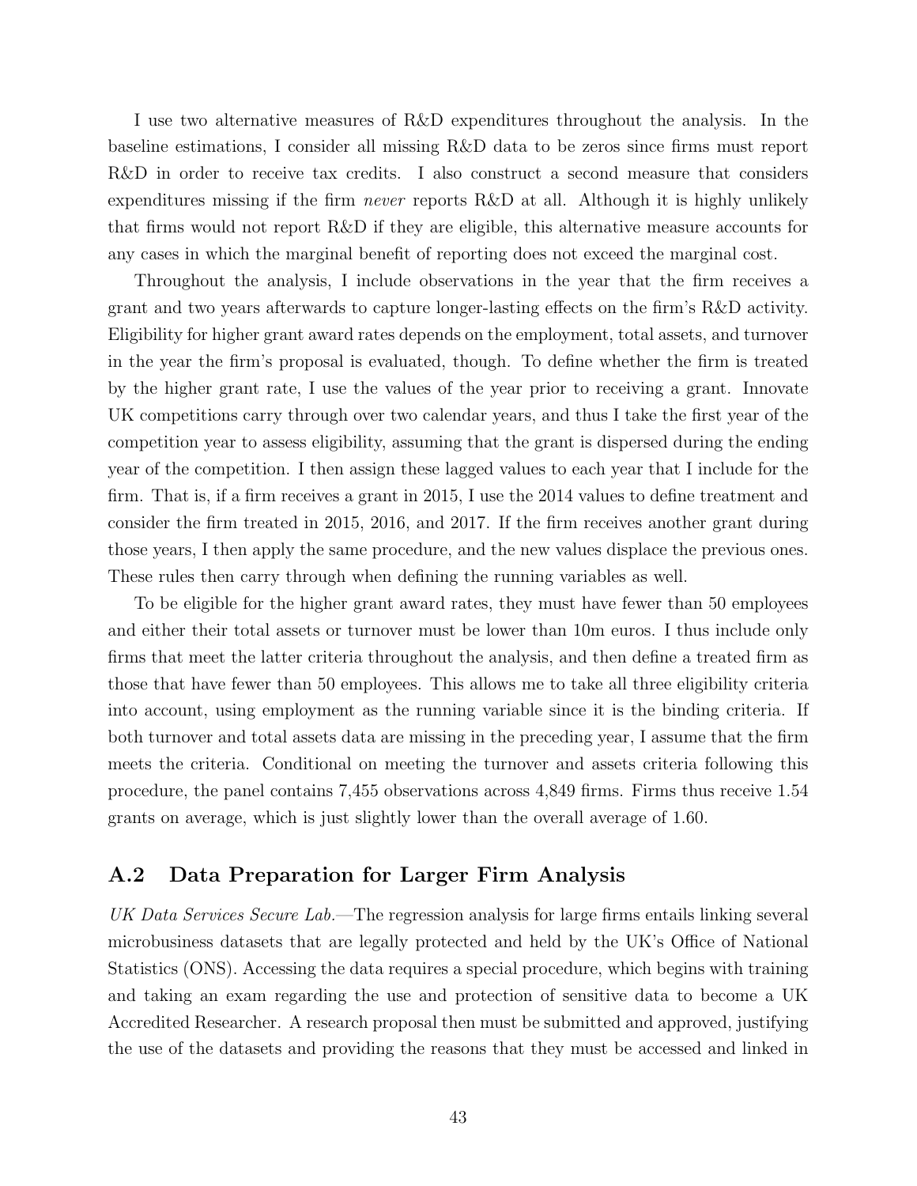I use two alternative measures of R&D expenditures throughout the analysis. In the baseline estimations, I consider all missing R&D data to be zeros since firms must report R&D in order to receive tax credits. I also construct a second measure that considers expenditures missing if the firm *never* reports R&D at all. Although it is highly unlikely that firms would not report R&D if they are eligible, this alternative measure accounts for any cases in which the marginal benefit of reporting does not exceed the marginal cost.

Throughout the analysis, I include observations in the year that the firm receives a grant and two years afterwards to capture longer-lasting effects on the firm's R&D activity. Eligibility for higher grant award rates depends on the employment, total assets, and turnover in the year the firm's proposal is evaluated, though. To define whether the firm is treated by the higher grant rate, I use the values of the year prior to receiving a grant. Innovate UK competitions carry through over two calendar years, and thus I take the first year of the competition year to assess eligibility, assuming that the grant is dispersed during the ending year of the competition. I then assign these lagged values to each year that I include for the firm. That is, if a firm receives a grant in 2015, I use the 2014 values to define treatment and consider the firm treated in 2015, 2016, and 2017. If the firm receives another grant during those years, I then apply the same procedure, and the new values displace the previous ones. These rules then carry through when defining the running variables as well.

To be eligible for the higher grant award rates, they must have fewer than 50 employees and either their total assets or turnover must be lower than 10m euros. I thus include only firms that meet the latter criteria throughout the analysis, and then define a treated firm as those that have fewer than 50 employees. This allows me to take all three eligibility criteria into account, using employment as the running variable since it is the binding criteria. If both turnover and total assets data are missing in the preceding year, I assume that the firm meets the criteria. Conditional on meeting the turnover and assets criteria following this procedure, the panel contains 7,455 observations across 4,849 firms. Firms thus receive 1.54 grants on average, which is just slightly lower than the overall average of 1.60.

## A.2 Data Preparation for Larger Firm Analysis

*UK Data Services Secure Lab.*—The regression analysis for large firms entails linking several microbusiness datasets that are legally protected and held by the UK's Office of National Statistics (ONS). Accessing the data requires a special procedure, which begins with training and taking an exam regarding the use and protection of sensitive data to become a UK Accredited Researcher. A research proposal then must be submitted and approved, justifying the use of the datasets and providing the reasons that they must be accessed and linked in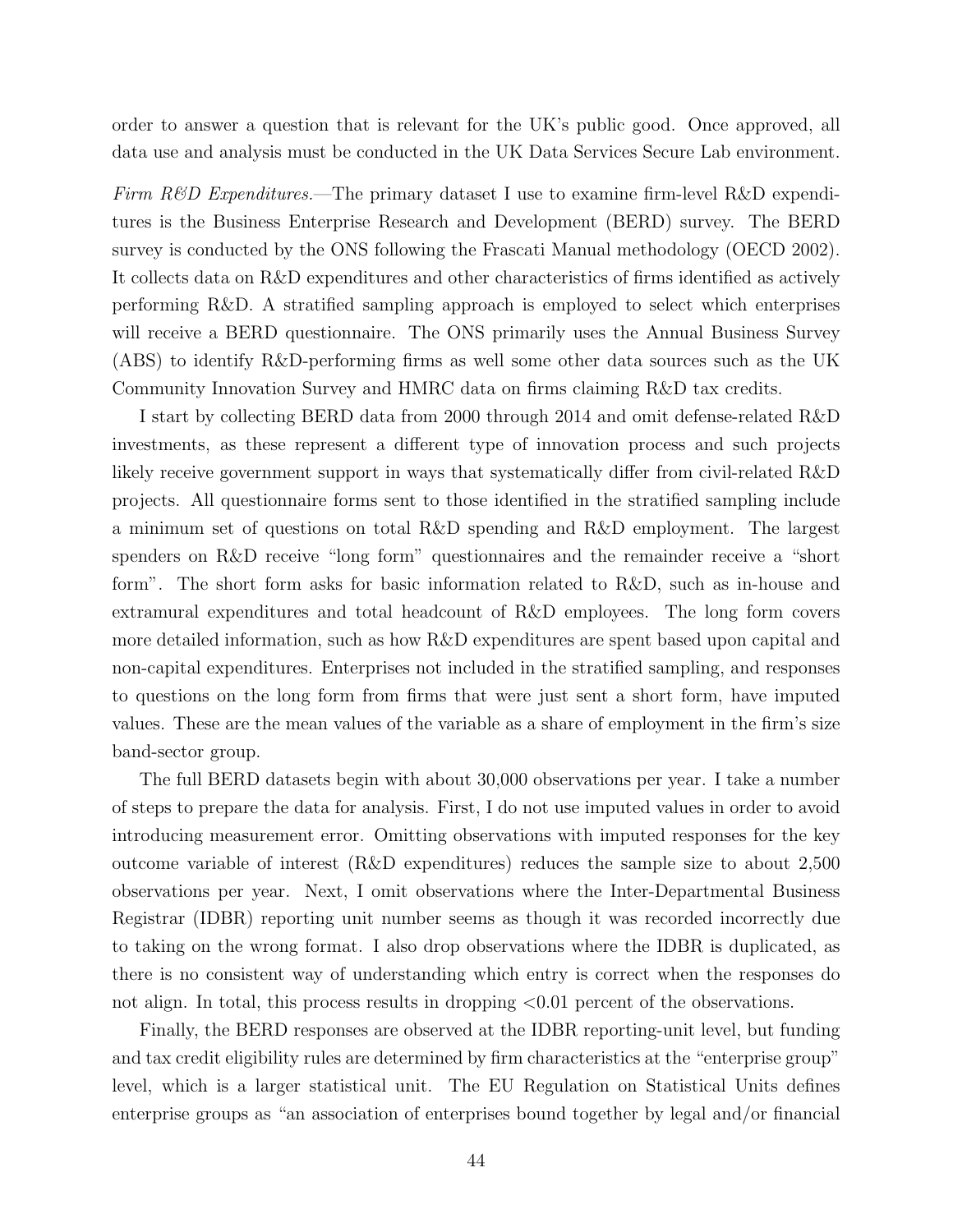order to answer a question that is relevant for the UK's public good. Once approved, all data use and analysis must be conducted in the UK Data Services Secure Lab environment.

*Firm R&D Expenditures.*—The primary dataset I use to examine firm-level R&D expenditures is the Business Enterprise Research and Development (BERD) survey. The BERD survey is conducted by the ONS following the Frascati Manual methodology (OECD 2002). It collects data on R&D expenditures and other characteristics of firms identified as actively performing R&D. A stratified sampling approach is employed to select which enterprises will receive a BERD questionnaire. The ONS primarily uses the Annual Business Survey (ABS) to identify R&D-performing firms as well some other data sources such as the UK Community Innovation Survey and HMRC data on firms claiming R&D tax credits.

I start by collecting BERD data from 2000 through 2014 and omit defense-related R&D investments, as these represent a different type of innovation process and such projects likely receive government support in ways that systematically differ from civil-related R&D projects. All questionnaire forms sent to those identified in the stratified sampling include a minimum set of questions on total R&D spending and R&D employment. The largest spenders on R&D receive "long form" questionnaires and the remainder receive a "short form". The short form asks for basic information related to R&D, such as in-house and extramural expenditures and total headcount of R&D employees. The long form covers more detailed information, such as how R&D expenditures are spent based upon capital and non-capital expenditures. Enterprises not included in the stratified sampling, and responses to questions on the long form from firms that were just sent a short form, have imputed values. These are the mean values of the variable as a share of employment in the firm's size band-sector group.

The full BERD datasets begin with about 30,000 observations per year. I take a number of steps to prepare the data for analysis. First, I do not use imputed values in order to avoid introducing measurement error. Omitting observations with imputed responses for the key outcome variable of interest (R&D expenditures) reduces the sample size to about 2,500 observations per year. Next, I omit observations where the Inter-Departmental Business Registrar (IDBR) reporting unit number seems as though it was recorded incorrectly due to taking on the wrong format. I also drop observations where the IDBR is duplicated, as there is no consistent way of understanding which entry is correct when the responses do not align. In total, this process results in dropping $<0.01$ percent of the observations.

Finally, the BERD responses are observed at the IDBR reporting-unit level, but funding and tax credit eligibility rules are determined by firm characteristics at the "enterprise group" level, which is a larger statistical unit. The EU Regulation on Statistical Units defines enterprise groups as "an association of enterprises bound together by legal and/or financial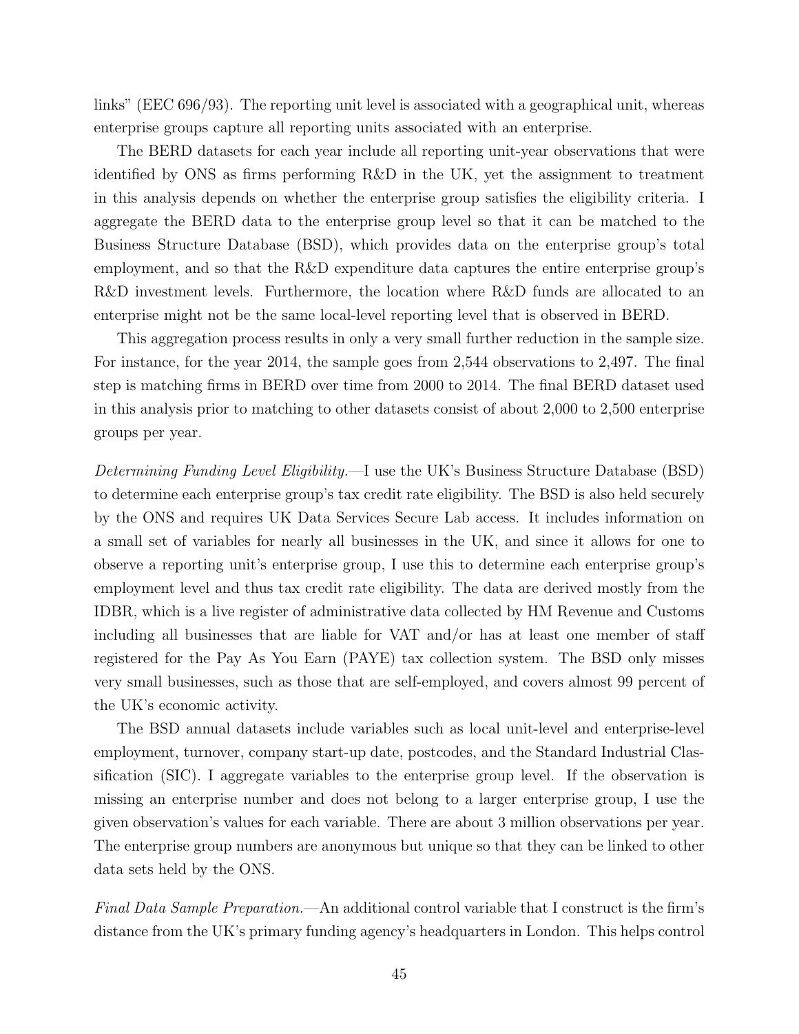links" (EEC 696/93). The reporting unit level is associated with a geographical unit, whereas enterprise groups capture all reporting units associated with an enterprise.

The BERD datasets for each year include all reporting unit-year observations that were identified by ONS as firms performing R&D in the UK, yet the assignment to treatment in this analysis depends on whether the enterprise group satisfies the eligibility criteria. I aggregate the BERD data to the enterprise group level so that it can be matched to the Business Structure Database (BSD), which provides data on the enterprise group's total employment, and so that the R&D expenditure data captures the entire enterprise group's R&D investment levels. Furthermore, the location where R&D funds are allocated to an enterprise might not be the same local-level reporting level that is observed in BERD.

This aggregation process results in only a very small further reduction in the sample size. For instance, for the year 2014, the sample goes from 2,544 observations to 2,497. The final step is matching firms in BERD over time from 2000 to 2014. The final BERD dataset used in this analysis prior to matching to other datasets consist of about 2,000 to 2,500 enterprise groups per year.

*Determining Funding Level Eligibility.*—I use the UK's Business Structure Database (BSD) to determine each enterprise group's tax credit rate eligibility. The BSD is also held securely by the ONS and requires UK Data Services Secure Lab access. It includes information on a small set of variables for nearly all businesses in the UK, and since it allows for one to observe a reporting unit's enterprise group, I use this to determine each enterprise group's employment level and thus tax credit rate eligibility. The data are derived mostly from the IDBR, which is a live register of administrative data collected by HM Revenue and Customs including all businesses that are liable for VAT and/or has at least one member of staff registered for the Pay As You Earn (PAYE) tax collection system. The BSD only misses very small businesses, such as those that are self-employed, and covers almost 99 percent of the UK's economic activity.

The BSD annual datasets include variables such as local unit-level and enterprise-level employment, turnover, company start-up date, postcodes, and the Standard Industrial Classification (SIC). I aggregate variables to the enterprise group level. If the observation is missing an enterprise number and does not belong to a larger enterprise group, I use the given observation's values for each variable. There are about 3 million observations per year. The enterprise group numbers are anonymous but unique so that they can be linked to other data sets held by the ONS.

*Final Data Sample Preparation.*—An additional control variable that I construct is the firm's distance from the UK's primary funding agency's headquarters in London. This helps control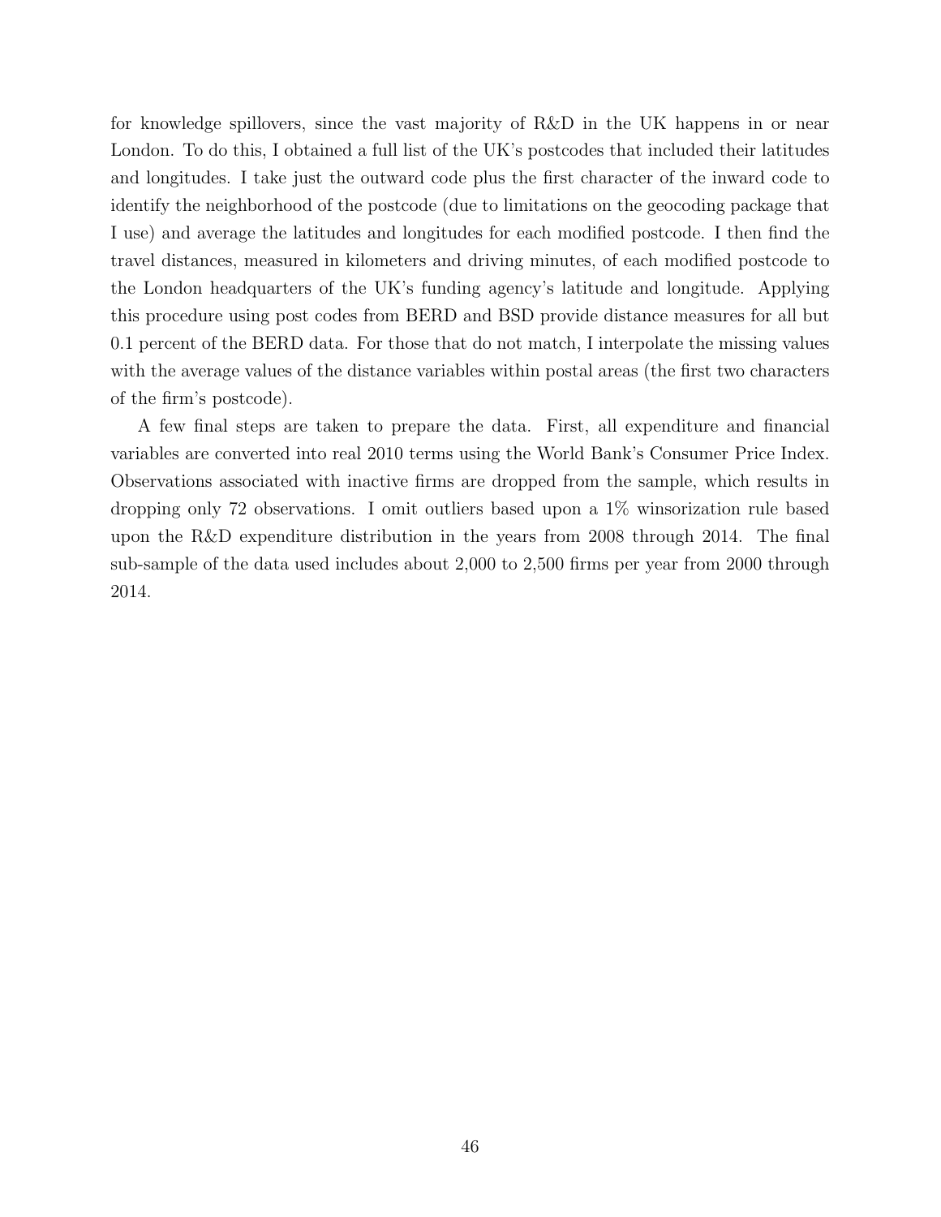for knowledge spillovers, since the vast majority of R&D in the UK happens in or near London. To do this, I obtained a full list of the UK's postcodes that included their latitudes and longitudes. I take just the outward code plus the first character of the inward code to identify the neighborhood of the postcode (due to limitations on the geocoding package that I use) and average the latitudes and longitudes for each modified postcode. I then find the travel distances, measured in kilometers and driving minutes, of each modified postcode to the London headquarters of the UK's funding agency's latitude and longitude. Applying this procedure using post codes from BERD and BSD provide distance measures for all but 0.1 percent of the BERD data. For those that do not match, I interpolate the missing values with the average values of the distance variables within postal areas (the first two characters of the firm's postcode).

A few final steps are taken to prepare the data. First, all expenditure and financial variables are converted into real 2010 terms using the World Bank's Consumer Price Index. Observations associated with inactive firms are dropped from the sample, which results in dropping only 72 observations. I omit outliers based upon a 1% winsorization rule based upon the R&D expenditure distribution in the years from 2008 through 2014. The final sub-sample of the data used includes about 2,000 to 2,500 firms per year from 2000 through 2014.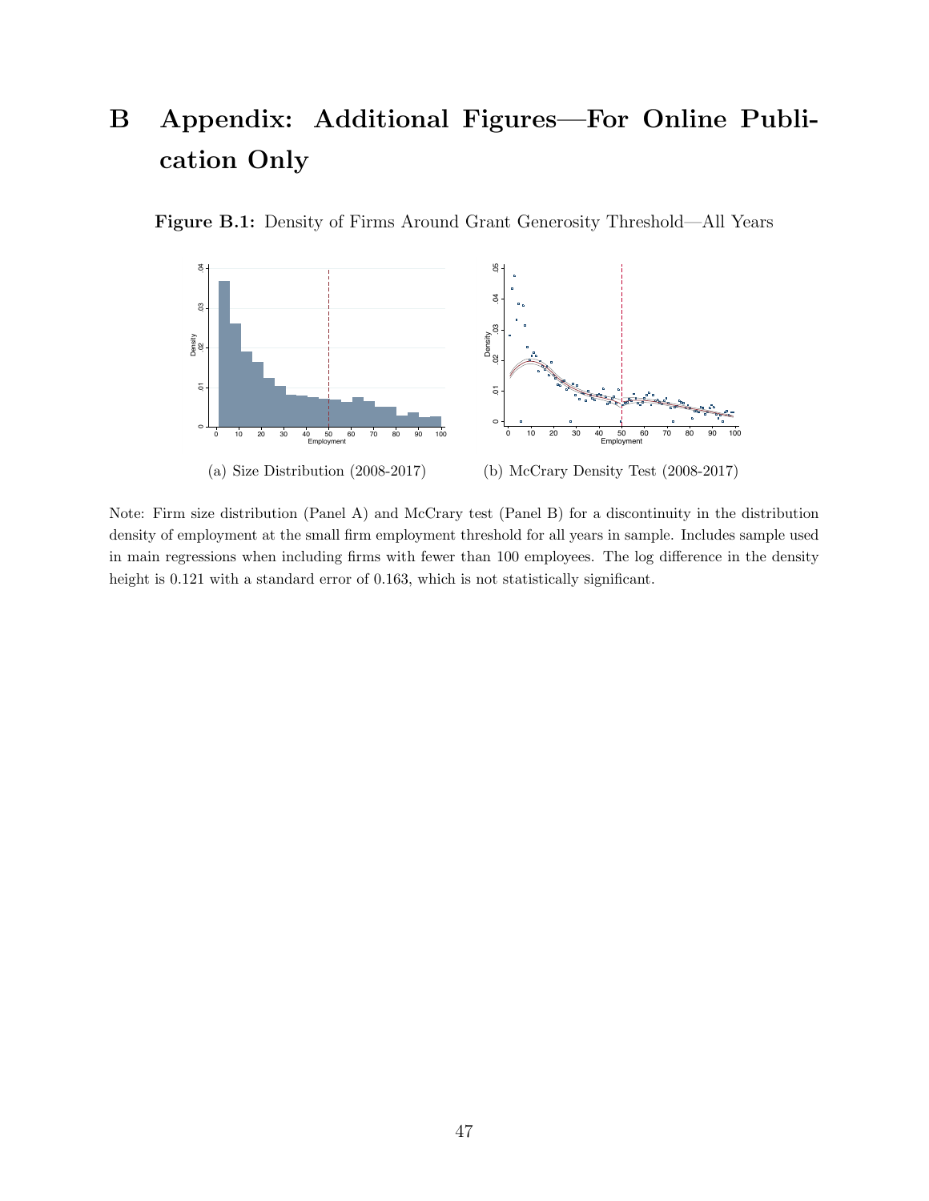# B Appendix: Additional Figures—For Online Publication Only

**Figure B.1:** Density of Firms Around Grant Generosity Threshold—All Years

(a) Size Distribution (2008-2017)

(b) McCrary Density Test (2008-2017)

Note: Firm size distribution (Panel A) and McCrary test (Panel B) for a discontinuity in the distribution density of employment at the small firm employment threshold for all years in sample. Includes sample used in main regressions when including firms with fewer than 100 employees. The log difference in the density height is 0.121 with a standard error of 0.163, which is not statistically significant.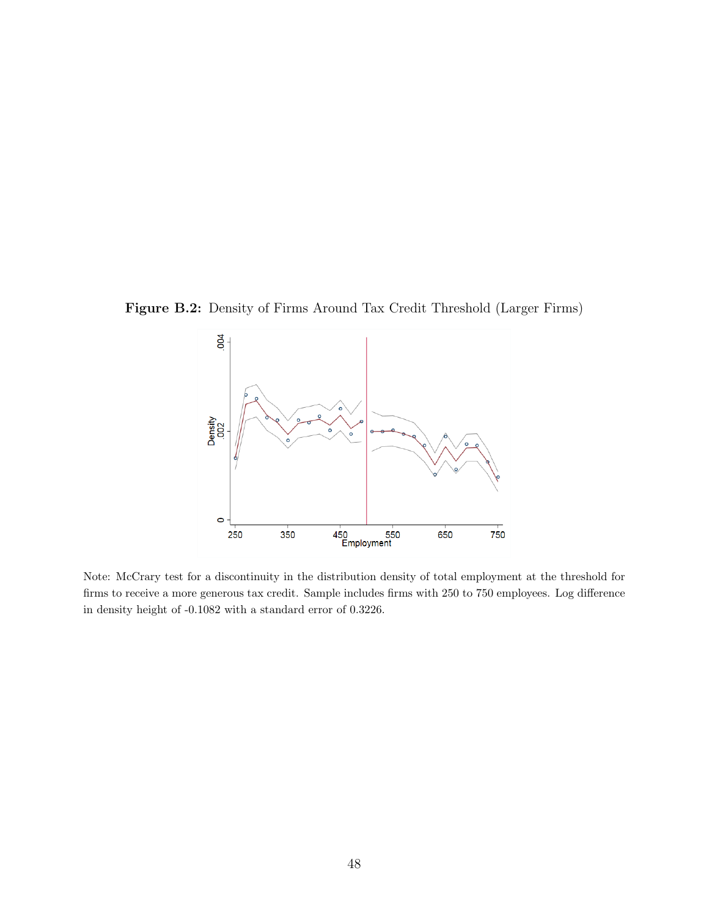**Figure B.2:** Density of Firms Around Tax Credit Threshold (Larger Firms)

Note: McCrary test for a discontinuity in the distribution density of total employment at the threshold for firms to receive a more generous tax credit. Sample includes firms with 250 to 750 employees. Log difference in density height of -0.1082 with a standard error of 0.3226.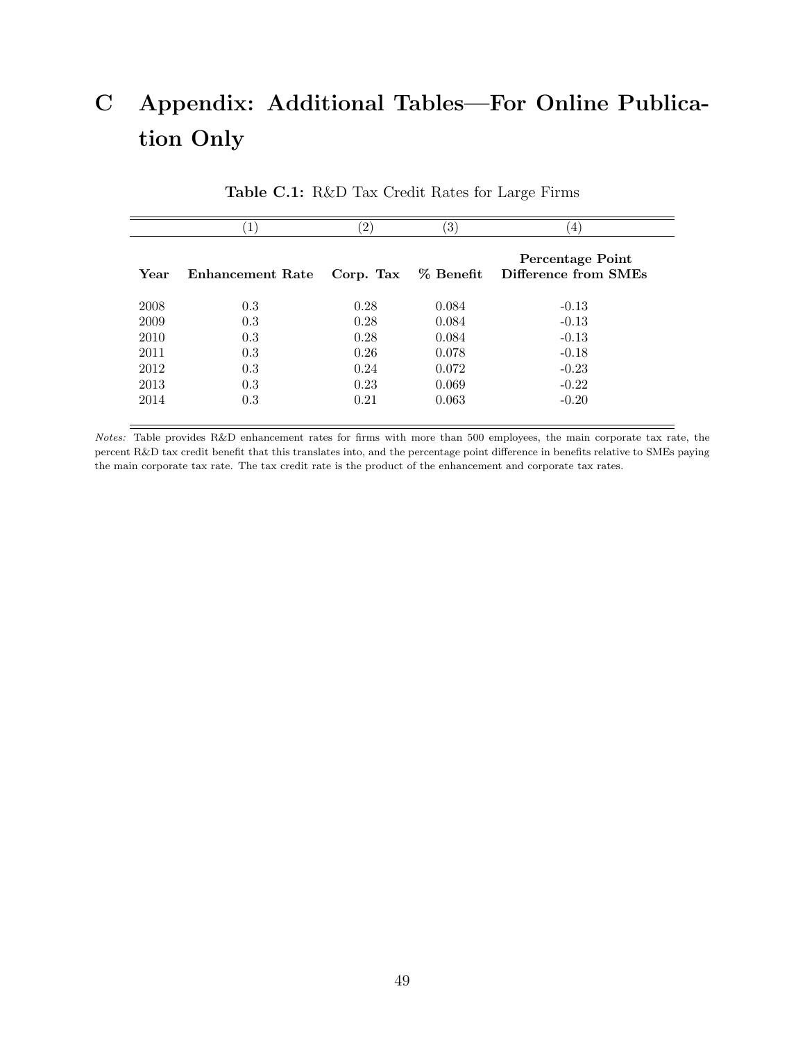# C Appendix: Additional Tables—For Online Publication Only

**Table C.1:** R&D Tax Credit Rates for Large Firms

| | (1) | (2) | (3) | (4) |
|---|---|---|---|---|
| **Year** | **Enhancement Rate** | **Corp. Tax** | **% Benefit** | **Percentage Point Difference from SMEs** |
| 2008 | 0.3 | 0.28 | 0.084 | -0.13 |
| 2009 | 0.3 | 0.28 | 0.084 | -0.13 |
| 2010 | 0.3 | 0.28 | 0.084 | -0.13 |
| 2011 | 0.3 | 0.26 | 0.078 | -0.18 |
| 2012 | 0.3 | 0.24 | 0.072 | -0.23 |
| 2013 | 0.3 | 0.23 | 0.069 | -0.22 |
| 2014 | 0.3 | 0.21 | 0.063 | -0.20 |

*Notes:* Table provides R&D enhancement rates for firms with more than 500 employees, the main corporate tax rate, the percent R&D tax credit benefit that this translates into, and the percentage point difference in benefits relative to SMEs paying the main corporate tax rate. The tax credit rate is the product of the enhancement and corporate tax rates.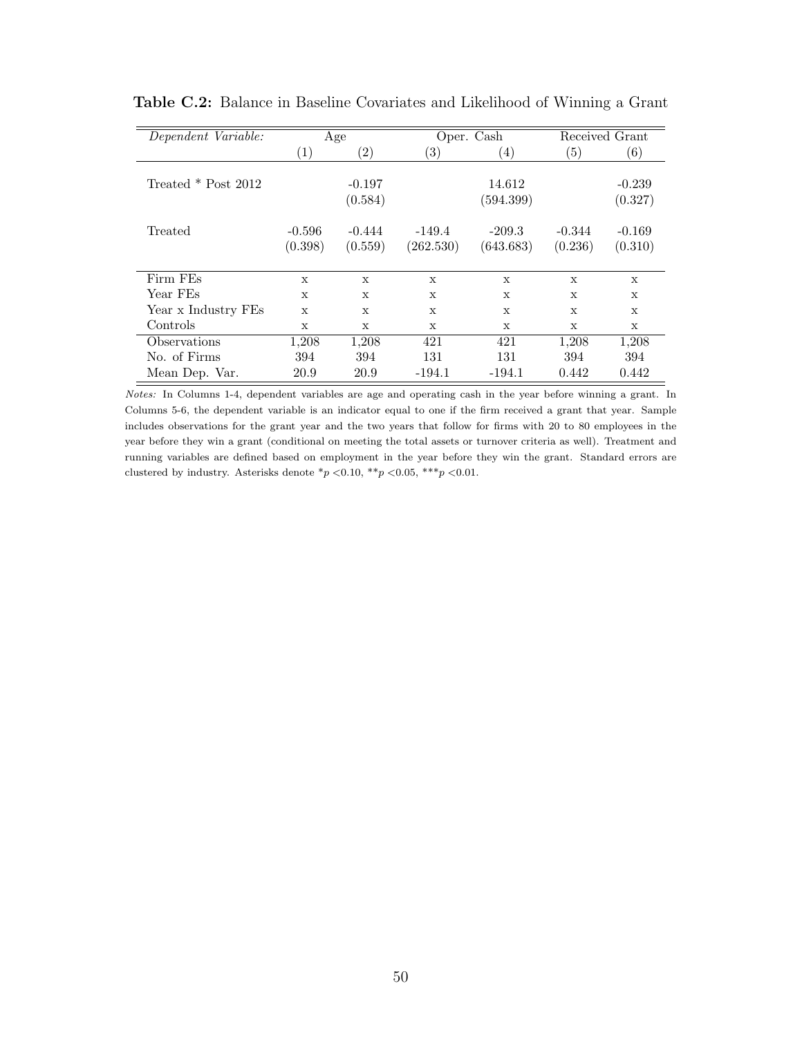**Table C.2:** Balance in Baseline Covariates and Likelihood of Winning a Grant

| *Dependent Variable:* | Age | | Oper. Cash | | Received Grant | |
|---|---|---|---|---|---|---|
| | (1) | (2) | (3) | (4) | (5) | (6) |
| Treated * Post 2012 | | -0.197 | | 14.612 | | -0.239 |
| | | (0.584) | | (594.399) | | (0.327) |
| Treated | -0.596 | -0.444 | -149.4 | -209.3 | -0.344 | -0.169 |
| | (0.398) | (0.559) | (262.530) | (643.683) | (0.236) | (0.310) |
| Firm FEs | x | x | x | x | x | x |
| Year FEs | x | x | x | x | x | x |
| Year x Industry FEs | x | x | x | x | x | x |
| Controls | x | x | x | x | x | x |
| Observations | 1,208 | 1,208 | 421 | 421 | 1,208 | 1,208 |
| No. of Firms | 394 | 394 | 131 | 131 | 394 | 394 |
| Mean Dep. Var. | 20.9 | 20.9 | -194.1 | -194.1 | 0.442 | 0.442 |

*Notes:* In Columns 1-4, dependent variables are age and operating cash in the year before winning a grant. In Columns 5-6, the dependent variable is an indicator equal to one if the firm received a grant that year. Sample includes observations for the grant year and the two years that follow for firms with 20 to 80 employees in the year before they win a grant (conditional on meeting the total assets or turnover criteria as well). Treatment and running variables are defined based on employment in the year before they win the grant. Standard errors are clustered by industry. Asterisks denote *$p < 0.10$, **$p < 0.05$, ***$p < 0.01$.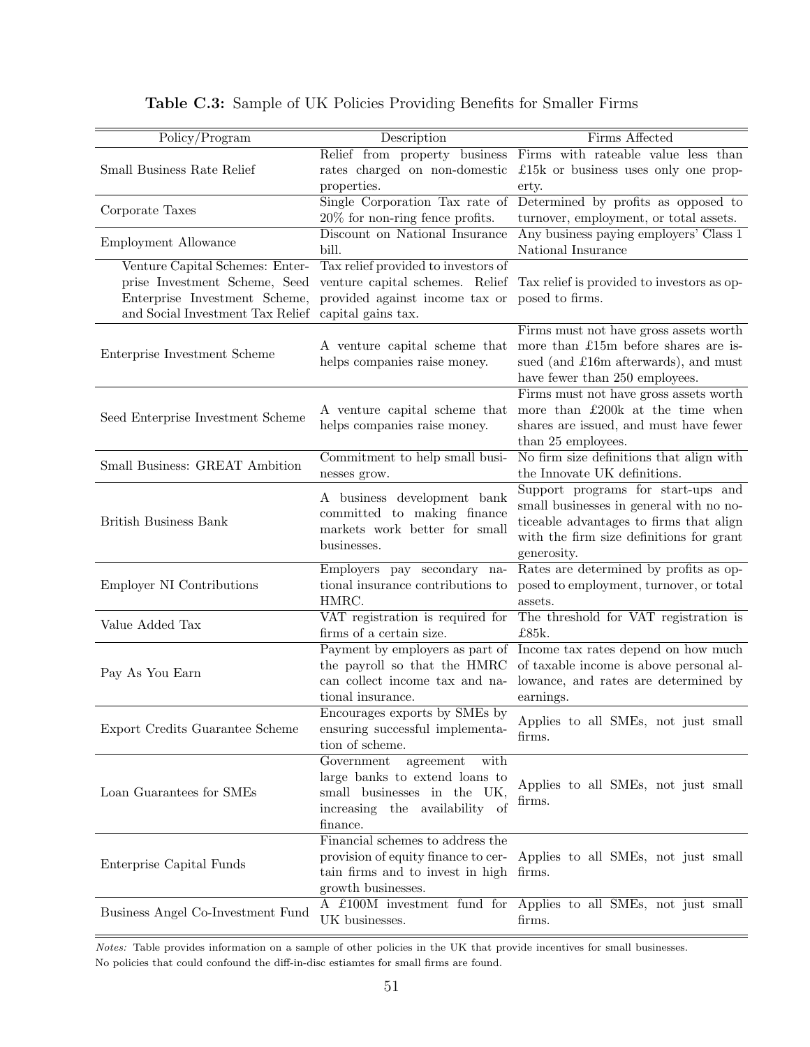**Table C.3:** Sample of UK Policies Providing Benefits for Smaller Firms

| Policy/Program | Description | Firms Affected |
|---|---|---|
| Small Business Rate Relief | Relief from property business rates charged on non-domestic properties. | Firms with rateable value less than £15k or business uses only one property. |
| Corporate Taxes | Single Corporation Tax rate of 20% for non-ring fence profits. | Determined by profits as opposed to turnover, employment, or total assets. |
| Employment Allowance | Discount on National Insurance bill. | Any business paying employers' Class 1 National Insurance |
| Venture Capital Schemes: Enterprise Investment Scheme, Seed Enterprise Investment Scheme, and Social Investment Tax Relief | Tax relief provided to investors of venture capital schemes. Relief provided against income tax or capital gains tax. | Tax relief is provided to investors as opposed to firms. |
| Enterprise Investment Scheme | A venture capital scheme that helps companies raise money. | Firms must not have gross assets worth more than £15m before shares are issued (and £16m afterwards), and must have fewer than 250 employees. |
| Seed Enterprise Investment Scheme | A venture capital scheme that helps companies raise money. | Firms must not have gross assets worth more than £200k at the time when shares are issued, and must have fewer than 25 employees. |
| Small Business: GREAT Ambition | Commitment to help small businesses grow. | No firm size definitions that align with the Innovate UK definitions. |
| British Business Bank | A business development bank committed to making finance markets work better for small businesses. | Support programs for start-ups and small businesses in general with no noticeable advantages to firms that align with the firm size definitions for grant generosity. |
| Employer NI Contributions | Employers pay secondary national insurance contributions to HMRC. | Rates are determined by profits as opposed to employment, turnover, or total assets. |
| Value Added Tax | VAT registration is required for firms of a certain size. | The threshold for VAT registration is £85k. |
| Pay As You Earn | Payment by employers as part of the payroll so that the HMRC can collect income tax and national insurance. | Income tax rates depend on how much of taxable income is above personal allowance, and rates are determined by earnings. |
| Export Credits Guarantee Scheme | Encourages exports by SMEs by ensuring successful implementation of scheme. | Applies to all SMEs, not just small firms. |
| Loan Guarantees for SMEs | Government agreement with large banks to extend loans to small businesses in the UK, increasing the availability of finance. | Applies to all SMEs, not just small firms. |
| Enterprise Capital Funds | Financial schemes to address the provision of equity finance to certain firms and to invest in high growth businesses. | Applies to all SMEs, not just small firms. |
| Business Angel Co-Investment Fund | A £100M investment fund for UK businesses. | Applies to all SMEs, not just small firms. |

*Notes:* Table provides information on a sample of other policies in the UK that provide incentives for small businesses. No policies that could confound the diff-in-disc estiamtes for small firms are found.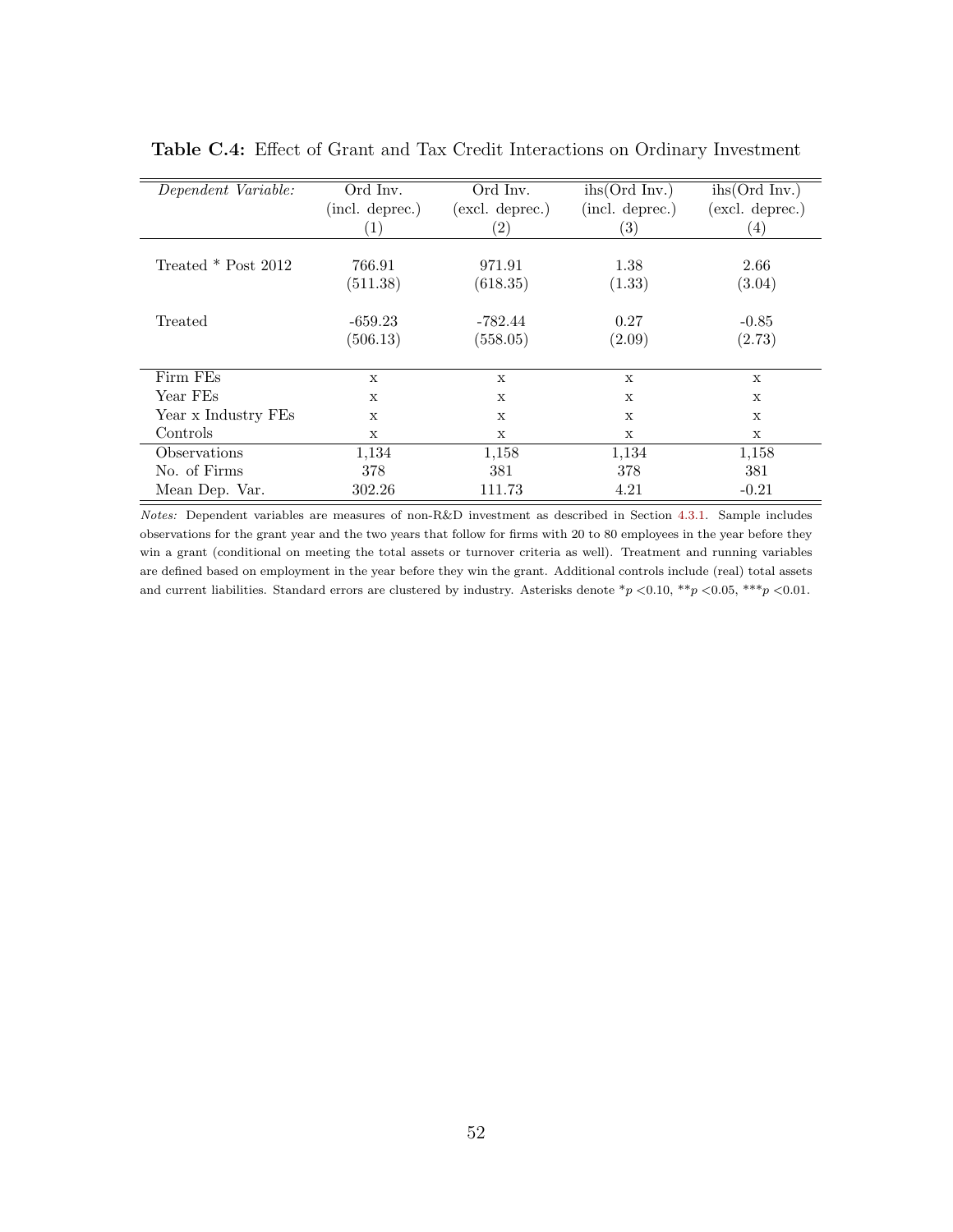**Table C.4:** Effect of Grant and Tax Credit Interactions on Ordinary Investment

| *Dependent Variable:* | Ord Inv. (incl. deprec.) (1) | Ord Inv. (excl. deprec.) (2) | ihs(Ord Inv.) (incl. deprec.) (3) | ihs(Ord Inv.) (excl. deprec.) (4) |
|---|---|---|---|---|
| Treated * Post 2012 | 766.91 | 971.91 | 1.38 | 2.66 |
| | (511.38) | (618.35) | (1.33) | (3.04) |
| Treated | -659.23 | -782.44 | 0.27 | -0.85 |
| | (506.13) | (558.05) | (2.09) | (2.73) |
| Firm FEs | x | x | x | x |
| Year FEs | x | x | x | x |
| Year x Industry FEs | x | x | x | x |
| Controls | x | x | x | x |
| Observations | 1,134 | 1,158 | 1,134 | 1,158 |
| No. of Firms | 378 | 381 | 378 | 381 |
| Mean Dep. Var. | 302.26 | 111.73 | 4.21 | -0.21 |

*Notes:* Dependent variables are measures of non-R&D investment as described in Section 4.3.1. Sample includes observations for the grant year and the two years that follow for firms with 20 to 80 employees in the year before they win a grant (conditional on meeting the total assets or turnover criteria as well). Treatment and running variables are defined based on employment in the year before they win the grant. Additional controls include (real) total assets and current liabilities. Standard errors are clustered by industry. Asterisks denote *$p < 0.10$, **$p < 0.05$, ***$p < 0.01$.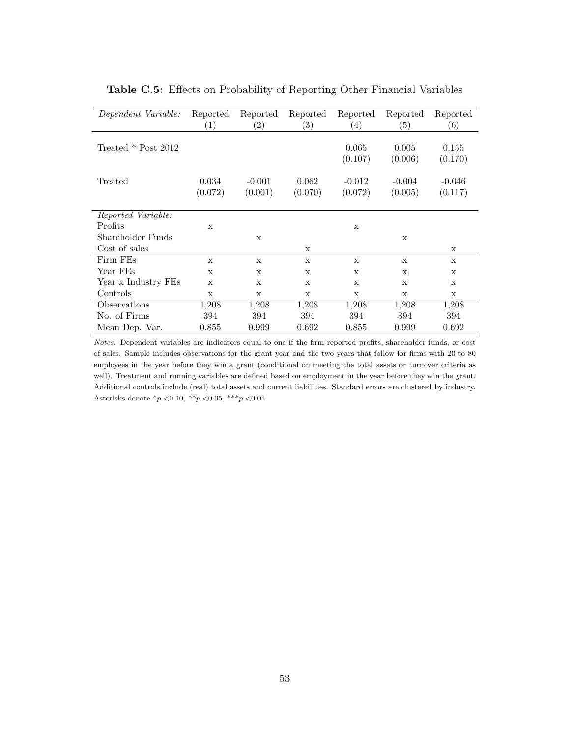**Table C.5:** Effects on Probability of Reporting Other Financial Variables

| *Dependent Variable:* | Reported (1) | Reported (2) | Reported (3) | Reported (4) | Reported (5) | Reported (6) |
|---|---|---|---|---|---|---|
| Treated * Post 2012 | | | | 0.065 | 0.005 | 0.155 |
| | | | | (0.107) | (0.006) | (0.170) |
| Treated | 0.034 | -0.001 | 0.062 | -0.012 | -0.004 | -0.046 |
| | (0.072) | (0.001) | (0.070) | (0.072) | (0.005) | (0.117) |
| *Reported Variable:* | | | | | | |
| Profits | x | | | x | | |
| Shareholder Funds | | x | | | x | |
| Cost of sales | | | x | | | x |
| Firm FEs | x | x | x | x | x | x |
| Year FEs | x | x | x | x | x | x |
| Year x Industry FEs | x | x | x | x | x | x |
| Controls | x | x | x | x | x | x |
| Observations | 1,208 | 1,208 | 1,208 | 1,208 | 1,208 | 1,208 |
| No. of Firms | 394 | 394 | 394 | 394 | 394 | 394 |
| Mean Dep. Var. | 0.855 | 0.999 | 0.692 | 0.855 | 0.999 | 0.692 |

*Notes:* Dependent variables are indicators equal to one if the firm reported profits, shareholder funds, or cost of sales. Sample includes observations for the grant year and the two years that follow for firms with 20 to 80 employees in the year before they win a grant (conditional on meeting the total assets or turnover criteria as well). Treatment and running variables are defined based on employment in the year before they win the grant. Additional controls include (real) total assets and current liabilities. Standard errors are clustered by industry. Asterisks denote *$p<0.10$, **$p<0.05$, ***$p<0.01$.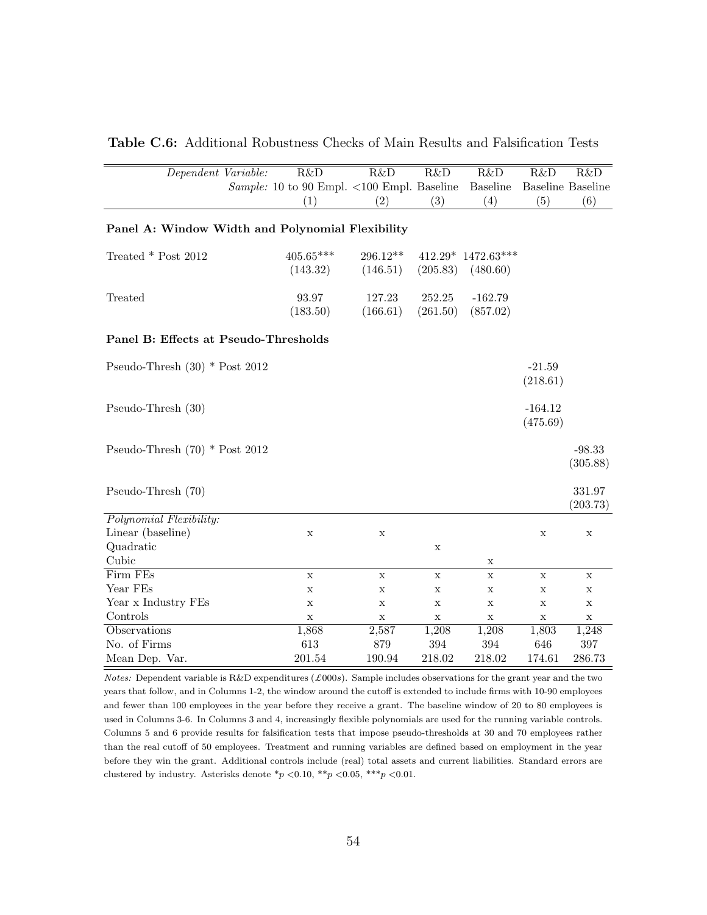**Table C.6:** Additional Robustness Checks of Main Results and Falsification Tests

| *Dependent Variable:* | R&D | R&D | R&D | R&D | R&D | R&D |
|---|---|---|---|---|---|---|
| *Sample:* | 10 to 90 Empl. | <100 Empl. | Baseline | Baseline | Baseline | Baseline |
| | (1) | (2) | (3) | (4) | (5) | (6) |
| **Panel A: Window Width and Polynomial Flexibility** | | | | | | |
| Treated * Post 2012 | 405.65*** | 296.12** | 412.29* | 1472.63*** | | |
| | (143.32) | (146.51) | (205.83) | (480.60) | | |
| Treated | 93.97 | 127.23 | 252.25 | -162.79 | | |
| | (183.50) | (166.61) | (261.50) | (857.02) | | |
| **Panel B: Effects at Pseudo-Thresholds** | | | | | | |
| Pseudo-Thresh (30) * Post 2012 | | | | | -21.59 | |
| | | | | | (218.61) | |
| Pseudo-Thresh (30) | | | | | -164.12 | |
| | | | | | (475.69) | |
| Pseudo-Thresh (70) * Post 2012 | | | | | | -98.33 |
| | | | | | | (305.88) |
| Pseudo-Thresh (70) | | | | | | 331.97 |
| | | | | | | (203.73) |
| *Polynomial Flexibility:* | | | | | | |
| Linear (baseline) | x | x | | | x | x |
| Quadratic | | | x | | | |
| Cubic | | | | x | | |
| Firm FEs | x | x | x | x | x | x |
| Year FEs | x | x | x | x | x | x |
| Year x Industry FEs | x | x | x | x | x | x |
| Controls | x | x | x | x | x | x |
| Observations | 1,868 | 2,587 | 1,208 | 1,208 | 1,803 | 1,248 |
| No. of Firms | 613 | 879 | 394 | 394 | 646 | 397 |
| Mean Dep. Var. | 201.54 | 190.94 | 218.02 | 218.02 | 174.61 | 286.73 |

*Notes:* Dependent variable is R&D expenditures (£000s). Sample includes observations for the grant year and the two years that follow, and in Columns 1-2, the window around the cutoff is extended to include firms with 10-90 employees and fewer than 100 employees in the year before they receive a grant. The baseline window of 20 to 80 employees is used in Columns 3-6. In Columns 3 and 4, increasingly flexible polynomials are used for the running variable controls. Columns 5 and 6 provide results for falsification tests that impose pseudo-thresholds at 30 and 70 employees rather than the real cutoff of 50 employees. Treatment and running variables are defined based on employment in the year before they win the grant. Additional controls include (real) total assets and current liabilities. Standard errors are clustered by industry. Asterisks denote *$p$ <0.10, **$p$ <0.05, ***$p$ <0.01.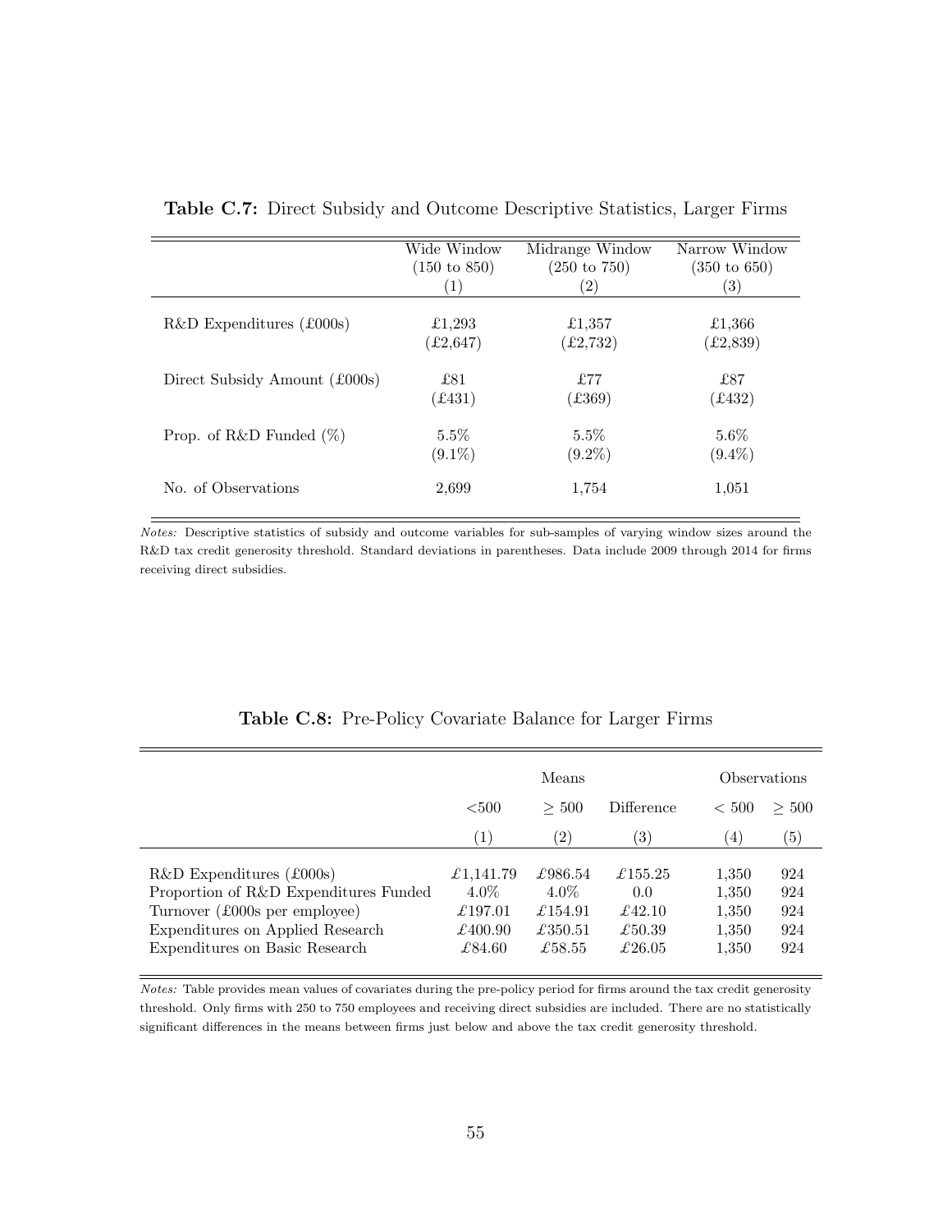**Table C.7:** Direct Subsidy and Outcome Descriptive Statistics, Larger Firms

| | Wide Window (150 to 850) (1) | Midrange Window (250 to 750) (2) | Narrow Window (350 to 650) (3) |
|---|---|---|---|
| R&D Expenditures (£000s) | £1,293 | £1,357 | £1,366 |
| | (£2,647) | (£2,732) | (£2,839) |
| Direct Subsidy Amount (£000s) | £81 | £77 | £87 |
| | (£431) | (£369) | (£432) |
| Prop. of R&D Funded (%) | 5.5% | 5.5% | 5.6% |
| | (9.1%) | (9.2%) | (9.4%) |
| No. of Observations | 2,699 | 1,754 | 1,051 |

*Notes:* Descriptive statistics of subsidy and outcome variables for sub-samples of varying window sizes around the R&D tax credit generosity threshold. Standard deviations in parentheses. Data include 2009 through 2014 for firms receiving direct subsidies.

**Table C.8:** Pre-Policy Covariate Balance for Larger Firms

| | Means | | | Observations | |
|---|---|---|---|---|---|
| | <500 | $\geq$ 500 | Difference | < 500 | $\geq$ 500 |
| | (1) | (2) | (3) | (4) | (5) |
| R&D Expenditures (£000s) | £1,141.79 | £986.54 | £155.25 | 1,350 | 924 |
| Proportion of R&D Expenditures Funded | 4.0% | 4.0% | 0.0 | 1,350 | 924 |
| Turnover (£000s per employee) | £197.01 | £154.91 | £42.10 | 1,350 | 924 |
| Expenditures on Applied Research | £400.90 | £350.51 | £50.39 | 1,350 | 924 |
| Expenditures on Basic Research | £84.60 | £58.55 | £26.05 | 1,350 | 924 |

*Notes:* Table provides mean values of covariates during the pre-policy period for firms around the tax credit generosity threshold. Only firms with 250 to 750 employees and receiving direct subsidies are included. There are no statistically significant differences in the means between firms just below and above the tax credit generosity threshold.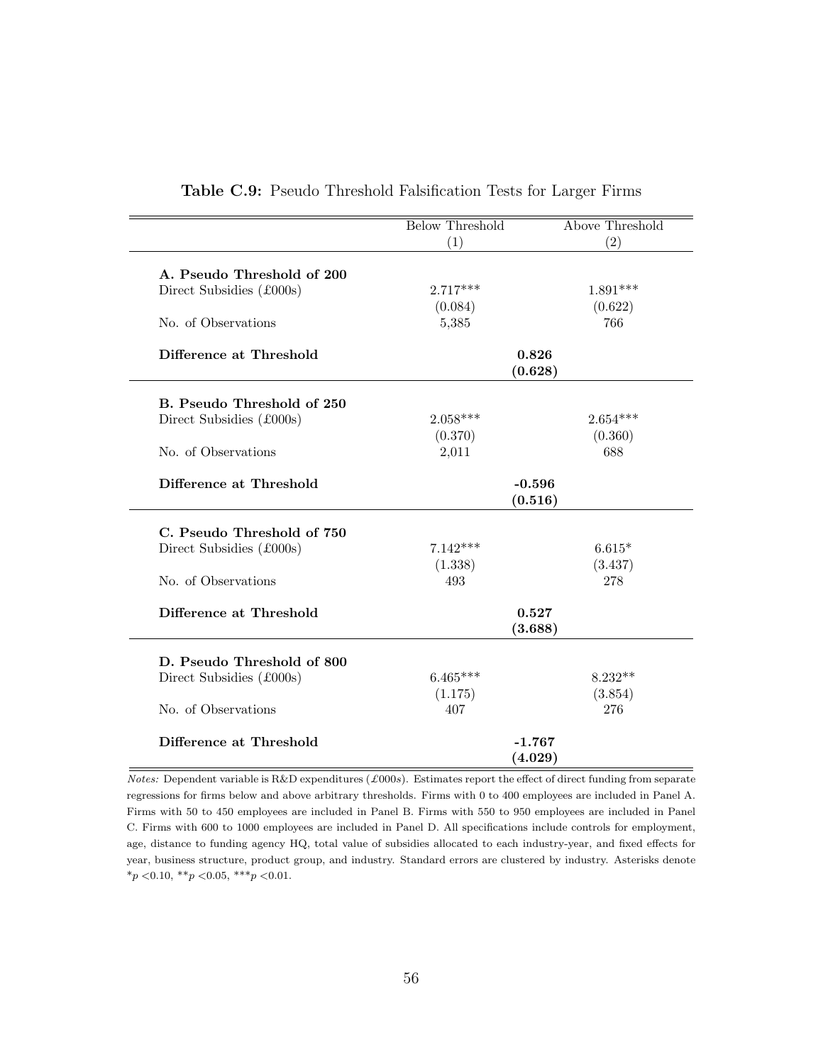**Table C.9:** Pseudo Threshold Falsification Tests for Larger Firms

| | Below Threshold | Above Threshold |
|---|---|---|
| | (1) | (2) |
| **A. Pseudo Threshold of 200** | | |
| Direct Subsidies (£000s) | 2.717*** | 1.891*** |
| | (0.084) | (0.622) |
| No. of Observations | 5,385 | 766 |
| **Difference at Threshold** | **0.826** | |
| | **(0.628)** | |
| **B. Pseudo Threshold of 250** | | |
| Direct Subsidies (£000s) | 2.058*** | 2.654*** |
| | (0.370) | (0.360) |
| No. of Observations | 2,011 | 688 |
| **Difference at Threshold** | **-0.596** | |
| | **(0.516)** | |
| **C. Pseudo Threshold of 750** | | |
| Direct Subsidies (£000s) | 7.142*** | 6.615* |
| | (1.338) | (3.437) |
| No. of Observations | 493 | 278 |
| **Difference at Threshold** | **0.527** | |
| | **(3.688)** | |
| **D. Pseudo Threshold of 800** | | |
| Direct Subsidies (£000s) | 6.465*** | 8.232** |
| | (1.175) | (3.854) |
| No. of Observations | 407 | 276 |
| **Difference at Threshold** | **-1.767** | |
| | **(4.029)** | |

*Notes:* Dependent variable is R&D expenditures (£000s). Estimates report the effect of direct funding from separate regressions for firms below and above arbitrary thresholds. Firms with 0 to 400 employees are included in Panel A. Firms with 50 to 450 employees are included in Panel B. Firms with 550 to 950 employees are included in Panel C. Firms with 600 to 1000 employees are included in Panel D. All specifications include controls for employment, age, distance to funding agency HQ, total value of subsidies allocated to each industry-year, and fixed effects for year, business structure, product group, and industry. Standard errors are clustered by industry. Asterisks denote *$p < 0.10$, **$p < 0.05$, ***$p < 0.01$.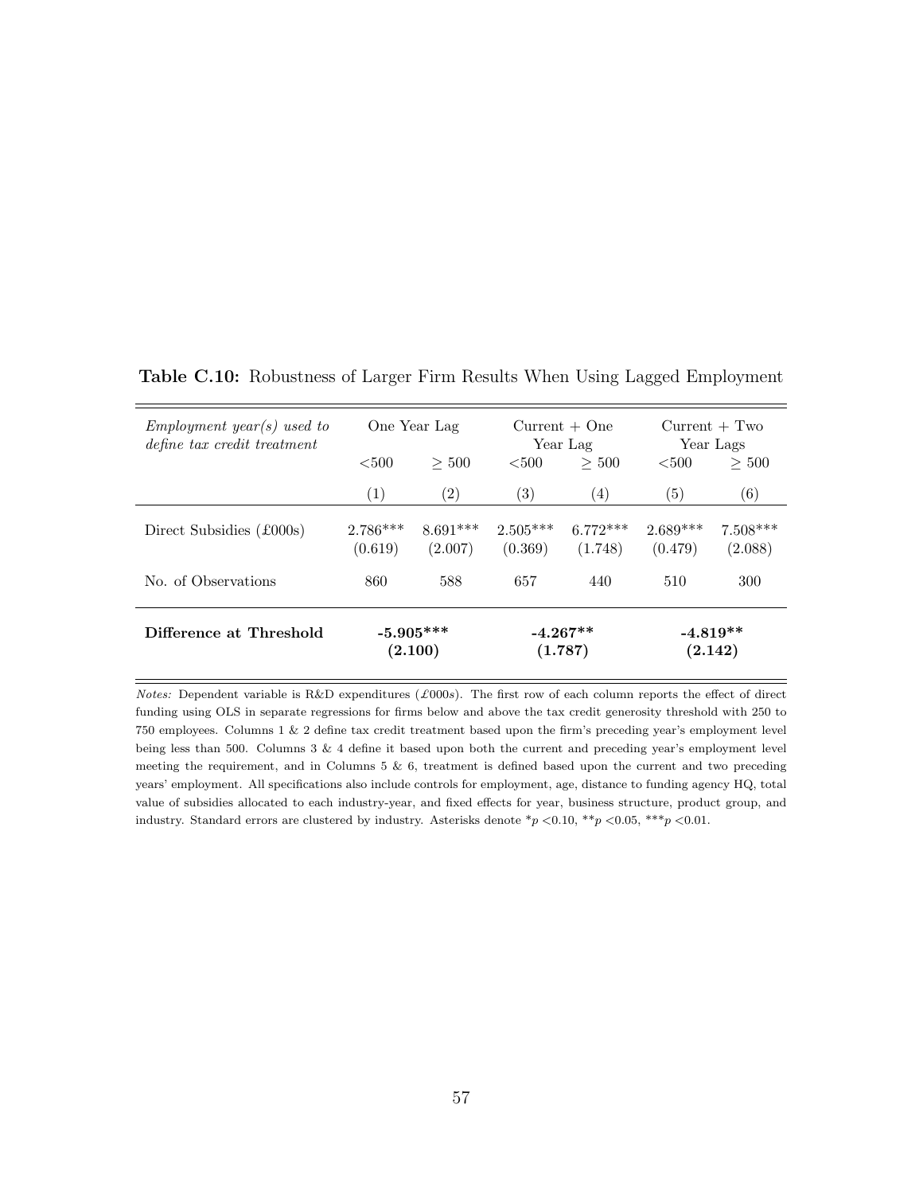**Table C.10:** Robustness of Larger Firm Results When Using Lagged Employment

| *Employment year(s) used to define tax credit treatment* | One Year Lag | | Current + One Year Lag | | Current + Two Year Lags | |
|---|---|---|---|---|---|---|
| | <500 | $\geq$ 500 | <500 | $\geq$ 500 | <500 | $\geq$ 500 |
| | (1) | (2) | (3) | (4) | (5) | (6) |
| Direct Subsidies (£000s) | 2.786*** | 8.691*** | 2.505*** | 6.772*** | 2.689*** | 7.508*** |
| | (0.619) | (2.007) | (0.369) | (1.748) | (0.479) | (2.088) |
| No. of Observations | 860 | 588 | 657 | 440 | 510 | 300 |
| **Difference at Threshold** | **-5.905*** (2.100)** | | **-4.267** (1.787)** | | **-4.819** (2.142)** | |

*Notes:* Dependent variable is R&D expenditures (*£000s*). The first row of each column reports the effect of direct funding using OLS in separate regressions for firms below and above the tax credit generosity threshold with 250 to 750 employees. Columns 1 & 2 define tax credit treatment based upon the firm's preceding year's employment level being less than 500. Columns 3 & 4 define it based upon both the current and preceding year's employment level meeting the requirement, and in Columns 5 & 6, treatment is defined based upon the current and two preceding years' employment. All specifications also include controls for employment, age, distance to funding agency HQ, total value of subsidies allocated to each industry-year, and fixed effects for year, business structure, product group, and industry. Standard errors are clustered by industry. Asterisks denote \*$p$ <0.10, \*\*$p$ <0.05, \*\*\*$p$ <0.01.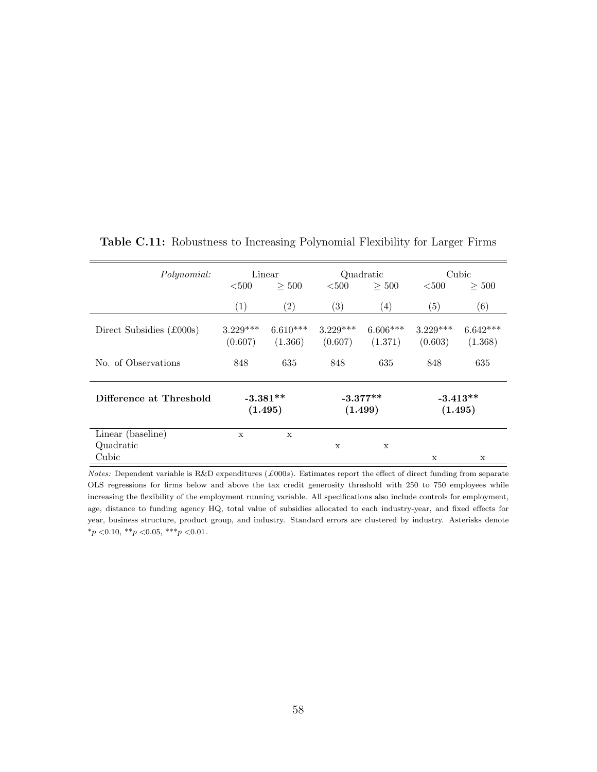**Table C.11:** Robustness to Increasing Polynomial Flexibility for Larger Firms

| *Polynomial:* | Linear | | Quadratic | | Cubic | |
|---|---|---|---|---|---|---|
| | <500 | ≥ 500 | <500 | ≥ 500 | <500 | ≥ 500 |
| | (1) | (2) | (3) | (4) | (5) | (6) |
| Direct Subsidies (£000s) | 3.229*** | 6.610*** | 3.229*** | 6.606*** | 3.229*** | 6.642*** |
| | (0.607) | (1.366) | (0.607) | (1.371) | (0.603) | (1.368) |
| No. of Observations | 848 | 635 | 848 | 635 | 848 | 635 |
| **Difference at Threshold** | **-3.381**** | | **-3.377**** | | **-3.413**** | |
| | **(1.495)** | | **(1.499)** | | **(1.495)** | |
| Linear (baseline) | x | x | | | | |
| Quadratic | | | x | x | | |
| Cubic | | | | | x | x |

*Notes:* Dependent variable is R&D expenditures (*£000s*). Estimates report the effect of direct funding from separate OLS regressions for firms below and above the tax credit generosity threshold with 250 to 750 employees while increasing the flexibility of the employment running variable. All specifications also include controls for employment, age, distance to funding agency HQ, total value of subsidies allocated to each industry-year, and fixed effects for year, business structure, product group, and industry. Standard errors are clustered by industry. Asterisks denote \*$p$ <0.10, \*\*$p$ <0.05, \*\*\*$p$ <0.01.